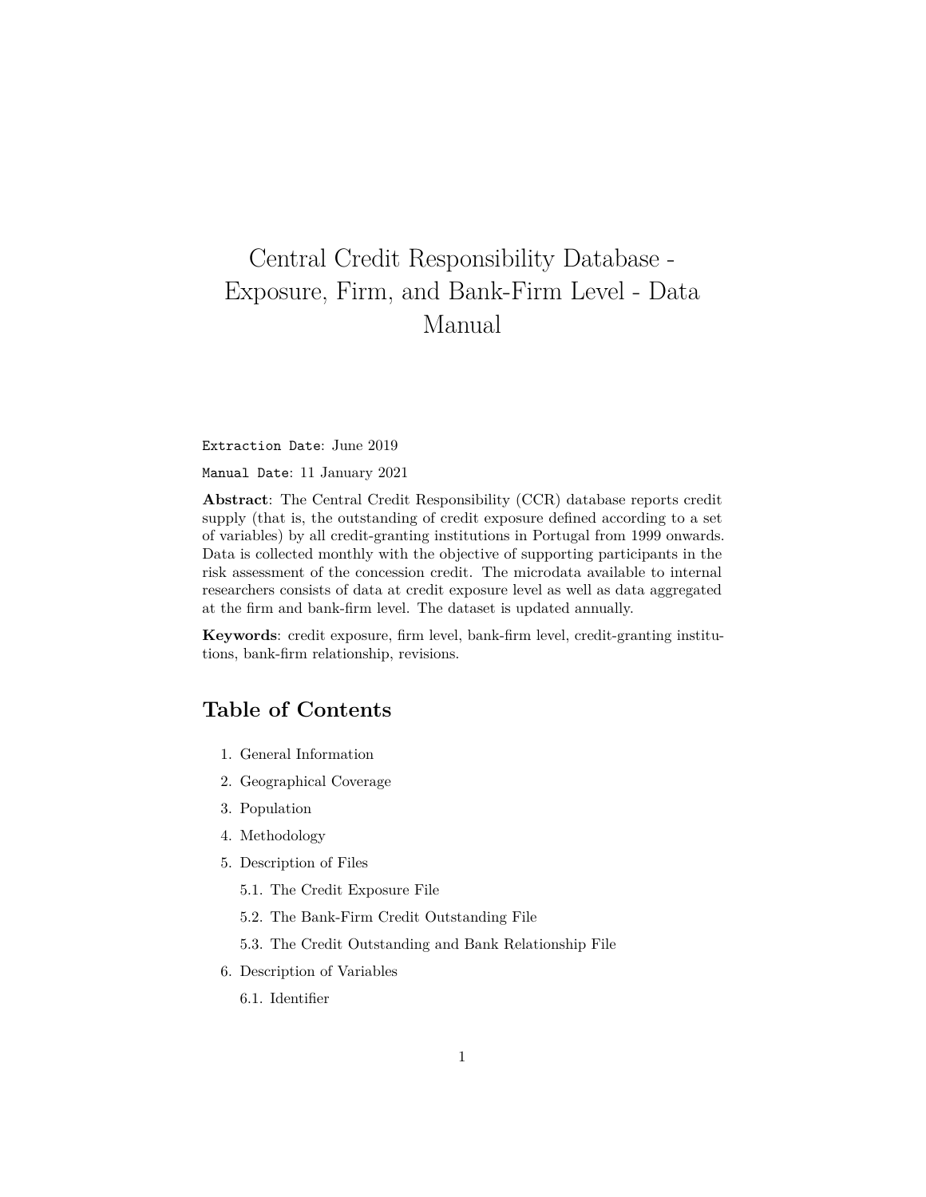# Central Credit Responsibility Database - Exposure, Firm, and Bank-Firm Level - Data Manual

`Extraction Date`: June 2019

`Manual Date`: 11 January 2021

**Abstract**: The Central Credit Responsibility (CCR) database reports credit supply (that is, the outstanding of credit exposure defined according to a set of variables) by all credit-granting institutions in Portugal from 1999 onwards. Data is collected monthly with the objective of supporting participants in the risk assessment of the concession credit. The microdata available to internal researchers consists of data at credit exposure level as well as data aggregated at the firm and bank-firm level. The dataset is updated annually.

**Keywords**: credit exposure, firm level, bank-firm level, credit-granting institutions, bank-firm relationship, revisions.

## Table of Contents

1. General Information
2. Geographical Coverage
3. Population
4. Methodology
5. Description of Files
   - 5.1. The Credit Exposure File
   - 5.2. The Bank-Firm Credit Outstanding File
   - 5.3. The Credit Outstanding and Bank Relationship File
6. Description of Variables
   - 6.1. Identifier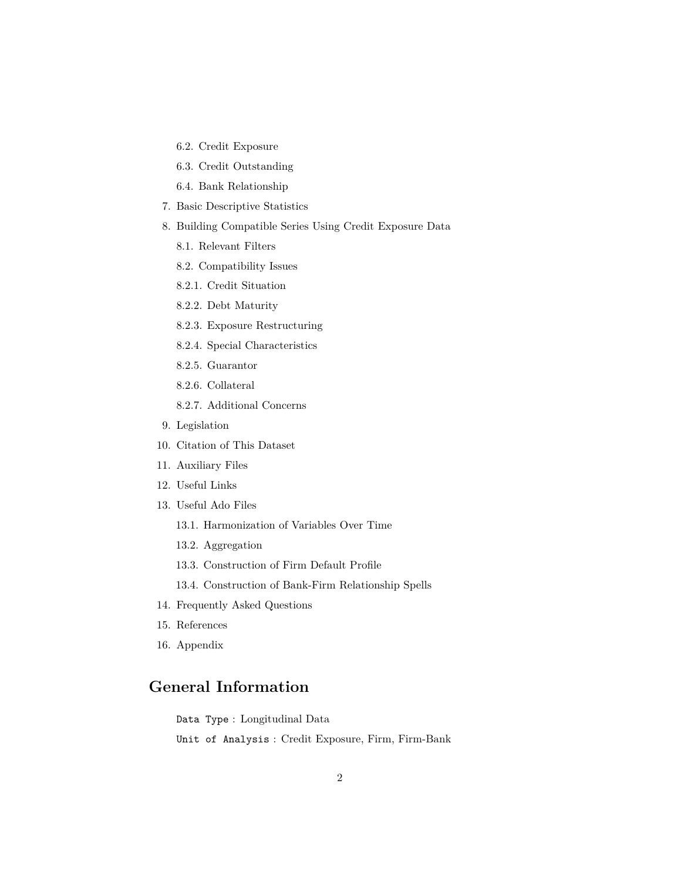- 6.2. Credit Exposure
- 6.3. Credit Outstanding
- 6.4. Bank Relationship

7. Basic Descriptive Statistics
8. Building Compatible Series Using Credit Exposure Data
   - 8.1. Relevant Filters
   - 8.2. Compatibility Issues
   - 8.2.1. Credit Situation
   - 8.2.2. Debt Maturity
   - 8.2.3. Exposure Restructuring
   - 8.2.4. Special Characteristics
   - 8.2.5. Guarantor
   - 8.2.6. Collateral
   - 8.2.7. Additional Concerns
9. Legislation
10. Citation of This Dataset
11. Auxiliary Files
12. Useful Links
13. Useful Ado Files
    - 13.1. Harmonization of Variables Over Time
    - 13.2. Aggregation
    - 13.3. Construction of Firm Default Profile
    - 13.4. Construction of Bank-Firm Relationship Spells
14. Frequently Asked Questions
15. References
16. Appendix

## General Information

`Data Type` : Longitudinal Data

`Unit of Analysis` : Credit Exposure, Firm, Firm-Bank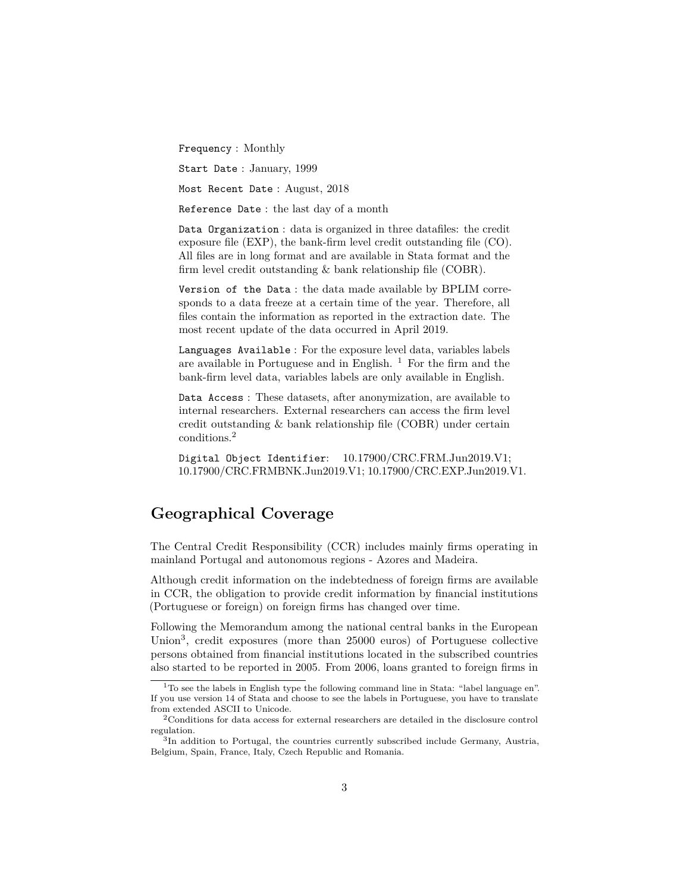`Frequency` : Monthly

`Start Date` : January, 1999

`Most Recent Date` : August, 2018

`Reference Date` : the last day of a month

`Data Organization` : data is organized in three datafiles: the credit exposure file (EXP), the bank-firm level credit outstanding file (CO). All files are in long format and are available in Stata format and the firm level credit outstanding & bank relationship file (COBR).

`Version of the Data` : the data made available by BPLIM corresponds to a data freeze at a certain time of the year. Therefore, all files contain the information as reported in the extraction date. The most recent update of the data occurred in April 2019.

`Languages Available` : For the exposure level data, variables labels are available in Portuguese and in English. [1] For the firm and the bank-firm level data, variables labels are only available in English.

`Data Access` : These datasets, after anonymization, are available to internal researchers. External researchers can access the firm level credit outstanding & bank relationship file (COBR) under certain conditions.[2]

`Digital Object Identifier`: 10.17900/CRC.FRM.Jun2019.V1; 10.17900/CRC.FRMBNK.Jun2019.V1; 10.17900/CRC.EXP.Jun2019.V1.

## Geographical Coverage

The Central Credit Responsibility (CCR) includes mainly firms operating in mainland Portugal and autonomous regions - Azores and Madeira.

Although credit information on the indebtedness of foreign firms are available in CCR, the obligation to provide credit information by financial institutions (Portuguese or foreign) on foreign firms has changed over time.

Following the Memorandum among the national central banks in the European Union[3], credit exposures (more than 25000 euros) of Portuguese collective persons obtained from financial institutions located in the subscribed countries also started to be reported in 2005. From 2006, loans granted to foreign firms in

---

[1] To see the labels in English type the following command line in Stata: "label language en". If you use version 14 of Stata and choose to see the labels in Portuguese, you have to translate from extended ASCII to Unicode.

[2] Conditions for data access for external researchers are detailed in the disclosure control regulation.

[3] In addition to Portugal, the countries currently subscribed include Germany, Austria, Belgium, Spain, France, Italy, Czech Republic and Romania.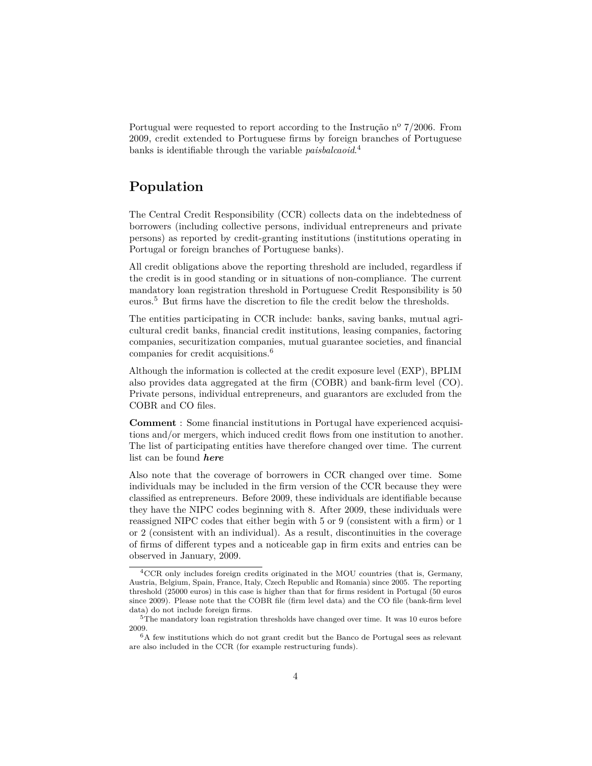Portugal were requested to report according to the Instrução nº 7/2006. From 2009, credit extended to Portuguese firms by foreign branches of Portuguese banks is identifiable through the variable *paisbalcaoid*.[4]

# Population

The Central Credit Responsibility (CCR) collects data on the indebtedness of borrowers (including collective persons, individual entrepreneurs and private persons) as reported by credit-granting institutions (institutions operating in Portugal or foreign branches of Portuguese banks).

All credit obligations above the reporting threshold are included, regardless if the credit is in good standing or in situations of non-compliance. The current mandatory loan registration threshold in Portuguese Credit Responsibility is 50 euros.[5] But firms have the discretion to file the credit below the thresholds.

The entities participating in CCR include: banks, saving banks, mutual agricultural credit banks, financial credit institutions, leasing companies, factoring companies, securitization companies, mutual guarantee societies, and financial companies for credit acquisitions.[6]

Although the information is collected at the credit exposure level (EXP), BPLIM also provides data aggregated at the firm (COBR) and bank-firm level (CO). Private persons, individual entrepreneurs, and guarantors are excluded from the COBR and CO files.

**Comment** : Some financial institutions in Portugal have experienced acquisitions and/or mergers, which induced credit flows from one institution to another. The list of participating entities have therefore changed over time. The current list can be found ***here***

Also note that the coverage of borrowers in CCR changed over time. Some individuals may be included in the firm version of the CCR because they were classified as entrepreneurs. Before 2009, these individuals are identifiable because they have the NIPC codes beginning with 8. After 2009, these individuals were reassigned NIPC codes that either begin with 5 or 9 (consistent with a firm) or 1 or 2 (consistent with an individual). As a result, discontinuities in the coverage of firms of different types and a noticeable gap in firm exits and entries can be observed in January, 2009.

---

[4] CCR only includes foreign credits originated in the MOU countries (that is, Germany, Austria, Belgium, Spain, France, Italy, Czech Republic and Romania) since 2005. The reporting threshold (25000 euros) in this case is higher than that for firms resident in Portugal (50 euros since 2009). Please note that the COBR file (firm level data) and the CO file (bank-firm level data) do not include foreign firms.

[5] The mandatory loan registration thresholds have changed over time. It was 10 euros before 2009.

[6] A few institutions which do not grant credit but the Banco de Portugal sees as relevant are also included in the CCR (for example restructuring funds).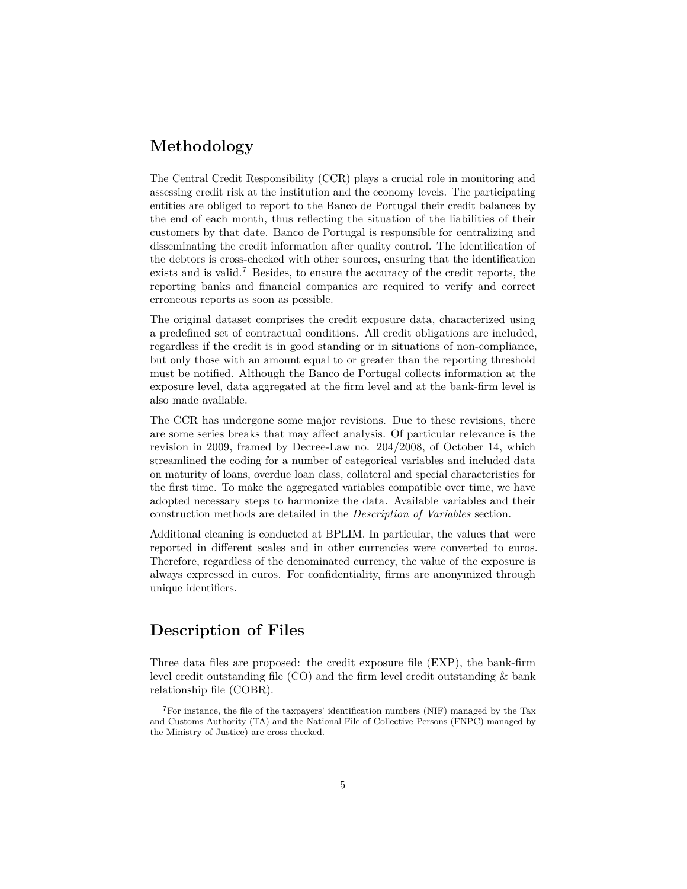## Methodology

The Central Credit Responsibility (CCR) plays a crucial role in monitoring and assessing credit risk at the institution and the economy levels. The participating entities are obliged to report to the Banco de Portugal their credit balances by the end of each month, thus reflecting the situation of the liabilities of their customers by that date. Banco de Portugal is responsible for centralizing and disseminating the credit information after quality control. The identification of the debtors is cross-checked with other sources, ensuring that the identification exists and is valid.[7] Besides, to ensure the accuracy of the credit reports, the reporting banks and financial companies are required to verify and correct erroneous reports as soon as possible.

The original dataset comprises the credit exposure data, characterized using a predefined set of contractual conditions. All credit obligations are included, regardless if the credit is in good standing or in situations of non-compliance, but only those with an amount equal to or greater than the reporting threshold must be notified. Although the Banco de Portugal collects information at the exposure level, data aggregated at the firm level and at the bank-firm level is also made available.

The CCR has undergone some major revisions. Due to these revisions, there are some series breaks that may affect analysis. Of particular relevance is the revision in 2009, framed by Decree-Law no. 204/2008, of October 14, which streamlined the coding for a number of categorical variables and included data on maturity of loans, overdue loan class, collateral and special characteristics for the first time. To make the aggregated variables compatible over time, we have adopted necessary steps to harmonize the data. Available variables and their construction methods are detailed in the *Description of Variables* section.

Additional cleaning is conducted at BPLIM. In particular, the values that were reported in different scales and in other currencies were converted to euros. Therefore, regardless of the denominated currency, the value of the exposure is always expressed in euros. For confidentiality, firms are anonymized through unique identifiers.

## Description of Files

Three data files are proposed: the credit exposure file (EXP), the bank-firm level credit outstanding file (CO) and the firm level credit outstanding & bank relationship file (COBR).

[7] For instance, the file of the taxpayers' identification numbers (NIF) managed by the Tax and Customs Authority (TA) and the National File of Collective Persons (FNPC) managed by the Ministry of Justice) are cross checked.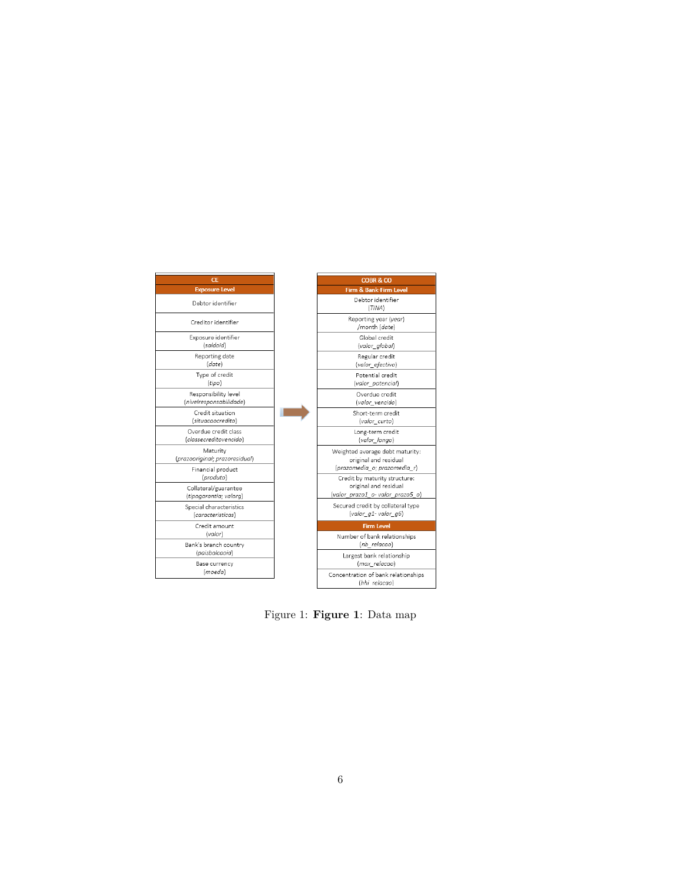| CE |
| --- |
| **Exposure Level** |
| Debtor identifier |
| Creditor identifier |
| Exposure identifier (*saldoid*) |
| Reporting date (*date*) |
| Type of credit (*tipo*) |
| Responsibility level (*nivelresponsabilidade*) |
| Credit situation (*situacaocredito*) |
| Overdue credit class (*classecreditovencido*) |
| Maturity (*prazooriginal; prazoresidual*) |
| Financial product (*produto*) |
| Collateral/guarantee (*tipogarantia; valorg*) |
| Special characteristics (*caracteristicas*) |
| Credit amount (*valor*) |
| Bank's branch country (*paisbalcaoid*) |
| Base currency (*moeda*) |

→

| COBR & CO |
| --- |
| **Firm & Bank-Firm Level** |
| Debtor identifier (*TINA*) |
| Reporting year (*year*) /month (*date*) |
| Global credit (*valor_global*) |
| Regular credit (*valor_efectivo*) |
| Potential credit (*valor_potencial*) |
| Overdue credit (*valor_vencido*) |
| Short-term credit (*valor_curto*) |
| Long-term credit (*valor_longo*) |
| Weighted average debt maturity: original and residual (*prazomedia_o; prazomedia_r*) |
| Credit by maturity structure: original and residual (*valor_prazo1_o- valor_prazo5_o*) |
| Secured credit by collateral type (*valor_g1- valor_g6*) |
| **Firm Level** |
| Number of bank relationships (*nb_relacao*) |
| Largest bank relationship (*max_relacao*) |
| Concentration of bank relationships (*hhi_relacao*) |

Figure 1: **Figure 1**: Data map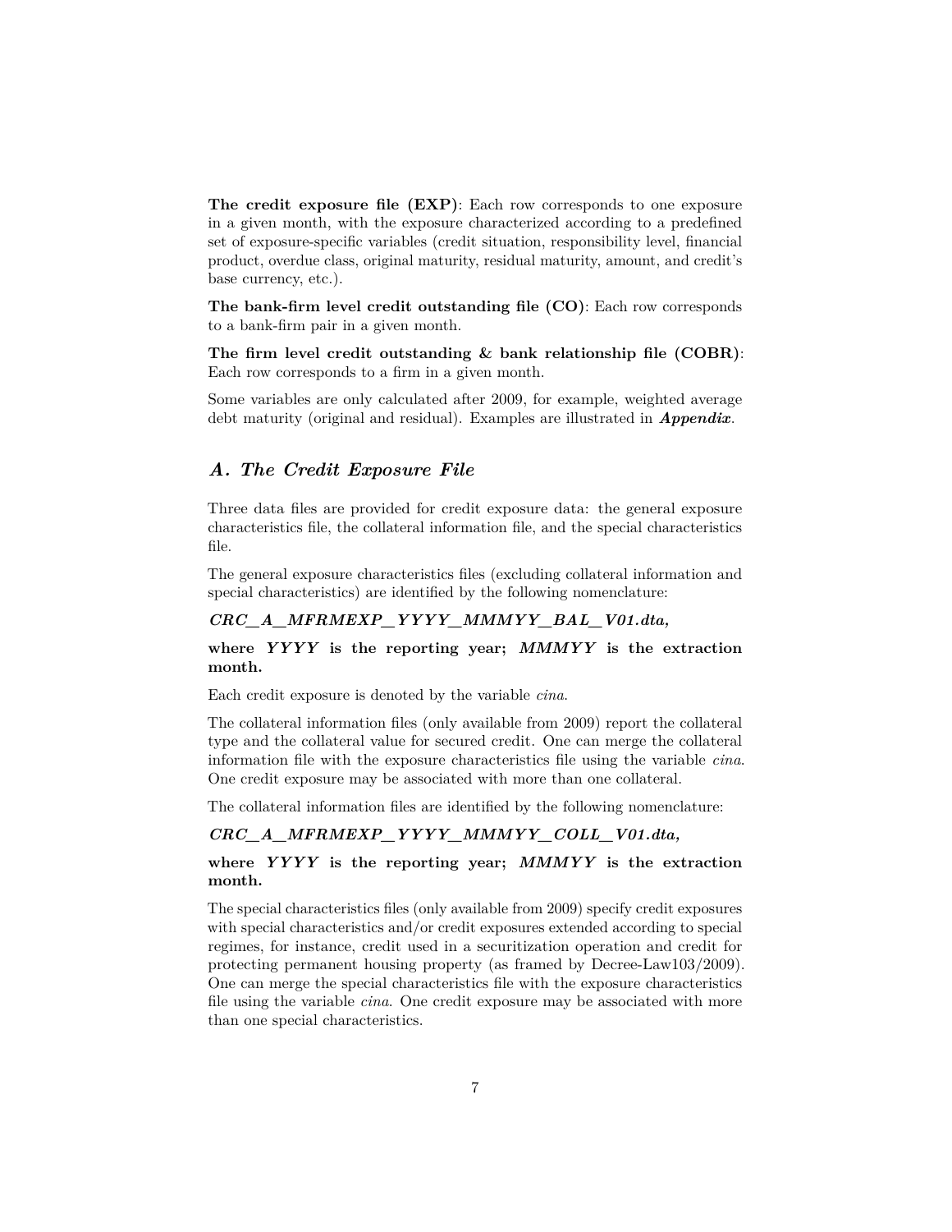**The credit exposure file (EXP)**: Each row corresponds to one exposure in a given month, with the exposure characterized according to a predefined set of exposure-specific variables (credit situation, responsibility level, financial product, overdue class, original maturity, residual maturity, amount, and credit's base currency, etc.).

**The bank-firm level credit outstanding file (CO)**: Each row corresponds to a bank-firm pair in a given month.

**The firm level credit outstanding & bank relationship file (COBR)**: Each row corresponds to a firm in a given month.

Some variables are only calculated after 2009, for example, weighted average debt maturity (original and residual). Examples are illustrated in ***Appendix***.

## *A. The Credit Exposure File*

Three data files are provided for credit exposure data: the general exposure characteristics file, the collateral information file, and the special characteristics file.

The general exposure characteristics files (excluding collateral information and special characteristics) are identified by the following nomenclature:

***CRC_A_MFRMEXP_YYYY_MMMYY_BAL_V01.dta,***

**where *YYYY* is the reporting year; *MMMYY* is the extraction month.**

Each credit exposure is denoted by the variable *cina*.

The collateral information files (only available from 2009) report the collateral type and the collateral value for secured credit. One can merge the collateral information file with the exposure characteristics file using the variable *cina*. One credit exposure may be associated with more than one collateral.

The collateral information files are identified by the following nomenclature:

***CRC_A_MFRMEXP_YYYY_MMMYY_COLL_V01.dta,***

**where *YYYY* is the reporting year; *MMMYY* is the extraction month.**

The special characteristics files (only available from 2009) specify credit exposures with special characteristics and/or credit exposures extended according to special regimes, for instance, credit used in a securitization operation and credit for protecting permanent housing property (as framed by Decree-Law103/2009). One can merge the special characteristics file with the exposure characteristics file using the variable *cina*. One credit exposure may be associated with more than one special characteristics.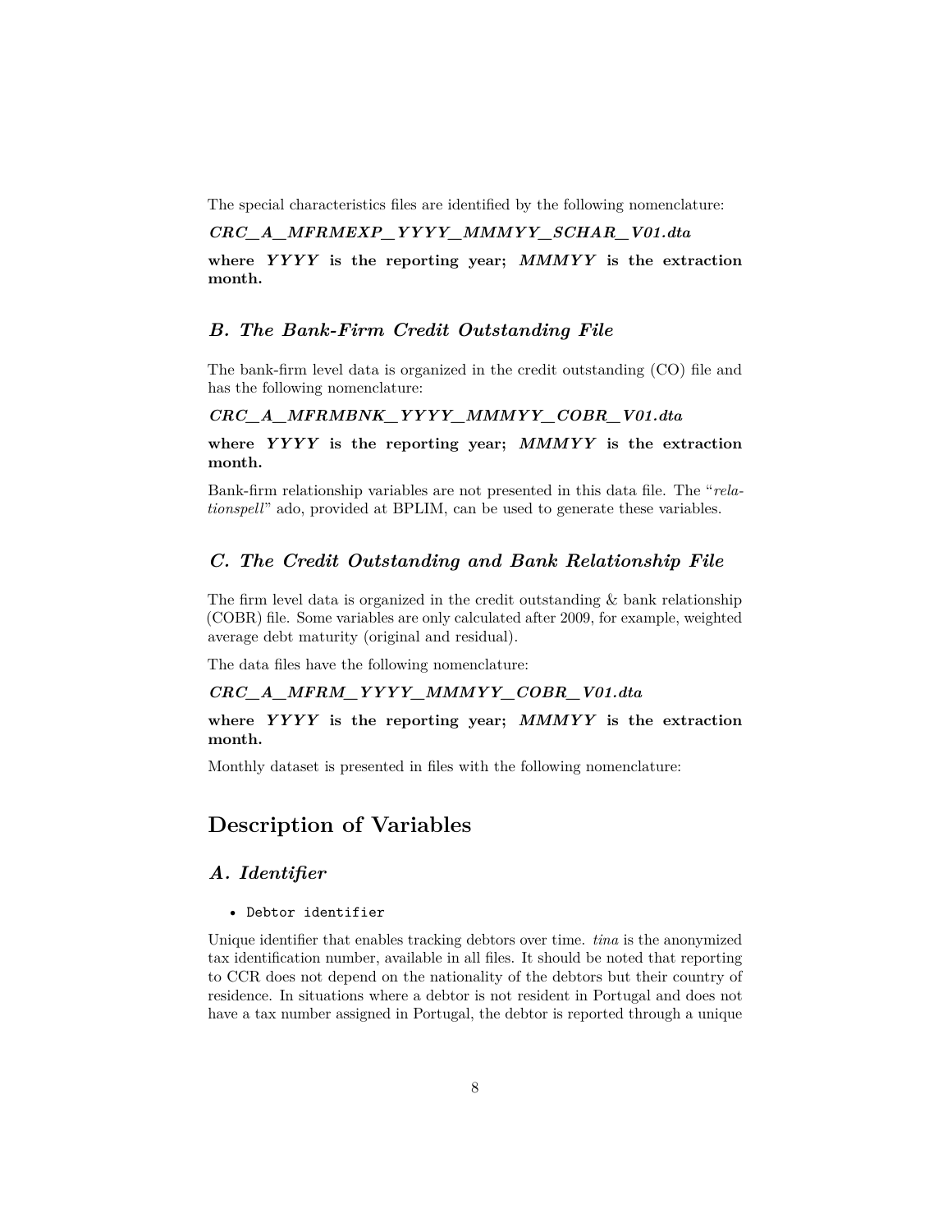The special characteristics files are identified by the following nomenclature:

***CRC_A_MFRMEXP_YYYY_MMMYY_SCHAR_V01.dta***

**where *YYYY* is the reporting year; *MMMYY* is the extraction month.**

### *B. The Bank-Firm Credit Outstanding File*

The bank-firm level data is organized in the credit outstanding (CO) file and has the following nomenclature:

***CRC_A_MFRMBNK_YYYY_MMMYY_COBR_V01.dta***

**where *YYYY* is the reporting year; *MMMYY* is the extraction month.**

Bank-firm relationship variables are not presented in this data file. The "*relationspell*" ado, provided at BPLIM, can be used to generate these variables.

### *C. The Credit Outstanding and Bank Relationship File*

The firm level data is organized in the credit outstanding & bank relationship (COBR) file. Some variables are only calculated after 2009, for example, weighted average debt maturity (original and residual).

The data files have the following nomenclature:

***CRC_A_MFRM_YYYY_MMMYY_COBR_V01.dta***

**where *YYYY* is the reporting year; *MMMYY* is the extraction month.**

Monthly dataset is presented in files with the following nomenclature:

## Description of Variables

### *A. Identifier*

- `Debtor identifier`

Unique identifier that enables tracking debtors over time. *tina* is the anonymized tax identification number, available in all files. It should be noted that reporting to CCR does not depend on the nationality of the debtors but their country of residence. In situations where a debtor is not resident in Portugal and does not have a tax number assigned in Portugal, the debtor is reported through a unique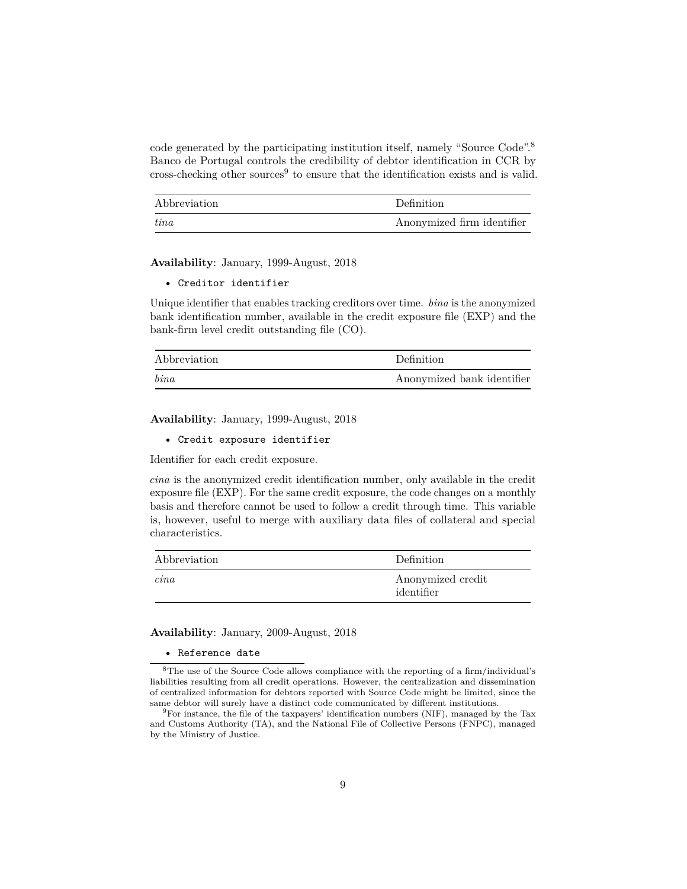code generated by the participating institution itself, namely "Source Code".[8] Banco de Portugal controls the credibility of debtor identification in CCR by cross-checking other sources[9] to ensure that the identification exists and is valid.

| Abbreviation | Definition |
|---|---|
| *tina* | Anonymized firm identifier |

**Availability**: January, 1999-August, 2018

- `Creditor identifier`

Unique identifier that enables tracking creditors over time. *bina* is the anonymized bank identification number, available in the credit exposure file (EXP) and the bank-firm level credit outstanding file (CO).

| Abbreviation | Definition |
|---|---|
| *bina* | Anonymized bank identifier |

**Availability**: January, 1999-August, 2018

- `Credit exposure identifier`

Identifier for each credit exposure.

*cina* is the anonymized credit identification number, only available in the credit exposure file (EXP). For the same credit exposure, the code changes on a monthly basis and therefore cannot be used to follow a credit through time. This variable is, however, useful to merge with auxiliary data files of collateral and special characteristics.

| Abbreviation | Definition |
|---|---|
| *cina* | Anonymized credit identifier |

**Availability**: January, 2009-August, 2018

- `Reference date`

[8] The use of the Source Code allows compliance with the reporting of a firm/individual's liabilities resulting from all credit operations. However, the centralization and dissemination of centralized information for debtors reported with Source Code might be limited, since the same debtor will surely have a distinct code communicated by different institutions.

[9] For instance, the file of the taxpayers' identification numbers (NIF), managed by the Tax and Customs Authority (TA), and the National File of Collective Persons (FNPC), managed by the Ministry of Justice.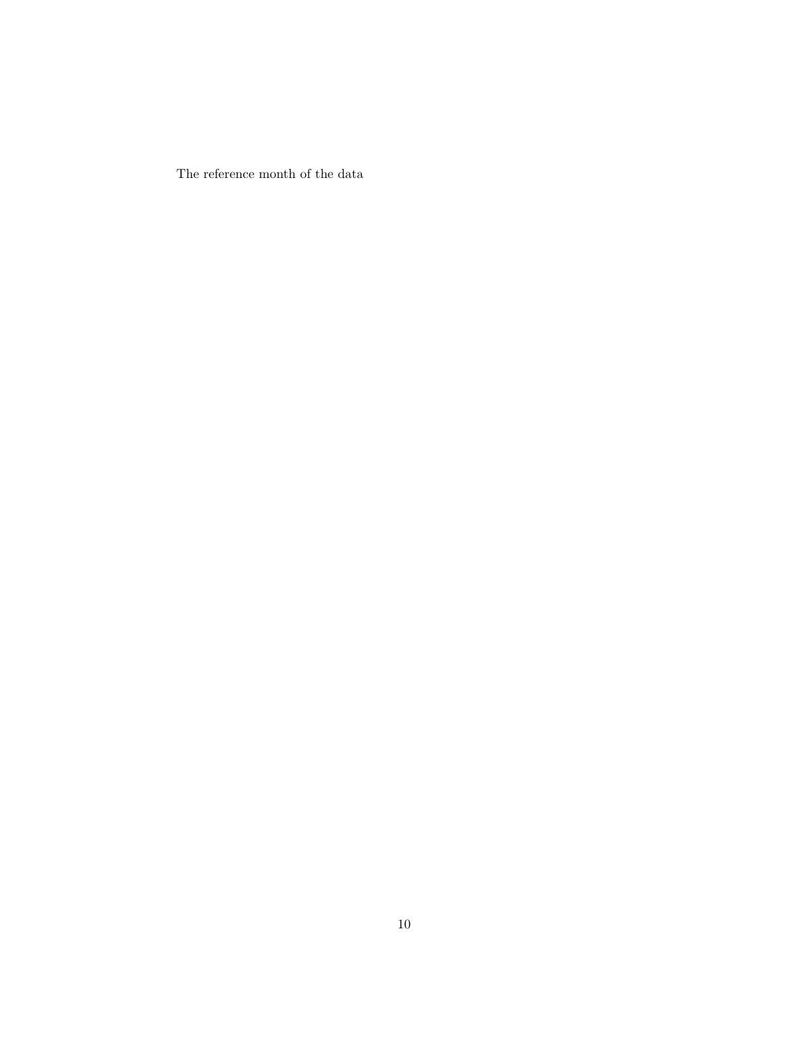The reference month of the data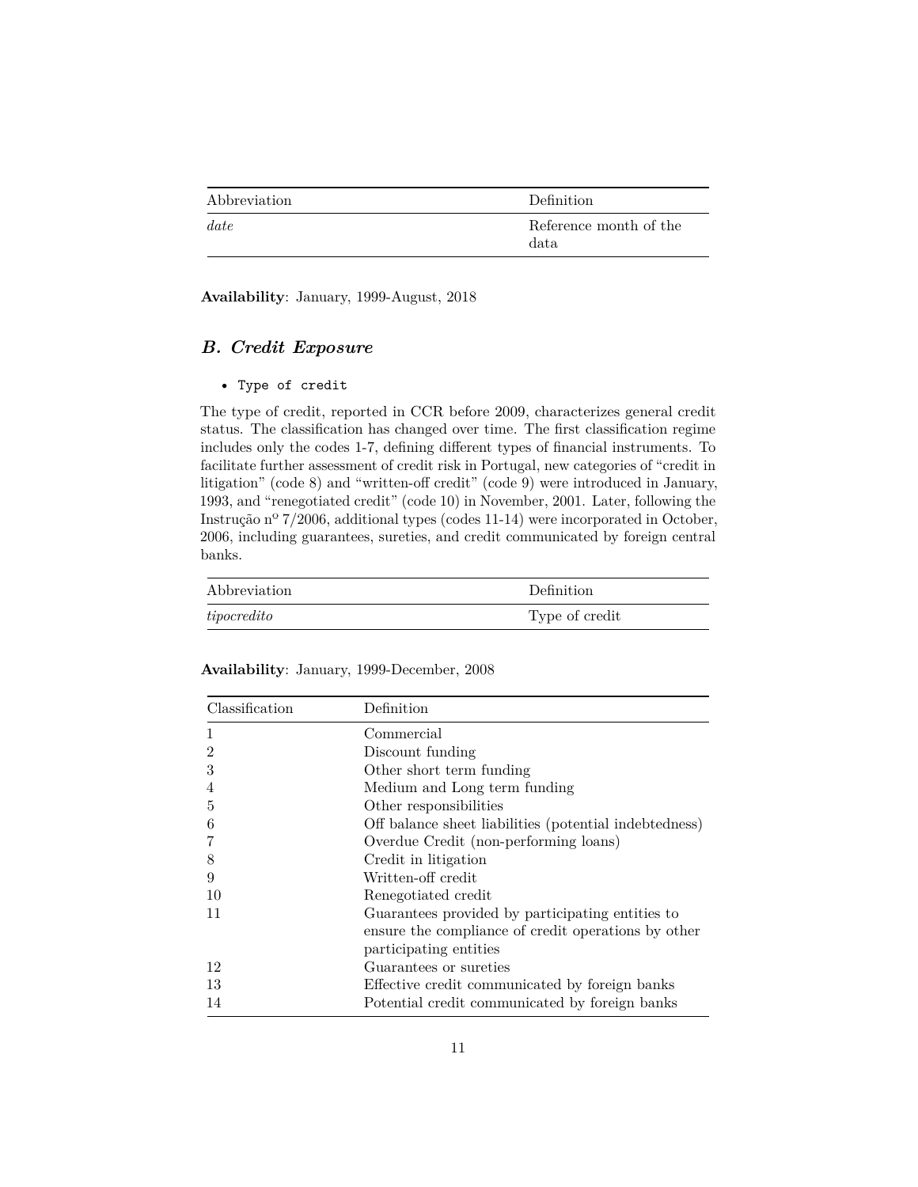| Abbreviation | Definition |
| --- | --- |
| *date* | Reference month of the data |

**Availability**: January, 1999-August, 2018

### *B. Credit Exposure*

- `Type of credit`

The type of credit, reported in CCR before 2009, characterizes general credit status. The classification has changed over time. The first classification regime includes only the codes 1-7, defining different types of financial instruments. To facilitate further assessment of credit risk in Portugal, new categories of "credit in litigation" (code 8) and "written-off credit" (code 9) were introduced in January, 1993, and "renegotiated credit" (code 10) in November, 2001. Later, following the Instrução nº 7/2006, additional types (codes 11-14) were incorporated in October, 2006, including guarantees, sureties, and credit communicated by foreign central banks.

| Abbreviation | Definition |
| --- | --- |
| *tipocredito* | Type of credit |

**Availability**: January, 1999-December, 2008

| Classification | Definition |
| --- | --- |
| 1 | Commercial |
| 2 | Discount funding |
| 3 | Other short term funding |
| 4 | Medium and Long term funding |
| 5 | Other responsibilities |
| 6 | Off balance sheet liabilities (potential indebtedness) |
| 7 | Overdue Credit (non-performing loans) |
| 8 | Credit in litigation |
| 9 | Written-off credit |
| 10 | Renegotiated credit |
| 11 | Guarantees provided by participating entities to ensure the compliance of credit operations by other participating entities |
| 12 | Guarantees or sureties |
| 13 | Effective credit communicated by foreign banks |
| 14 | Potential credit communicated by foreign banks |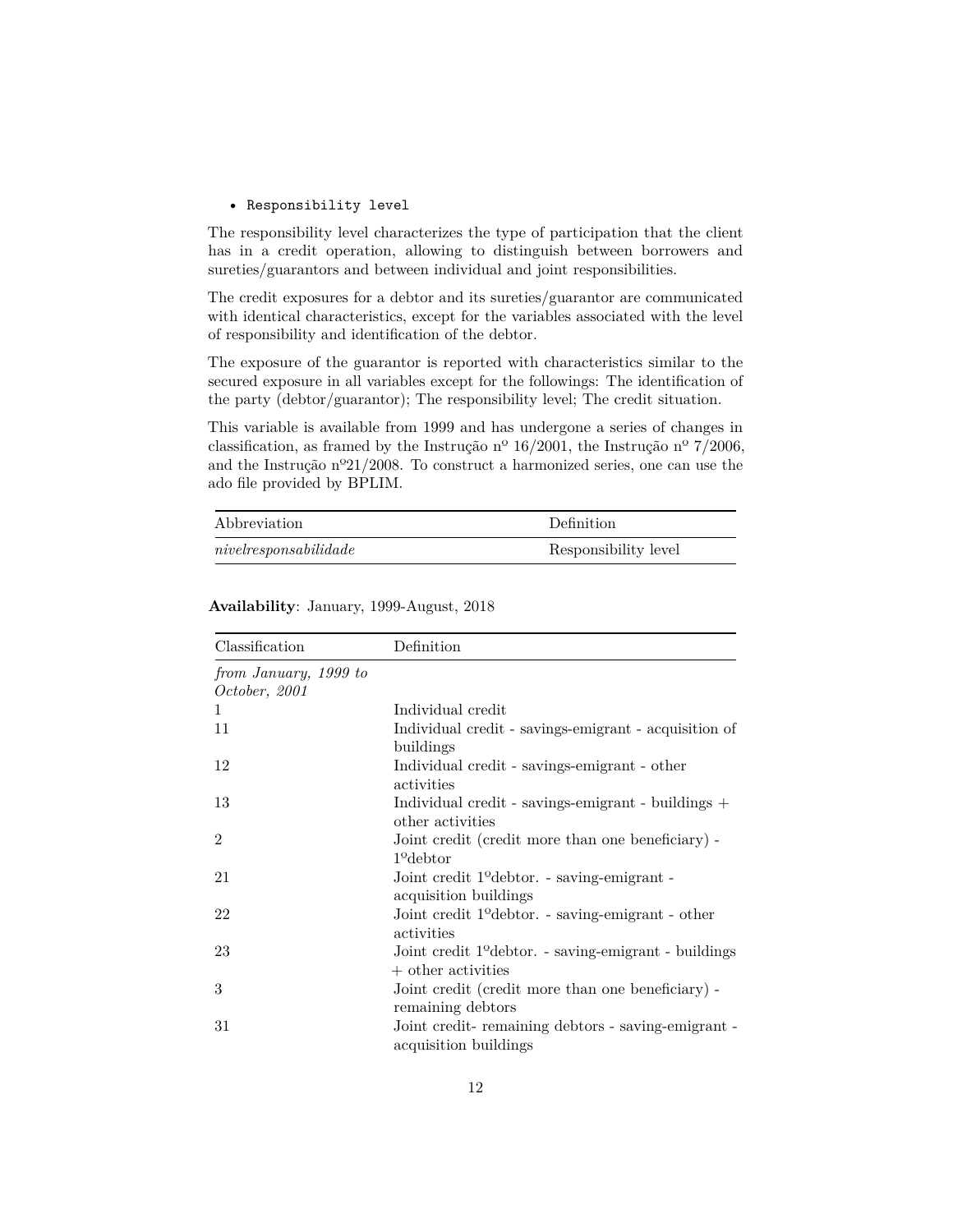- `Responsibility level`

The responsibility level characterizes the type of participation that the client has in a credit operation, allowing to distinguish between borrowers and sureties/guarantors and between individual and joint responsibilities.

The credit exposures for a debtor and its sureties/guarantor are communicated with identical characteristics, except for the variables associated with the level of responsibility and identification of the debtor.

The exposure of the guarantor is reported with characteristics similar to the secured exposure in all variables except for the followings: The identification of the party (debtor/guarantor); The responsibility level; The credit situation.

This variable is available from 1999 and has undergone a series of changes in classification, as framed by the Instrução nº 16/2001, the Instrução nº 7/2006, and the Instrução nº21/2008. To construct a harmonized series, one can use the ado file provided by BPLIM.

| Abbreviation | Definition |
|---|---|
| *nivelresponsabilidade* | Responsibility level |

**Availability**: January, 1999-August, 2018

| Classification | Definition |
|---|---|
| *from January, 1999 to October, 2001* | |
| 1 | Individual credit |
| 11 | Individual credit - savings-emigrant - acquisition of buildings |
| 12 | Individual credit - savings-emigrant - other activities |
| 13 | Individual credit - savings-emigrant - buildings + other activities |
| 2 | Joint credit (credit more than one beneficiary) - 1ºdebtor |
| 21 | Joint credit 1ºdebtor. - saving-emigrant - acquisition buildings |
| 22 | Joint credit 1ºdebtor. - saving-emigrant - other activities |
| 23 | Joint credit 1ºdebtor. - saving-emigrant - buildings + other activities |
| 3 | Joint credit (credit more than one beneficiary) - remaining debtors |
| 31 | Joint credit- remaining debtors - saving-emigrant - acquisition buildings |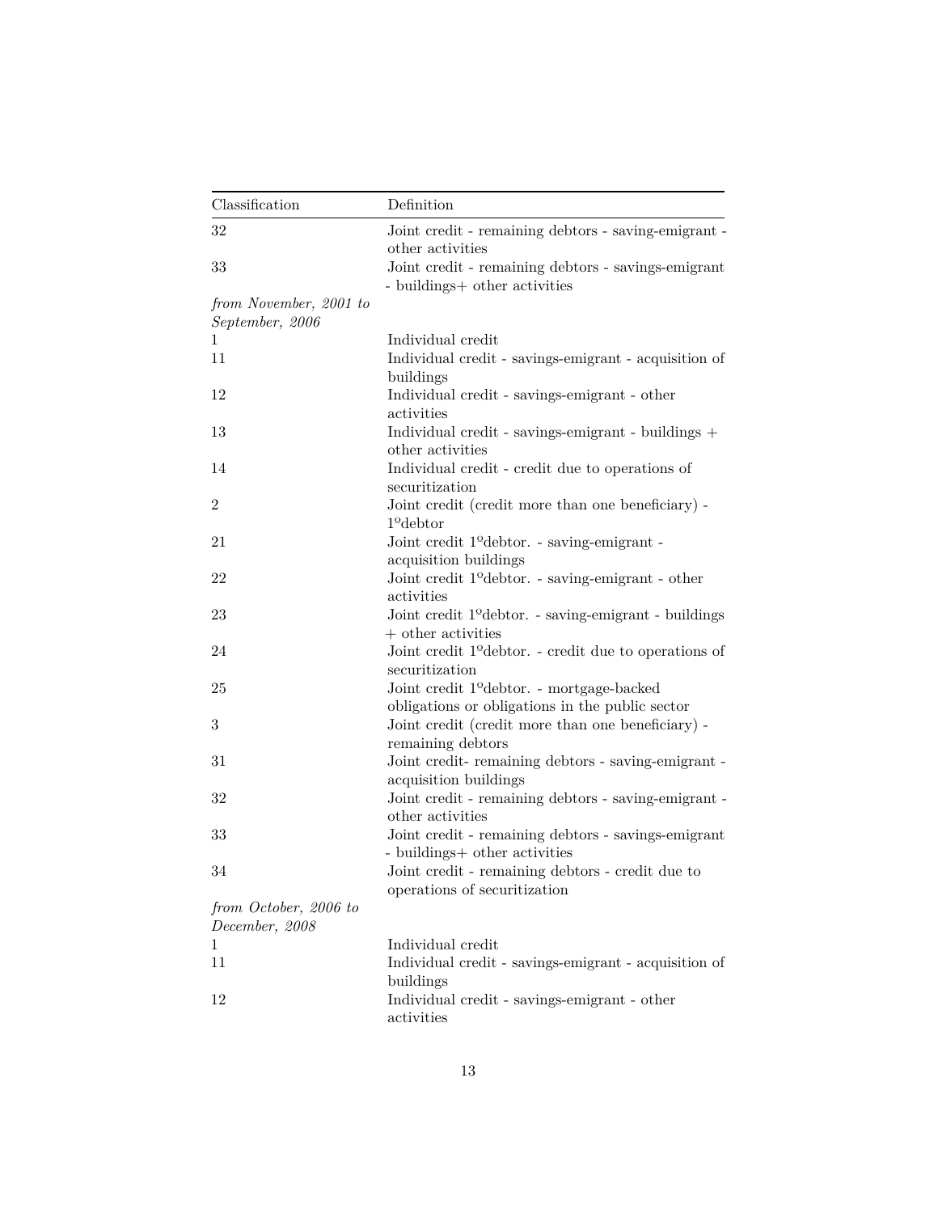| Classification | Definition |
|---|---|
| 32 | Joint credit - remaining debtors - saving-emigrant - other activities |
| 33 | Joint credit - remaining debtors - savings-emigrant - buildings+ other activities |
| *from November, 2001 to September, 2006* | |
| 1 | Individual credit |
| 11 | Individual credit - savings-emigrant - acquisition of buildings |
| 12 | Individual credit - savings-emigrant - other activities |
| 13 | Individual credit - savings-emigrant - buildings + other activities |
| 14 | Individual credit - credit due to operations of securitization |
| 2 | Joint credit (credit more than one beneficiary) - 1ºdebtor |
| 21 | Joint credit 1ºdebtor. - saving-emigrant - acquisition buildings |
| 22 | Joint credit 1ºdebtor. - saving-emigrant - other activities |
| 23 | Joint credit 1ºdebtor. - saving-emigrant - buildings + other activities |
| 24 | Joint credit 1ºdebtor. - credit due to operations of securitization |
| 25 | Joint credit 1ºdebtor. - mortgage-backed obligations or obligations in the public sector |
| 3 | Joint credit (credit more than one beneficiary) - remaining debtors |
| 31 | Joint credit- remaining debtors - saving-emigrant - acquisition buildings |
| 32 | Joint credit - remaining debtors - saving-emigrant - other activities |
| 33 | Joint credit - remaining debtors - savings-emigrant - buildings+ other activities |
| 34 | Joint credit - remaining debtors - credit due to operations of securitization |
| *from October, 2006 to December, 2008* | |
| 1 | Individual credit |
| 11 | Individual credit - savings-emigrant - acquisition of buildings |
| 12 | Individual credit - savings-emigrant - other activities |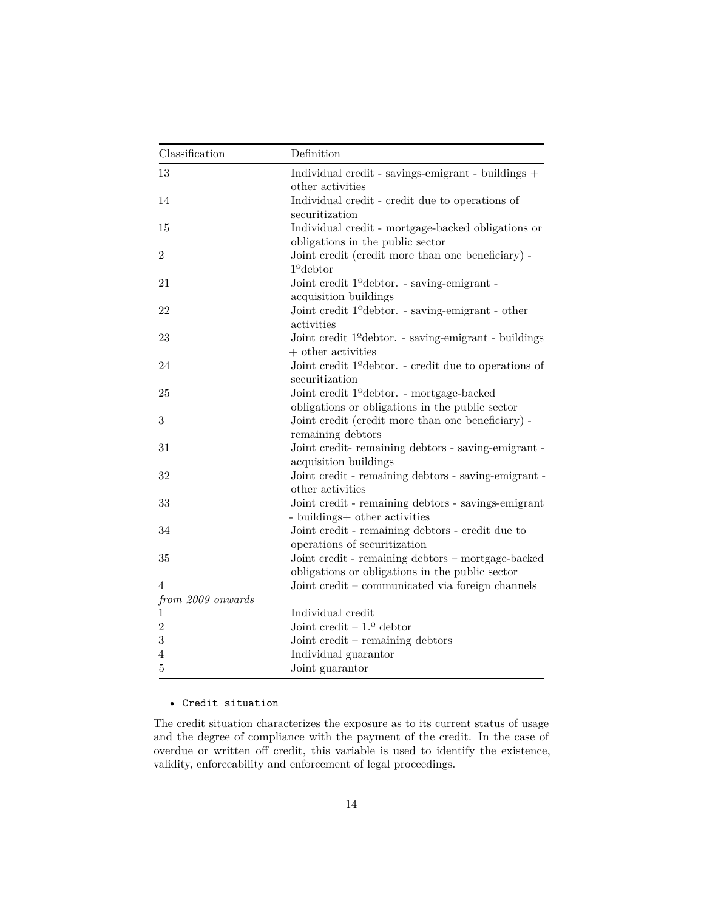| Classification | Definition |
|---|---|
| 13 | Individual credit - savings-emigrant - buildings + other activities |
| 14 | Individual credit - credit due to operations of securitization |
| 15 | Individual credit - mortgage-backed obligations or obligations in the public sector |
| 2 | Joint credit (credit more than one beneficiary) - 1ºdebtor |
| 21 | Joint credit 1ºdebtor. - saving-emigrant - acquisition buildings |
| 22 | Joint credit 1ºdebtor. - saving-emigrant - other activities |
| 23 | Joint credit 1ºdebtor. - saving-emigrant - buildings + other activities |
| 24 | Joint credit 1ºdebtor. - credit due to operations of securitization |
| 25 | Joint credit 1ºdebtor. - mortgage-backed obligations or obligations in the public sector |
| 3 | Joint credit (credit more than one beneficiary) - remaining debtors |
| 31 | Joint credit- remaining debtors - saving-emigrant - acquisition buildings |
| 32 | Joint credit - remaining debtors - saving-emigrant - other activities |
| 33 | Joint credit - remaining debtors - savings-emigrant - buildings+ other activities |
| 34 | Joint credit - remaining debtors - credit due to operations of securitization |
| 35 | Joint credit - remaining debtors – mortgage-backed obligations or obligations in the public sector |
| 4 | Joint credit – communicated via foreign channels |
| *from 2009 onwards* | |
| 1 | Individual credit |
| 2 | Joint credit – 1.º debtor |
| 3 | Joint credit – remaining debtors |
| 4 | Individual guarantor |
| 5 | Joint guarantor |

- `Credit situation`

The credit situation characterizes the exposure as to its current status of usage and the degree of compliance with the payment of the credit. In the case of overdue or written off credit, this variable is used to identify the existence, validity, enforceability and enforcement of legal proceedings.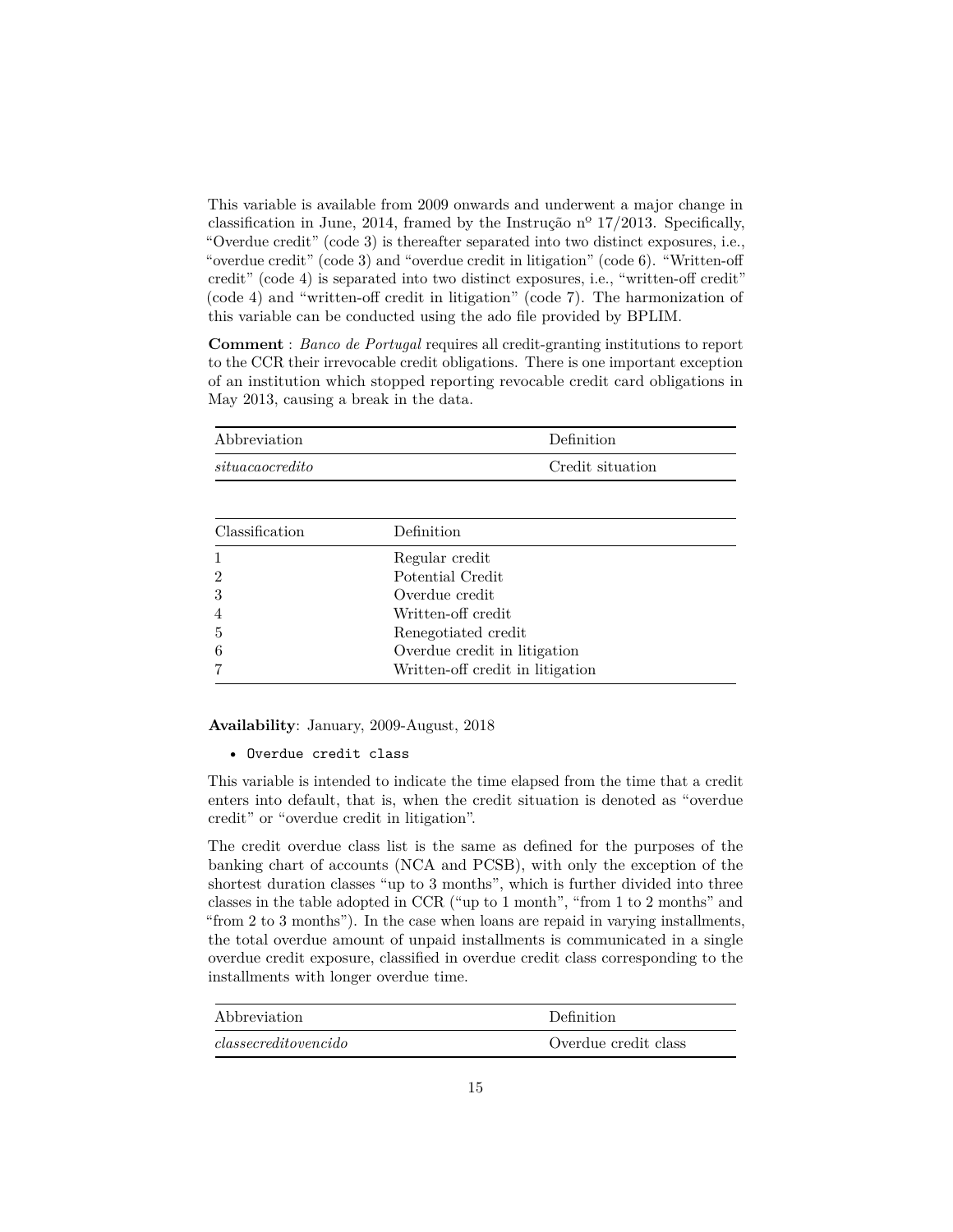This variable is available from 2009 onwards and underwent a major change in classification in June, 2014, framed by the Instrução nº 17/2013. Specifically, "Overdue credit" (code 3) is thereafter separated into two distinct exposures, i.e., "overdue credit" (code 3) and "overdue credit in litigation" (code 6). "Written-off credit" (code 4) is separated into two distinct exposures, i.e., "written-off credit" (code 4) and "written-off credit in litigation" (code 7). The harmonization of this variable can be conducted using the ado file provided by BPLIM.

**Comment** : *Banco de Portugal* requires all credit-granting institutions to report to the CCR their irrevocable credit obligations. There is one important exception of an institution which stopped reporting revocable credit card obligations in May 2013, causing a break in the data.

| Abbreviation | Definition |
|---|---|
| *situacaocredito* | Credit situation |

| Classification | Definition |
|---|---|
| 1 | Regular credit |
| 2 | Potential Credit |
| 3 | Overdue credit |
| 4 | Written-off credit |
| 5 | Renegotiated credit |
| 6 | Overdue credit in litigation |
| 7 | Written-off credit in litigation |

**Availability**: January, 2009-August, 2018

- `Overdue credit class`

This variable is intended to indicate the time elapsed from the time that a credit enters into default, that is, when the credit situation is denoted as "overdue credit" or "overdue credit in litigation".

The credit overdue class list is the same as defined for the purposes of the banking chart of accounts (NCA and PCSB), with only the exception of the shortest duration classes "up to 3 months", which is further divided into three classes in the table adopted in CCR ("up to 1 month", "from 1 to 2 months" and "from 2 to 3 months"). In the case when loans are repaid in varying installments, the total overdue amount of unpaid installments is communicated in a single overdue credit exposure, classified in overdue credit class corresponding to the installments with longer overdue time.

| Abbreviation | Definition |
|---|---|
| *classecreditovencido* | Overdue credit class |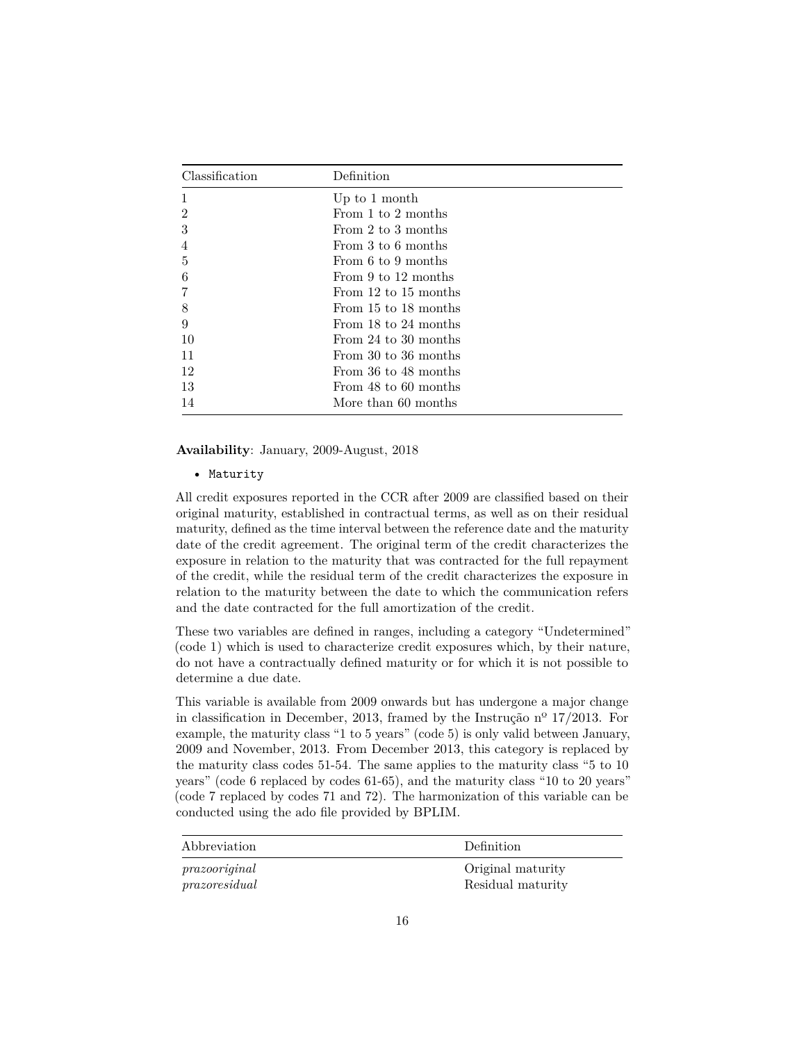| Classification | Definition |
|---|---|
| 1 | Up to 1 month |
| 2 | From 1 to 2 months |
| 3 | From 2 to 3 months |
| 4 | From 3 to 6 months |
| 5 | From 6 to 9 months |
| 6 | From 9 to 12 months |
| 7 | From 12 to 15 months |
| 8 | From 15 to 18 months |
| 9 | From 18 to 24 months |
| 10 | From 24 to 30 months |
| 11 | From 30 to 36 months |
| 12 | From 36 to 48 months |
| 13 | From 48 to 60 months |
| 14 | More than 60 months |

**Availability**: January, 2009-August, 2018

- `Maturity`

All credit exposures reported in the CCR after 2009 are classified based on their original maturity, established in contractual terms, as well as on their residual maturity, defined as the time interval between the reference date and the maturity date of the credit agreement. The original term of the credit characterizes the exposure in relation to the maturity that was contracted for the full repayment of the credit, while the residual term of the credit characterizes the exposure in relation to the maturity between the date to which the communication refers and the date contracted for the full amortization of the credit.

These two variables are defined in ranges, including a category "Undetermined" (code 1) which is used to characterize credit exposures which, by their nature, do not have a contractually defined maturity or for which it is not possible to determine a due date.

This variable is available from 2009 onwards but has undergone a major change in classification in December, 2013, framed by the Instrução nº 17/2013. For example, the maturity class "1 to 5 years" (code 5) is only valid between January, 2009 and November, 2013. From December 2013, this category is replaced by the maturity class codes 51-54. The same applies to the maturity class "5 to 10 years" (code 6 replaced by codes 61-65), and the maturity class "10 to 20 years" (code 7 replaced by codes 71 and 72). The harmonization of this variable can be conducted using the ado file provided by BPLIM.

| Abbreviation | Definition |
|---|---|
| *prazooriginal* | Original maturity |
| *prazoresidual* | Residual maturity |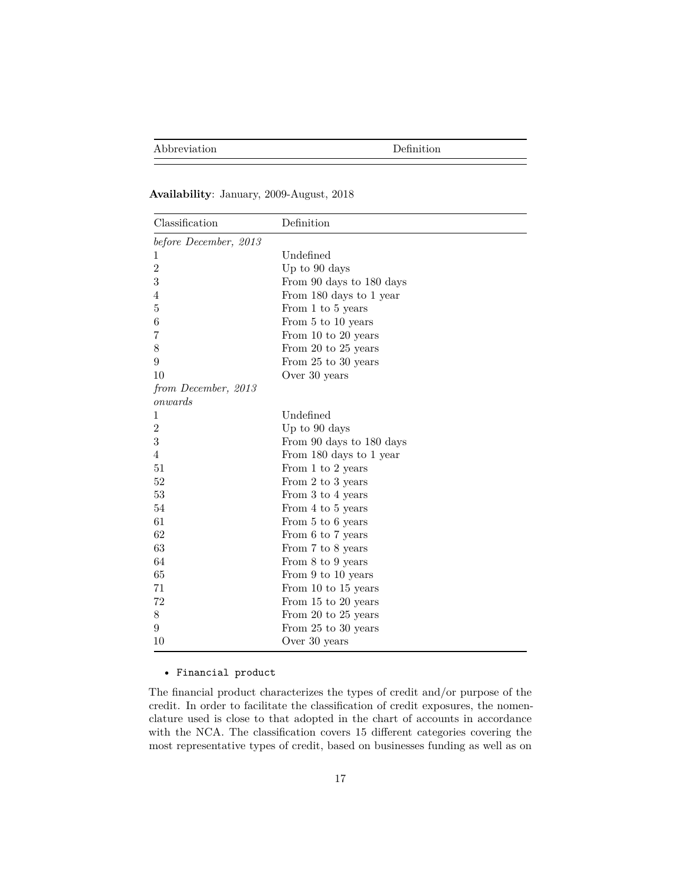| Abbreviation | Definition |
|---|---|

**Availability**: January, 2009-August, 2018

| Classification | Definition |
|---|---|
| *before December, 2013* | |
| 1 | Undefined |
| 2 | Up to 90 days |
| 3 | From 90 days to 180 days |
| 4 | From 180 days to 1 year |
| 5 | From 1 to 5 years |
| 6 | From 5 to 10 years |
| 7 | From 10 to 20 years |
| 8 | From 20 to 25 years |
| 9 | From 25 to 30 years |
| 10 | Over 30 years |
| *from December, 2013 onwards* | |
| 1 | Undefined |
| 2 | Up to 90 days |
| 3 | From 90 days to 180 days |
| 4 | From 180 days to 1 year |
| 51 | From 1 to 2 years |
| 52 | From 2 to 3 years |
| 53 | From 3 to 4 years |
| 54 | From 4 to 5 years |
| 61 | From 5 to 6 years |
| 62 | From 6 to 7 years |
| 63 | From 7 to 8 years |
| 64 | From 8 to 9 years |
| 65 | From 9 to 10 years |
| 71 | From 10 to 15 years |
| 72 | From 15 to 20 years |
| 8 | From 20 to 25 years |
| 9 | From 25 to 30 years |
| 10 | Over 30 years |

- `Financial product`

The financial product characterizes the types of credit and/or purpose of the credit. In order to facilitate the classification of credit exposures, the nomenclature used is close to that adopted in the chart of accounts in accordance with the NCA. The classification covers 15 different categories covering the most representative types of credit, based on businesses funding as well as on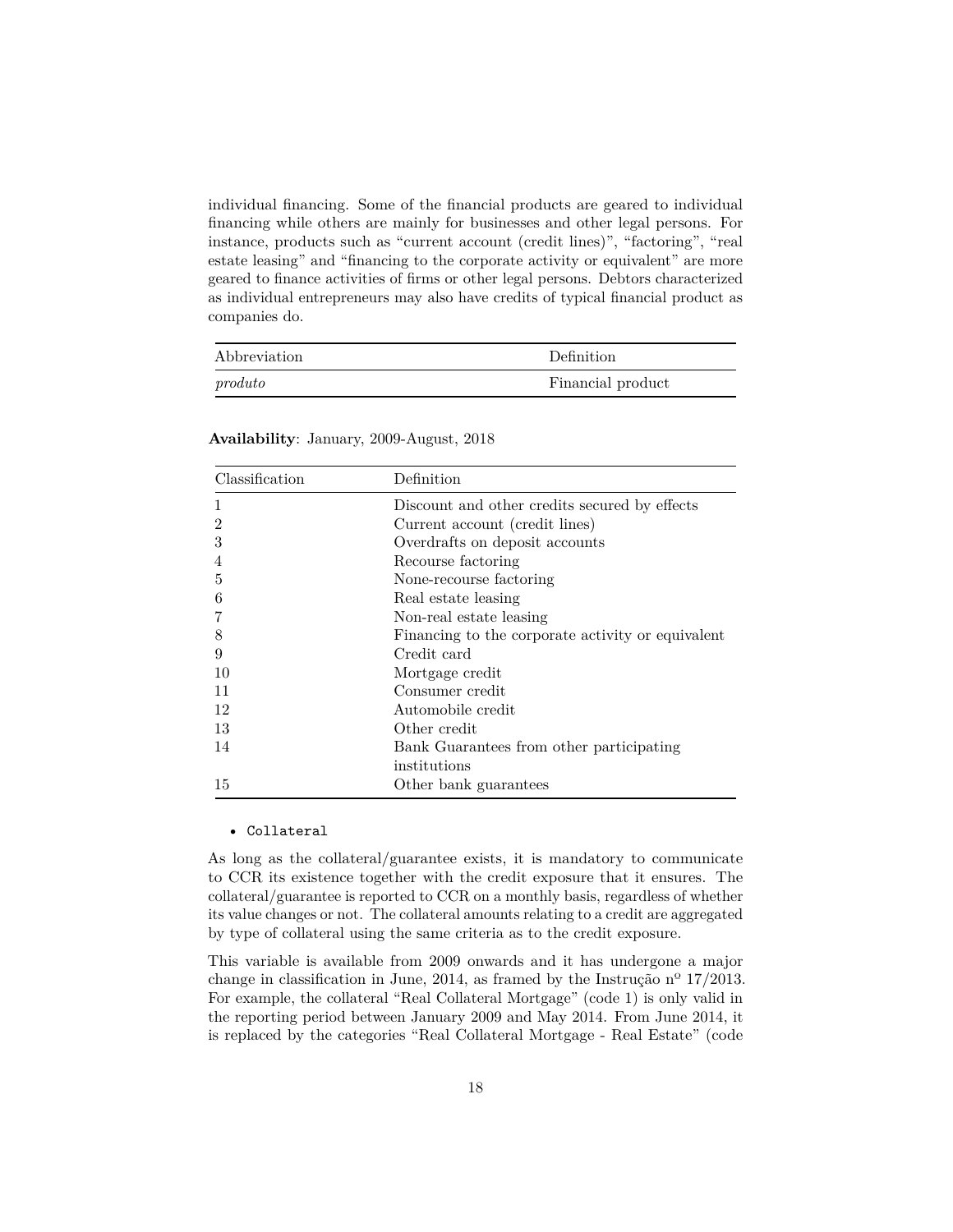individual financing. Some of the financial products are geared to individual financing while others are mainly for businesses and other legal persons. For instance, products such as "current account (credit lines)", "factoring", "real estate leasing" and "financing to the corporate activity or equivalent" are more geared to finance activities of firms or other legal persons. Debtors characterized as individual entrepreneurs may also have credits of typical financial product as companies do.

| Abbreviation | Definition |
|---|---|
| *produto* | Financial product |

**Availability**: January, 2009-August, 2018

| Classification | Definition |
|---|---|
| 1 | Discount and other credits secured by effects |
| 2 | Current account (credit lines) |
| 3 | Overdrafts on deposit accounts |
| 4 | Recourse factoring |
| 5 | None-recourse factoring |
| 6 | Real estate leasing |
| 7 | Non-real estate leasing |
| 8 | Financing to the corporate activity or equivalent |
| 9 | Credit card |
| 10 | Mortgage credit |
| 11 | Consumer credit |
| 12 | Automobile credit |
| 13 | Other credit |
| 14 | Bank Guarantees from other participating institutions |
| 15 | Other bank guarantees |

- `Collateral`

As long as the collateral/guarantee exists, it is mandatory to communicate to CCR its existence together with the credit exposure that it ensures. The collateral/guarantee is reported to CCR on a monthly basis, regardless of whether its value changes or not. The collateral amounts relating to a credit are aggregated by type of collateral using the same criteria as to the credit exposure.

This variable is available from 2009 onwards and it has undergone a major change in classification in June, 2014, as framed by the Instrução nº 17/2013. For example, the collateral "Real Collateral Mortgage" (code 1) is only valid in the reporting period between January 2009 and May 2014. From June 2014, it is replaced by the categories "Real Collateral Mortgage - Real Estate" (code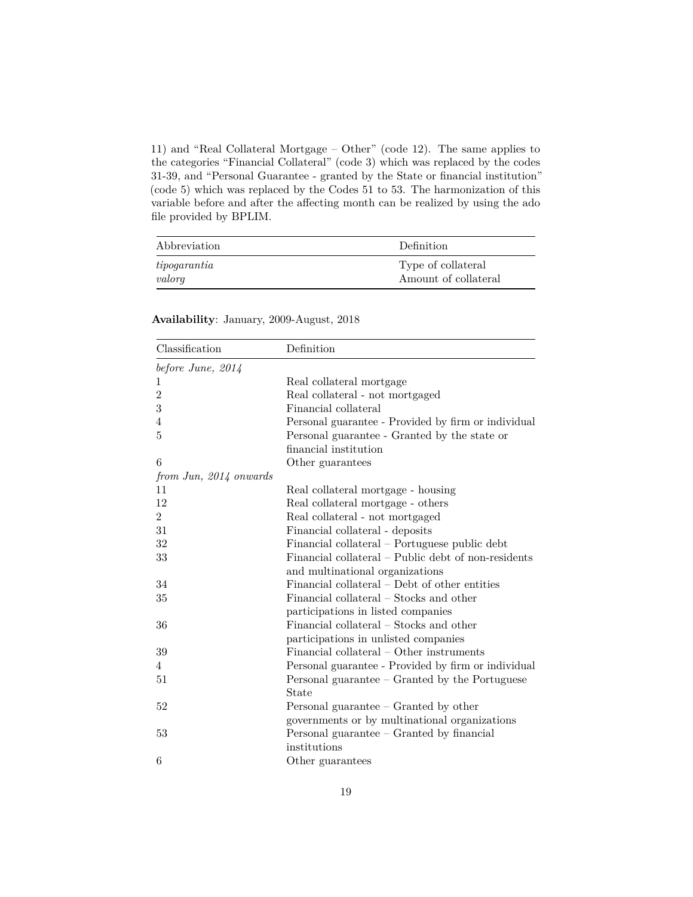11) and "Real Collateral Mortgage – Other" (code 12). The same applies to the categories "Financial Collateral" (code 3) which was replaced by the codes 31-39, and "Personal Guarantee - granted by the State or financial institution" (code 5) which was replaced by the Codes 51 to 53. The harmonization of this variable before and after the affecting month can be realized by using the ado file provided by BPLIM.

| Abbreviation | Definition |
|---|---|
| *tipogarantia* | Type of collateral |
| *valorg* | Amount of collateral |

**Availability**: January, 2009-August, 2018

| Classification | Definition |
|---|---|
| *before June, 2014* | |
| 1 | Real collateral mortgage |
| 2 | Real collateral - not mortgaged |
| 3 | Financial collateral |
| 4 | Personal guarantee - Provided by firm or individual |
| 5 | Personal guarantee - Granted by the state or financial institution |
| 6 | Other guarantees |
| *from Jun, 2014 onwards* | |
| 11 | Real collateral mortgage - housing |
| 12 | Real collateral mortgage - others |
| 2 | Real collateral - not mortgaged |
| 31 | Financial collateral - deposits |
| 32 | Financial collateral – Portuguese public debt |
| 33 | Financial collateral – Public debt of non-residents and multinational organizations |
| 34 | Financial collateral – Debt of other entities |
| 35 | Financial collateral – Stocks and other participations in listed companies |
| 36 | Financial collateral – Stocks and other participations in unlisted companies |
| 39 | Financial collateral – Other instruments |
| 4 | Personal guarantee - Provided by firm or individual |
| 51 | Personal guarantee – Granted by the Portuguese State |
| 52 | Personal guarantee – Granted by other governments or by multinational organizations |
| 53 | Personal guarantee – Granted by financial institutions |
| 6 | Other guarantees |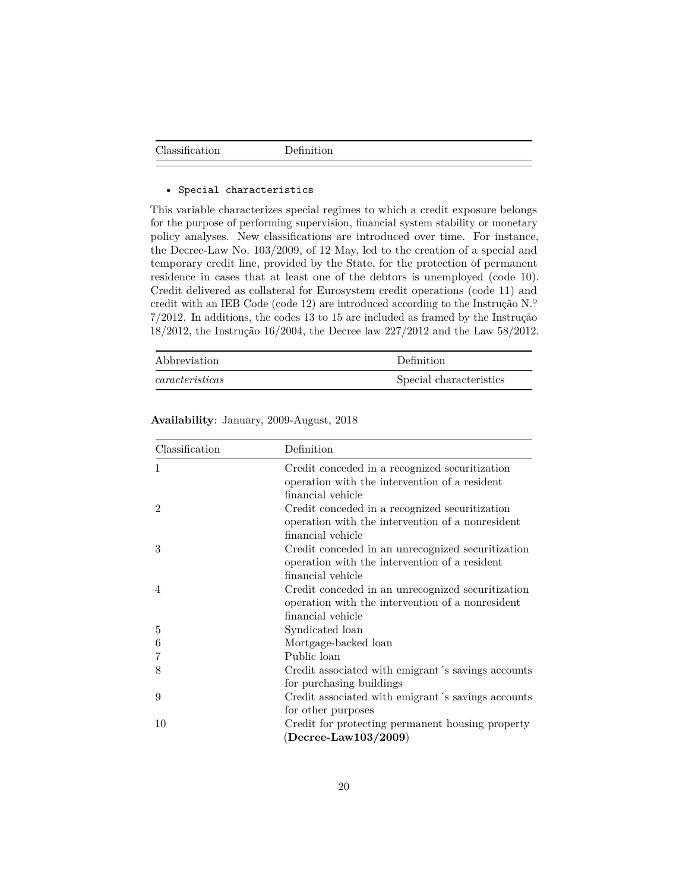| Classification | Definition |
|---|---|

- `Special characteristics`

This variable characterizes special regimes to which a credit exposure belongs for the purpose of performing supervision, financial system stability or monetary policy analyses. New classifications are introduced over time. For instance, the Decree-Law No. 103/2009, of 12 May, led to the creation of a special and temporary credit line, provided by the State, for the protection of permanent residence in cases that at least one of the debtors is unemployed (code 10). Credit delivered as collateral for Eurosystem credit operations (code 11) and credit with an IEB Code (code 12) are introduced according to the Instrução N.º 7/2012. In additions, the codes 13 to 15 are included as framed by the Instrução 18/2012, the Instrução 16/2004, the Decree law 227/2012 and the Law 58/2012.

| Abbreviation | Definition |
|---|---|
| *caracteristicas* | Special characteristics |

**Availability**: January, 2009-August, 2018

| Classification | Definition |
|---|---|
| 1 | Credit conceded in a recognized securitization operation with the intervention of a resident financial vehicle |
| 2 | Credit conceded in a recognized securitization operation with the intervention of a nonresident financial vehicle |
| 3 | Credit conceded in an unrecognized securitization operation with the intervention of a resident financial vehicle |
| 4 | Credit conceded in an unrecognized securitization operation with the intervention of a nonresident financial vehicle |
| 5 | Syndicated loan |
| 6 | Mortgage-backed loan |
| 7 | Public loan |
| 8 | Credit associated with emigrant´s savings accounts for purchasing buildings |
| 9 | Credit associated with emigrant´s savings accounts for other purposes |
| 10 | Credit for protecting permanent housing property (**Decree-Law103/2009**) |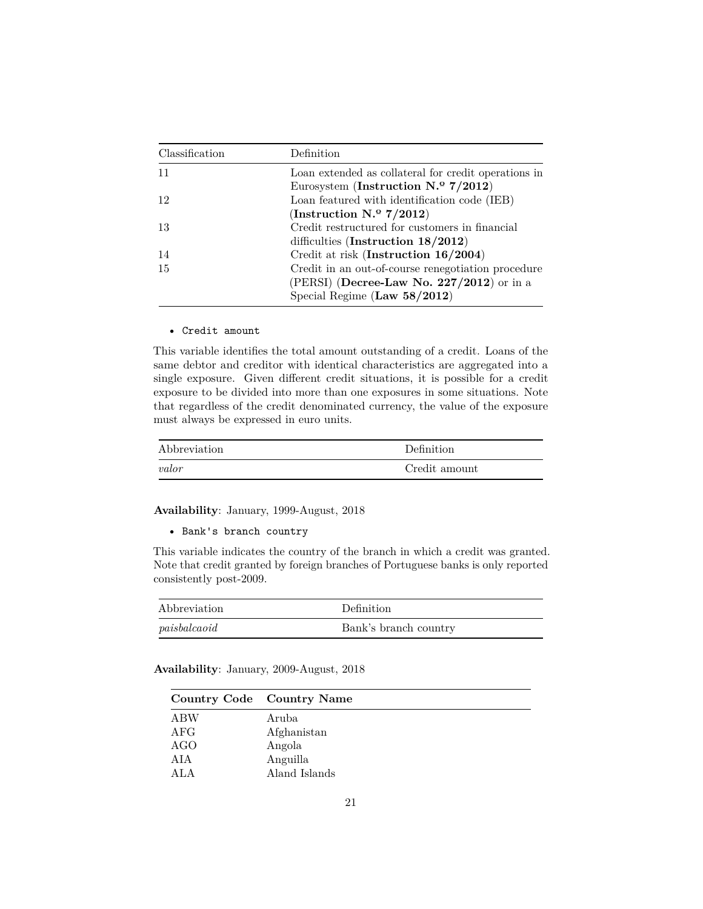| Classification | Definition |
|---|---|
| 11 | Loan extended as collateral for credit operations in Eurosystem (**Instruction N.º 7/2012**) |
| 12 | Loan featured with identification code (IEB) (**Instruction N.º 7/2012**) |
| 13 | Credit restructured for customers in financial difficulties (**Instruction 18/2012**) |
| 14 | Credit at risk (**Instruction 16/2004**) |
| 15 | Credit in an out-of-course renegotiation procedure (PERSI) (**Decree-Law No. 227/2012**) or in a Special Regime (**Law 58/2012**) |

- `Credit amount`

This variable identifies the total amount outstanding of a credit. Loans of the same debtor and creditor with identical characteristics are aggregated into a single exposure. Given different credit situations, it is possible for a credit exposure to be divided into more than one exposures in some situations. Note that regardless of the credit denominated currency, the value of the exposure must always be expressed in euro units.

| Abbreviation | Definition |
|---|---|
| *valor* | Credit amount |

**Availability**: January, 1999-August, 2018

- `Bank's branch country`

This variable indicates the country of the branch in which a credit was granted. Note that credit granted by foreign branches of Portuguese banks is only reported consistently post-2009.

| Abbreviation | Definition |
|---|---|
| *paisbalcaoid* | Bank's branch country |

**Availability**: January, 2009-August, 2018

| **Country Code** | **Country Name** |
|---|---|
| ABW | Aruba |
| AFG | Afghanistan |
| AGO | Angola |
| AIA | Anguilla |
| ALA | Aland Islands |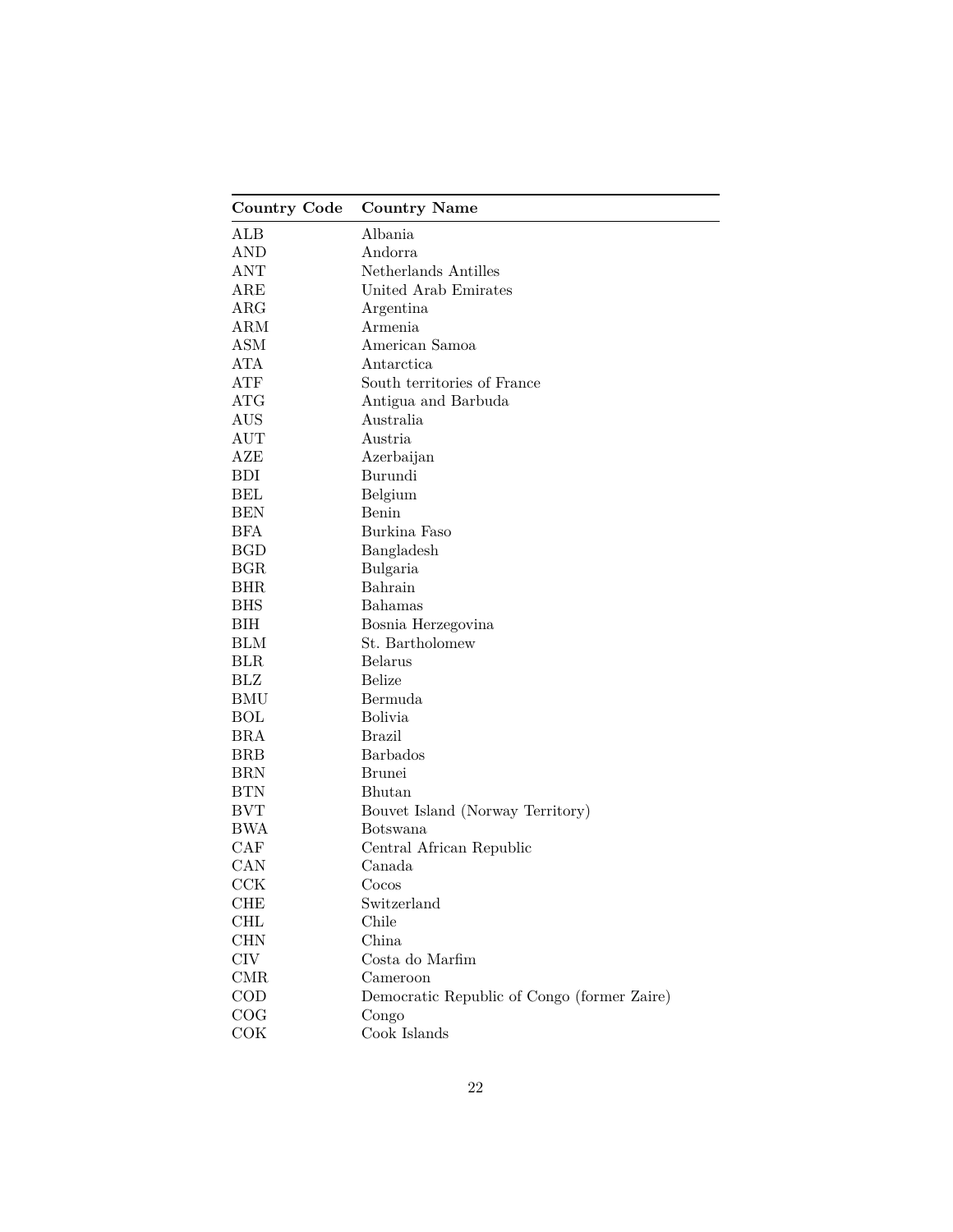| **Country Code** | **Country Name** |
|---|---|
| ALB | Albania |
| AND | Andorra |
| ANT | Netherlands Antilles |
| ARE | United Arab Emirates |
| ARG | Argentina |
| ARM | Armenia |
| ASM | American Samoa |
| ATA | Antarctica |
| ATF | South territories of France |
| ATG | Antigua and Barbuda |
| AUS | Australia |
| AUT | Austria |
| AZE | Azerbaijan |
| BDI | Burundi |
| BEL | Belgium |
| BEN | Benin |
| BFA | Burkina Faso |
| BGD | Bangladesh |
| BGR | Bulgaria |
| BHR | Bahrain |
| BHS | Bahamas |
| BIH | Bosnia Herzegovina |
| BLM | St. Bartholomew |
| BLR | Belarus |
| BLZ | Belize |
| BMU | Bermuda |
| BOL | Bolivia |
| BRA | Brazil |
| BRB | Barbados |
| BRN | Brunei |
| BTN | Bhutan |
| BVT | Bouvet Island (Norway Territory) |
| BWA | Botswana |
| CAF | Central African Republic |
| CAN | Canada |
| CCK | Cocos |
| CHE | Switzerland |
| CHL | Chile |
| CHN | China |
| CIV | Costa do Marfim |
| CMR | Cameroon |
| COD | Democratic Republic of Congo (former Zaire) |
| COG | Congo |
| COK | Cook Islands |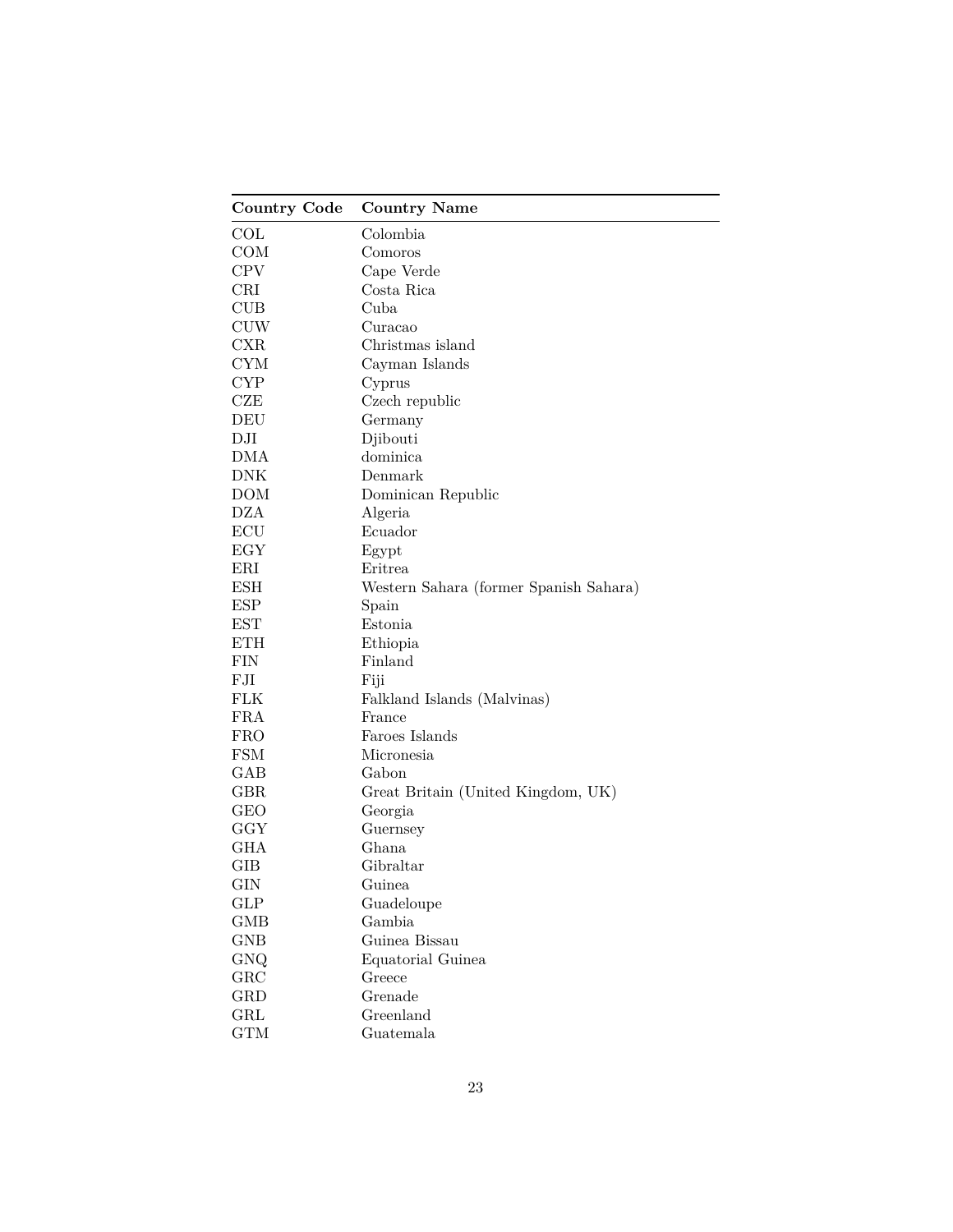| Country Code | Country Name |
| --- | --- |
| COL | Colombia |
| COM | Comoros |
| CPV | Cape Verde |
| CRI | Costa Rica |
| CUB | Cuba |
| CUW | Curacao |
| CXR | Christmas island |
| CYM | Cayman Islands |
| CYP | Cyprus |
| CZE | Czech republic |
| DEU | Germany |
| DJI | Djibouti |
| DMA | dominica |
| DNK | Denmark |
| DOM | Dominican Republic |
| DZA | Algeria |
| ECU | Ecuador |
| EGY | Egypt |
| ERI | Eritrea |
| ESH | Western Sahara (former Spanish Sahara) |
| ESP | Spain |
| EST | Estonia |
| ETH | Ethiopia |
| FIN | Finland |
| FJI | Fiji |
| FLK | Falkland Islands (Malvinas) |
| FRA | France |
| FRO | Faroes Islands |
| FSM | Micronesia |
| GAB | Gabon |
| GBR | Great Britain (United Kingdom, UK) |
| GEO | Georgia |
| GGY | Guernsey |
| GHA | Ghana |
| GIB | Gibraltar |
| GIN | Guinea |
| GLP | Guadeloupe |
| GMB | Gambia |
| GNB | Guinea Bissau |
| GNQ | Equatorial Guinea |
| GRC | Greece |
| GRD | Grenade |
| GRL | Greenland |
| GTM | Guatemala |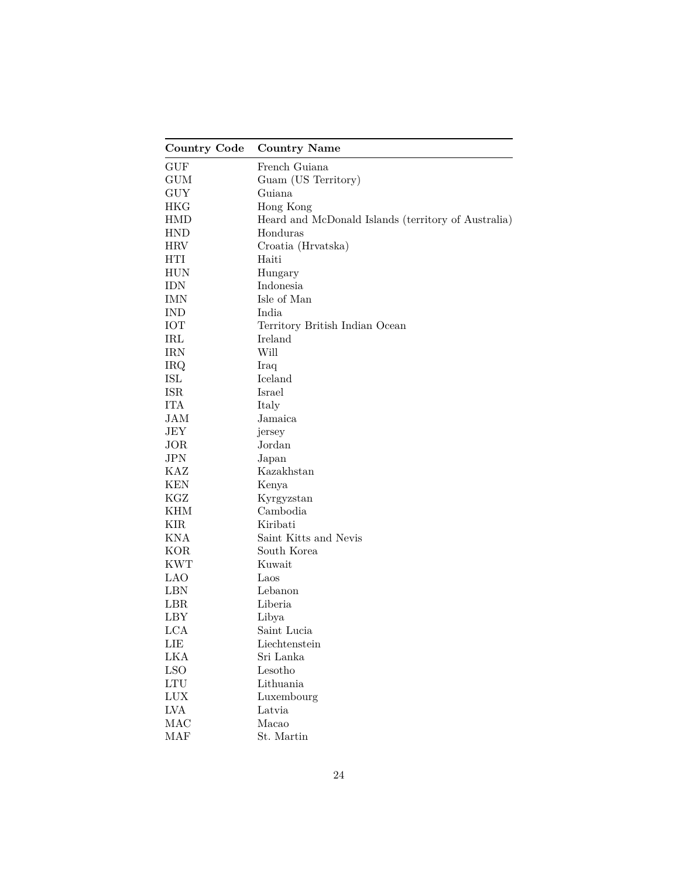| **Country Code** | **Country Name** |
| --- | --- |
| GUF | French Guiana |
| GUM | Guam (US Territory) |
| GUY | Guiana |
| HKG | Hong Kong |
| HMD | Heard and McDonald Islands (territory of Australia) |
| HND | Honduras |
| HRV | Croatia (Hrvatska) |
| HTI | Haiti |
| HUN | Hungary |
| IDN | Indonesia |
| IMN | Isle of Man |
| IND | India |
| IOT | Territory British Indian Ocean |
| IRL | Ireland |
| IRN | Will |
| IRQ | Iraq |
| ISL | Iceland |
| ISR | Israel |
| ITA | Italy |
| JAM | Jamaica |
| JEY | jersey |
| JOR | Jordan |
| JPN | Japan |
| KAZ | Kazakhstan |
| KEN | Kenya |
| KGZ | Kyrgyzstan |
| KHM | Cambodia |
| KIR | Kiribati |
| KNA | Saint Kitts and Nevis |
| KOR | South Korea |
| KWT | Kuwait |
| LAO | Laos |
| LBN | Lebanon |
| LBR | Liberia |
| LBY | Libya |
| LCA | Saint Lucia |
| LIE | Liechtenstein |
| LKA | Sri Lanka |
| LSO | Lesotho |
| LTU | Lithuania |
| LUX | Luxembourg |
| LVA | Latvia |
| MAC | Macao |
| MAF | St. Martin |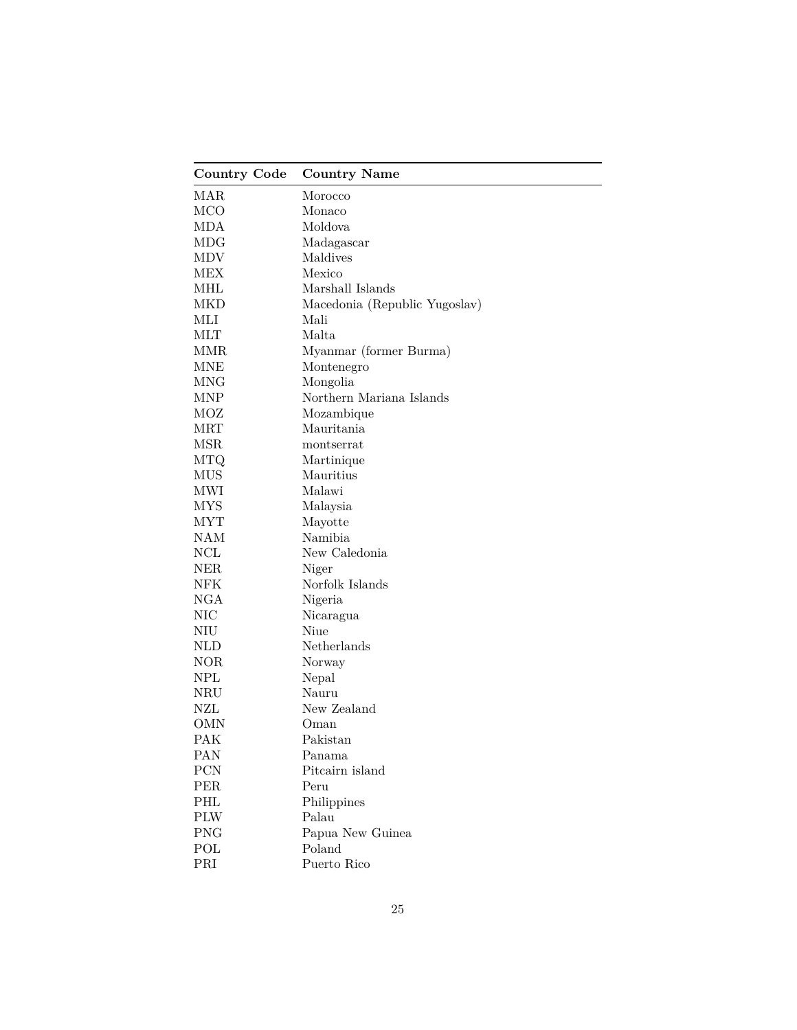| Country Code | Country Name |
|---|---|
| MAR | Morocco |
| MCO | Monaco |
| MDA | Moldova |
| MDG | Madagascar |
| MDV | Maldives |
| MEX | Mexico |
| MHL | Marshall Islands |
| MKD | Macedonia (Republic Yugoslav) |
| MLI | Mali |
| MLT | Malta |
| MMR | Myanmar (former Burma) |
| MNE | Montenegro |
| MNG | Mongolia |
| MNP | Northern Mariana Islands |
| MOZ | Mozambique |
| MRT | Mauritania |
| MSR | montserrat |
| MTQ | Martinique |
| MUS | Mauritius |
| MWI | Malawi |
| MYS | Malaysia |
| MYT | Mayotte |
| NAM | Namibia |
| NCL | New Caledonia |
| NER | Niger |
| NFK | Norfolk Islands |
| NGA | Nigeria |
| NIC | Nicaragua |
| NIU | Niue |
| NLD | Netherlands |
| NOR | Norway |
| NPL | Nepal |
| NRU | Nauru |
| NZL | New Zealand |
| OMN | Oman |
| PAK | Pakistan |
| PAN | Panama |
| PCN | Pitcairn island |
| PER | Peru |
| PHL | Philippines |
| PLW | Palau |
| PNG | Papua New Guinea |
| POL | Poland |
| PRI | Puerto Rico |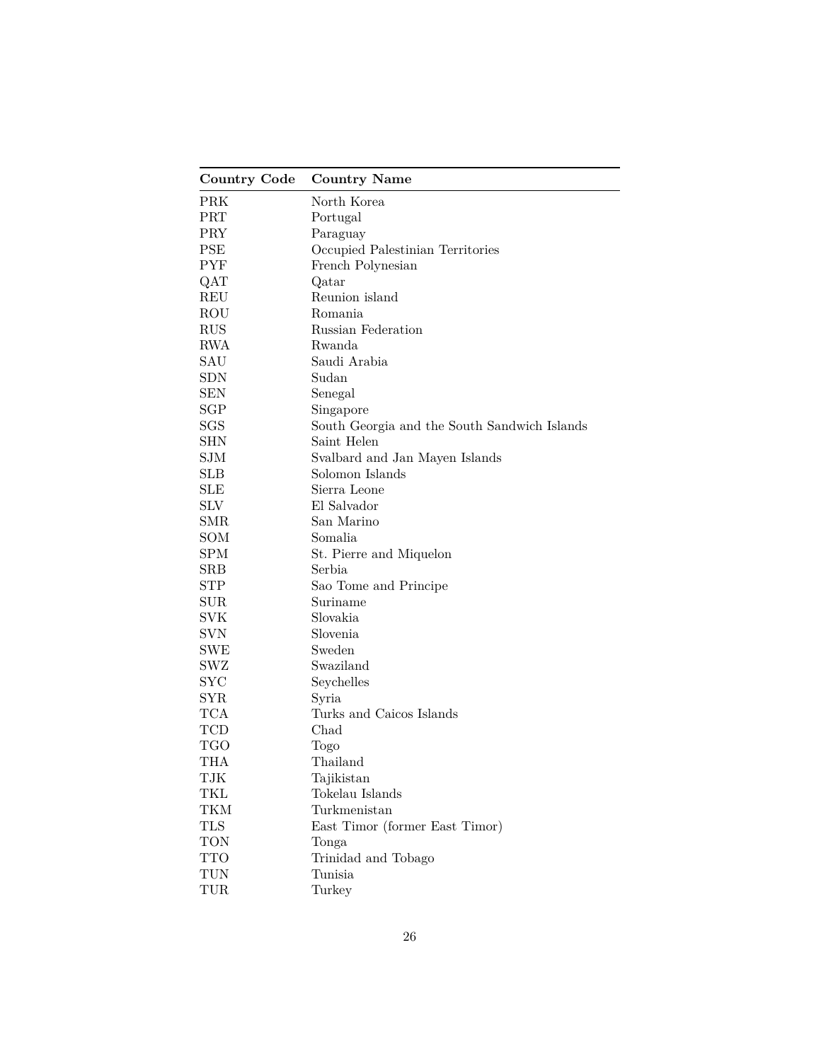| Country Code | Country Name |
|---|---|
| PRK | North Korea |
| PRT | Portugal |
| PRY | Paraguay |
| PSE | Occupied Palestinian Territories |
| PYF | French Polynesian |
| QAT | Qatar |
| REU | Reunion island |
| ROU | Romania |
| RUS | Russian Federation |
| RWA | Rwanda |
| SAU | Saudi Arabia |
| SDN | Sudan |
| SEN | Senegal |
| SGP | Singapore |
| SGS | South Georgia and the South Sandwich Islands |
| SHN | Saint Helen |
| SJM | Svalbard and Jan Mayen Islands |
| SLB | Solomon Islands |
| SLE | Sierra Leone |
| SLV | El Salvador |
| SMR | San Marino |
| SOM | Somalia |
| SPM | St. Pierre and Miquelon |
| SRB | Serbia |
| STP | Sao Tome and Principe |
| SUR | Suriname |
| SVK | Slovakia |
| SVN | Slovenia |
| SWE | Sweden |
| SWZ | Swaziland |
| SYC | Seychelles |
| SYR | Syria |
| TCA | Turks and Caicos Islands |
| TCD | Chad |
| TGO | Togo |
| THA | Thailand |
| TJK | Tajikistan |
| TKL | Tokelau Islands |
| TKM | Turkmenistan |
| TLS | East Timor (former East Timor) |
| TON | Tonga |
| TTO | Trinidad and Tobago |
| TUN | Tunisia |
| TUR | Turkey |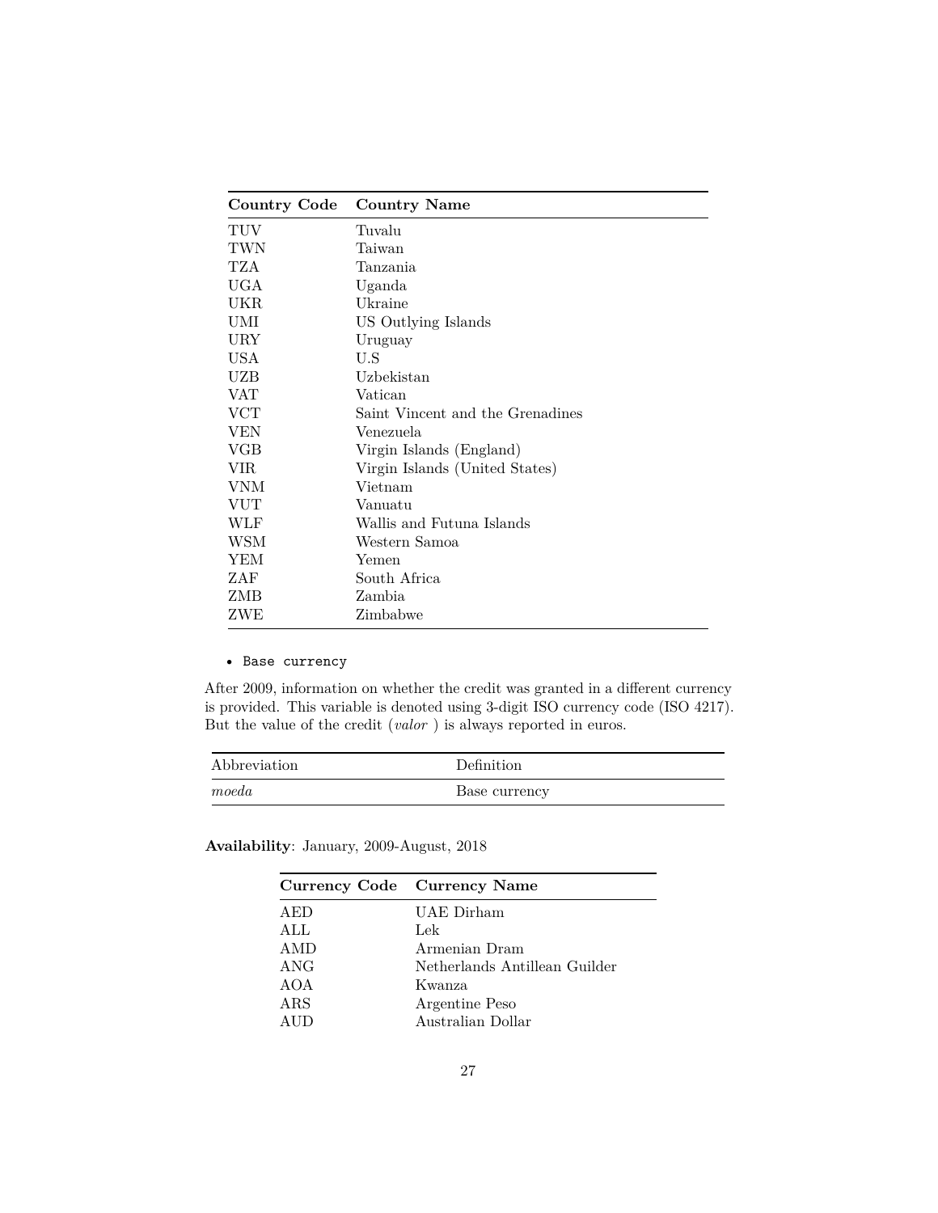| Country Code | Country Name |
|---|---|
| TUV | Tuvalu |
| TWN | Taiwan |
| TZA | Tanzania |
| UGA | Uganda |
| UKR | Ukraine |
| UMI | US Outlying Islands |
| URY | Uruguay |
| USA | U.S |
| UZB | Uzbekistan |
| VAT | Vatican |
| VCT | Saint Vincent and the Grenadines |
| VEN | Venezuela |
| VGB | Virgin Islands (England) |
| VIR | Virgin Islands (United States) |
| VNM | Vietnam |
| VUT | Vanuatu |
| WLF | Wallis and Futuna Islands |
| WSM | Western Samoa |
| YEM | Yemen |
| ZAF | South Africa |
| ZMB | Zambia |
| ZWE | Zimbabwe |

- `Base currency`

After 2009, information on whether the credit was granted in a different currency is provided. This variable is denoted using 3-digit ISO currency code (ISO 4217). But the value of the credit (*valor* ) is always reported in euros.

| Abbreviation | Definition |
|---|---|
| *moeda* | Base currency |

**Availability**: January, 2009-August, 2018

| Currency Code | Currency Name |
|---|---|
| AED | UAE Dirham |
| ALL | Lek |
| AMD | Armenian Dram |
| ANG | Netherlands Antillean Guilder |
| AOA | Kwanza |
| ARS | Argentine Peso |
| AUD | Australian Dollar |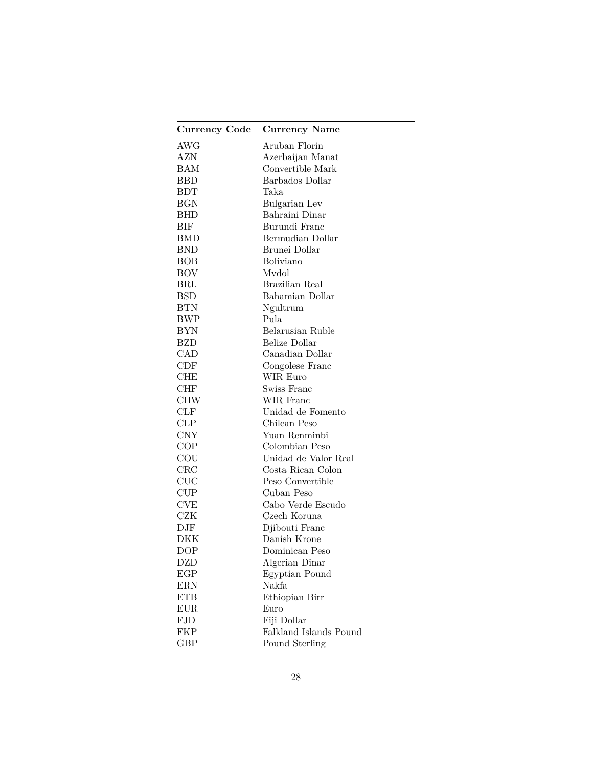| Currency Code | Currency Name |
|---|---|
| AWG | Aruban Florin |
| AZN | Azerbaijan Manat |
| BAM | Convertible Mark |
| BBD | Barbados Dollar |
| BDT | Taka |
| BGN | Bulgarian Lev |
| BHD | Bahraini Dinar |
| BIF | Burundi Franc |
| BMD | Bermudian Dollar |
| BND | Brunei Dollar |
| BOB | Boliviano |
| BOV | Mvdol |
| BRL | Brazilian Real |
| BSD | Bahamian Dollar |
| BTN | Ngultrum |
| BWP | Pula |
| BYN | Belarusian Ruble |
| BZD | Belize Dollar |
| CAD | Canadian Dollar |
| CDF | Congolese Franc |
| CHE | WIR Euro |
| CHF | Swiss Franc |
| CHW | WIR Franc |
| CLF | Unidad de Fomento |
| CLP | Chilean Peso |
| CNY | Yuan Renminbi |
| COP | Colombian Peso |
| COU | Unidad de Valor Real |
| CRC | Costa Rican Colon |
| CUC | Peso Convertible |
| CUP | Cuban Peso |
| CVE | Cabo Verde Escudo |
| CZK | Czech Koruna |
| DJF | Djibouti Franc |
| DKK | Danish Krone |
| DOP | Dominican Peso |
| DZD | Algerian Dinar |
| EGP | Egyptian Pound |
| ERN | Nakfa |
| ETB | Ethiopian Birr |
| EUR | Euro |
| FJD | Fiji Dollar |
| FKP | Falkland Islands Pound |
| GBP | Pound Sterling |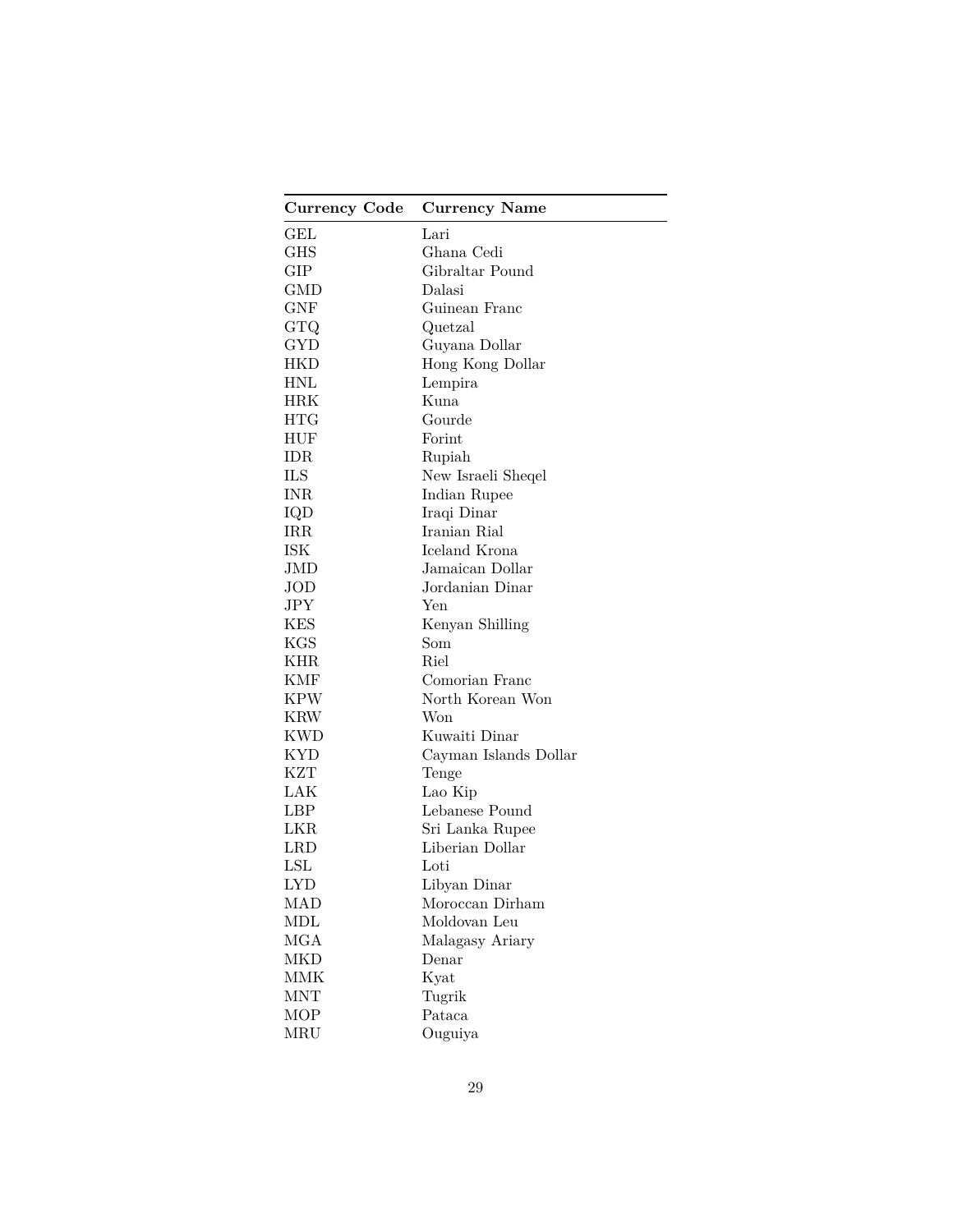| Currency Code | Currency Name |
| --- | --- |
| GEL | Lari |
| GHS | Ghana Cedi |
| GIP | Gibraltar Pound |
| GMD | Dalasi |
| GNF | Guinean Franc |
| GTQ | Quetzal |
| GYD | Guyana Dollar |
| HKD | Hong Kong Dollar |
| HNL | Lempira |
| HRK | Kuna |
| HTG | Gourde |
| HUF | Forint |
| IDR | Rupiah |
| ILS | New Israeli Sheqel |
| INR | Indian Rupee |
| IQD | Iraqi Dinar |
| IRR | Iranian Rial |
| ISK | Iceland Krona |
| JMD | Jamaican Dollar |
| JOD | Jordanian Dinar |
| JPY | Yen |
| KES | Kenyan Shilling |
| KGS | Som |
| KHR | Riel |
| KMF | Comorian Franc |
| KPW | North Korean Won |
| KRW | Won |
| KWD | Kuwaiti Dinar |
| KYD | Cayman Islands Dollar |
| KZT | Tenge |
| LAK | Lao Kip |
| LBP | Lebanese Pound |
| LKR | Sri Lanka Rupee |
| LRD | Liberian Dollar |
| LSL | Loti |
| LYD | Libyan Dinar |
| MAD | Moroccan Dirham |
| MDL | Moldovan Leu |
| MGA | Malagasy Ariary |
| MKD | Denar |
| MMK | Kyat |
| MNT | Tugrik |
| MOP | Pataca |
| MRU | Ouguiya |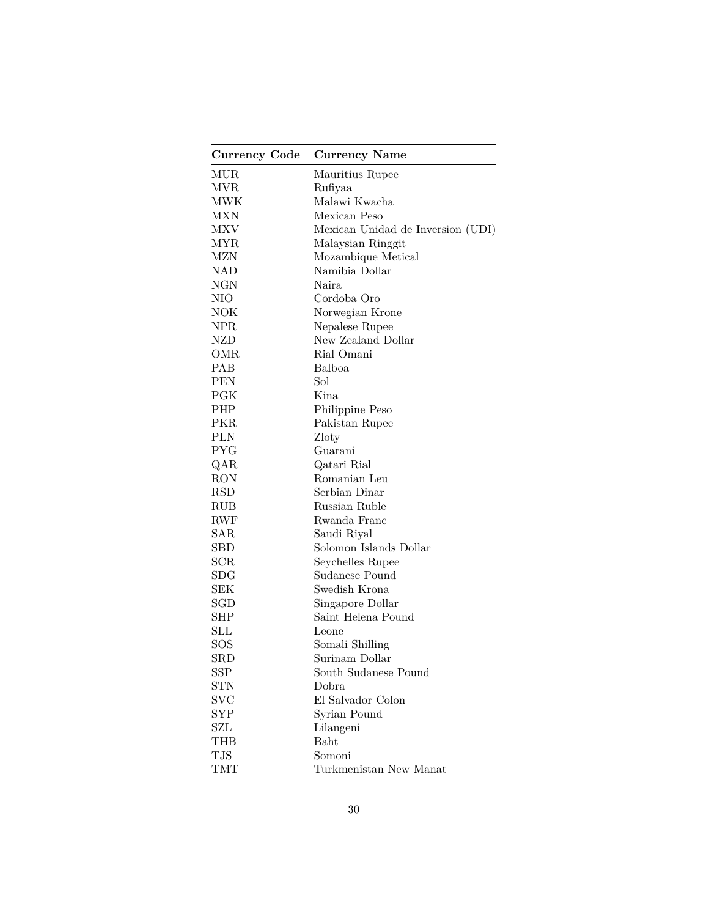| Currency Code | Currency Name |
| --- | --- |
| MUR | Mauritius Rupee |
| MVR | Rufiyaa |
| MWK | Malawi Kwacha |
| MXN | Mexican Peso |
| MXV | Mexican Unidad de Inversion (UDI) |
| MYR | Malaysian Ringgit |
| MZN | Mozambique Metical |
| NAD | Namibia Dollar |
| NGN | Naira |
| NIO | Cordoba Oro |
| NOK | Norwegian Krone |
| NPR | Nepalese Rupee |
| NZD | New Zealand Dollar |
| OMR | Rial Omani |
| PAB | Balboa |
| PEN | Sol |
| PGK | Kina |
| PHP | Philippine Peso |
| PKR | Pakistan Rupee |
| PLN | Zloty |
| PYG | Guarani |
| QAR | Qatari Rial |
| RON | Romanian Leu |
| RSD | Serbian Dinar |
| RUB | Russian Ruble |
| RWF | Rwanda Franc |
| SAR | Saudi Riyal |
| SBD | Solomon Islands Dollar |
| SCR | Seychelles Rupee |
| SDG | Sudanese Pound |
| SEK | Swedish Krona |
| SGD | Singapore Dollar |
| SHP | Saint Helena Pound |
| SLL | Leone |
| SOS | Somali Shilling |
| SRD | Surinam Dollar |
| SSP | South Sudanese Pound |
| STN | Dobra |
| SVC | El Salvador Colon |
| SYP | Syrian Pound |
| SZL | Lilangeni |
| THB | Baht |
| TJS | Somoni |
| TMT | Turkmenistan New Manat |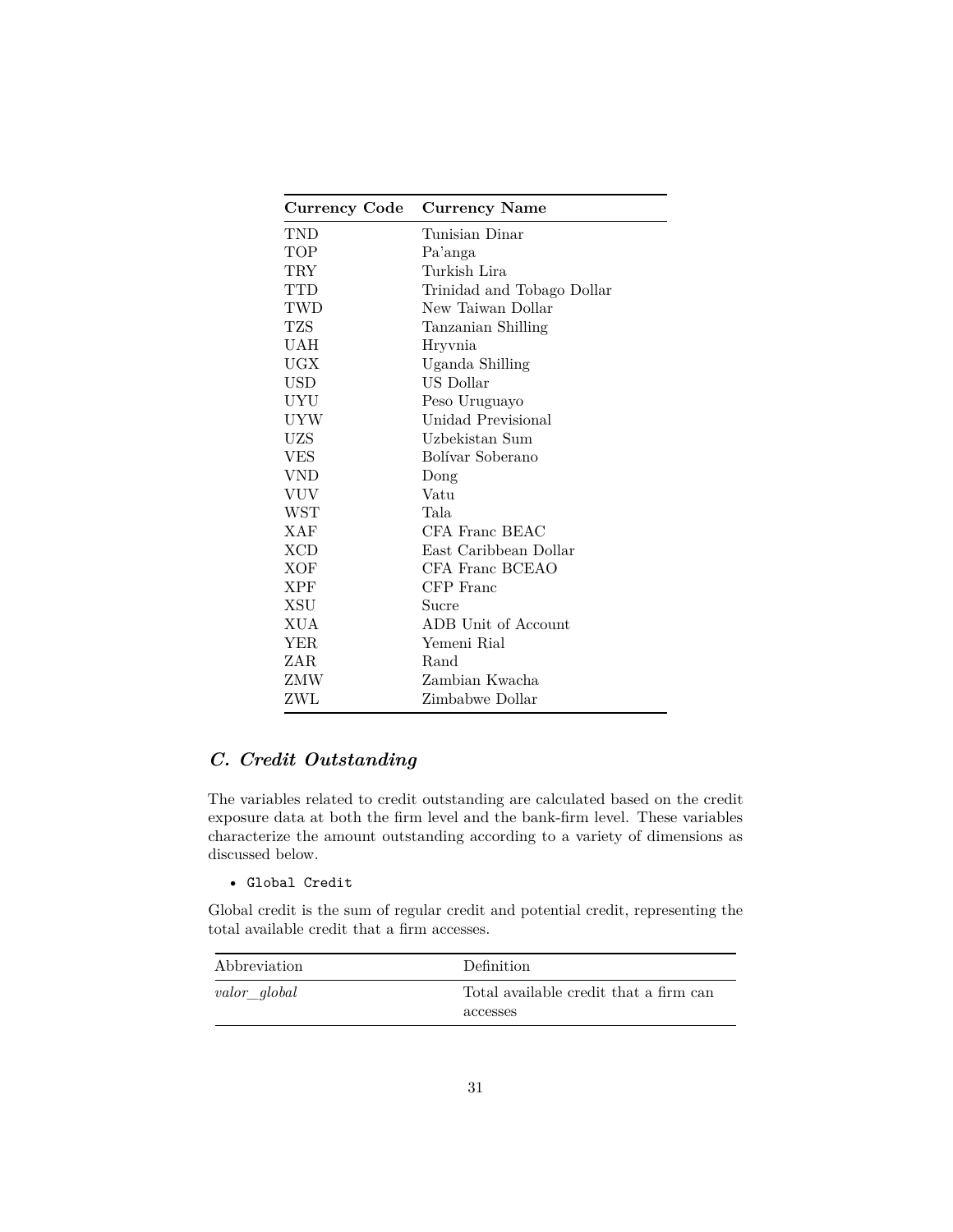| Currency Code | Currency Name |
|---|---|
| TND | Tunisian Dinar |
| TOP | Pa'anga |
| TRY | Turkish Lira |
| TTD | Trinidad and Tobago Dollar |
| TWD | New Taiwan Dollar |
| TZS | Tanzanian Shilling |
| UAH | Hryvnia |
| UGX | Uganda Shilling |
| USD | US Dollar |
| UYU | Peso Uruguayo |
| UYW | Unidad Previsional |
| UZS | Uzbekistan Sum |
| VES | Bolívar Soberano |
| VND | Dong |
| VUV | Vatu |
| WST | Tala |
| XAF | CFA Franc BEAC |
| XCD | East Caribbean Dollar |
| XOF | CFA Franc BCEAO |
| XPF | CFP Franc |
| XSU | Sucre |
| XUA | ADB Unit of Account |
| YER | Yemeni Rial |
| ZAR | Rand |
| ZMW | Zambian Kwacha |
| ZWL | Zimbabwe Dollar |

## *C. Credit Outstanding*

The variables related to credit outstanding are calculated based on the credit exposure data at both the firm level and the bank-firm level. These variables characterize the amount outstanding according to a variety of dimensions as discussed below.

- `Global Credit`

Global credit is the sum of regular credit and potential credit, representing the total available credit that a firm accesses.

| Abbreviation | Definition |
|---|---|
| *valor_global* | Total available credit that a firm can accesses |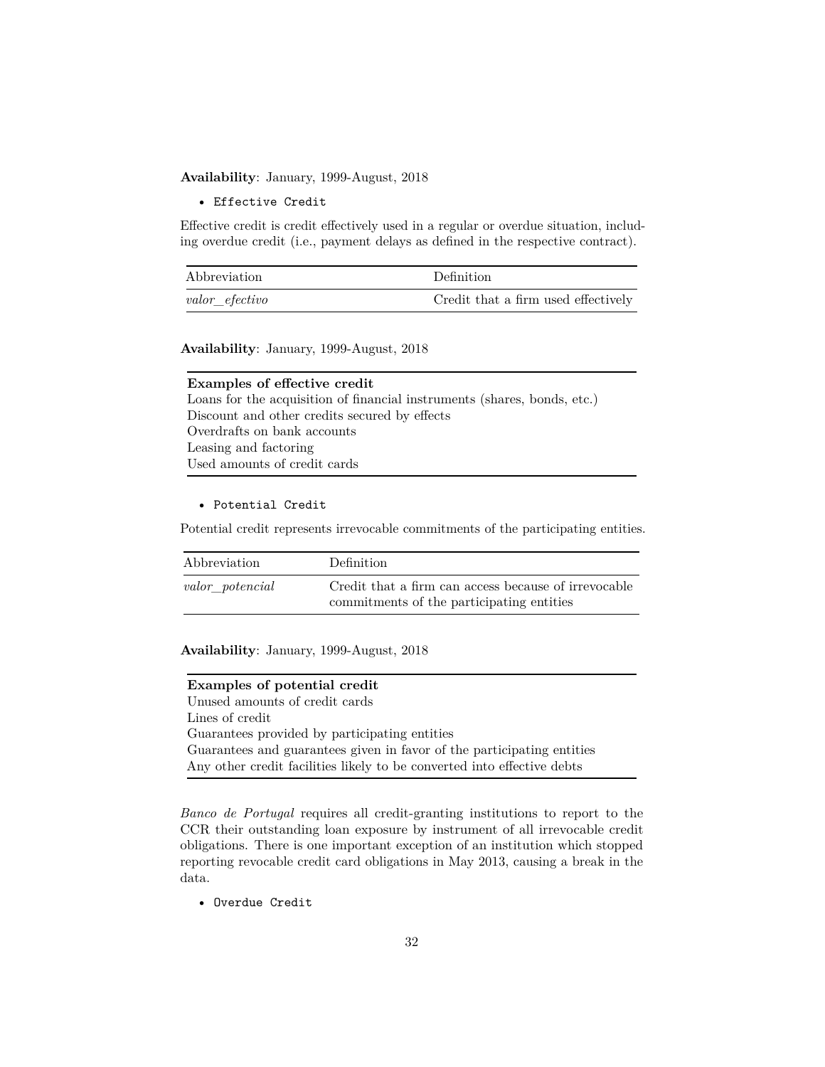**Availability**: January, 1999-August, 2018

- `Effective Credit`

Effective credit is credit effectively used in a regular or overdue situation, including overdue credit (i.e., payment delays as defined in the respective contract).

| Abbreviation | Definition |
|---|---|
| *valor_efectivo* | Credit that a firm used effectively |

**Availability**: January, 1999-August, 2018

| **Examples of effective credit** |
|---|
| Loans for the acquisition of financial instruments (shares, bonds, etc.) |
| Discount and other credits secured by effects |
| Overdrafts on bank accounts |
| Leasing and factoring |
| Used amounts of credit cards |

- `Potential Credit`

Potential credit represents irrevocable commitments of the participating entities.

| Abbreviation | Definition |
|---|---|
| *valor_potencial* | Credit that a firm can access because of irrevocable commitments of the participating entities |

**Availability**: January, 1999-August, 2018

| **Examples of potential credit** |
|---|
| Unused amounts of credit cards |
| Lines of credit |
| Guarantees provided by participating entities |
| Guarantees and guarantees given in favor of the participating entities |
| Any other credit facilities likely to be converted into effective debts |

*Banco de Portugal* requires all credit-granting institutions to report to the CCR their outstanding loan exposure by instrument of all irrevocable credit obligations. There is one important exception of an institution which stopped reporting revocable credit card obligations in May 2013, causing a break in the data.

- `Overdue Credit`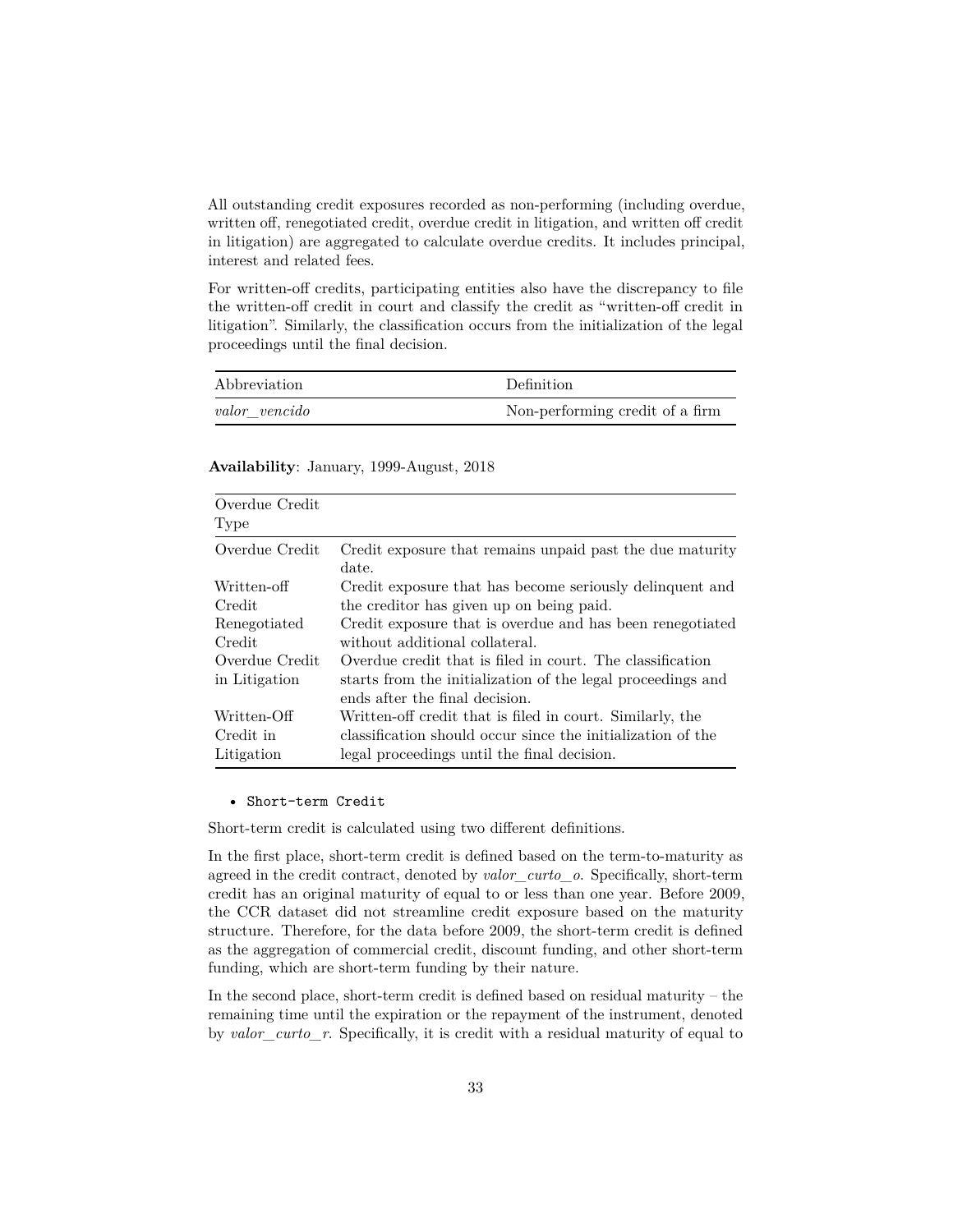All outstanding credit exposures recorded as non-performing (including overdue, written off, renegotiated credit, overdue credit in litigation, and written off credit in litigation) are aggregated to calculate overdue credits. It includes principal, interest and related fees.

For written-off credits, participating entities also have the discrepancy to file the written-off credit in court and classify the credit as "written-off credit in litigation". Similarly, the classification occurs from the initialization of the legal proceedings until the final decision.

| Abbreviation | Definition |
|---|---|
| *valor_vencido* | Non-performing credit of a firm |

**Availability**: January, 1999-August, 2018

| Overdue Credit Type | |
|---|---|
| Overdue Credit | Credit exposure that remains unpaid past the due maturity date. |
| Written-off Credit | Credit exposure that has become seriously delinquent and the creditor has given up on being paid. |
| Renegotiated Credit | Credit exposure that is overdue and has been renegotiated without additional collateral. |
| Overdue Credit in Litigation | Overdue credit that is filed in court. The classification starts from the initialization of the legal proceedings and ends after the final decision. |
| Written-Off Credit in Litigation | Written-off credit that is filed in court. Similarly, the classification should occur since the initialization of the legal proceedings until the final decision. |

- `Short-term Credit`

Short-term credit is calculated using two different definitions.

In the first place, short-term credit is defined based on the term-to-maturity as agreed in the credit contract, denoted by *valor_curto_o*. Specifically, short-term credit has an original maturity of equal to or less than one year. Before 2009, the CCR dataset did not streamline credit exposure based on the maturity structure. Therefore, for the data before 2009, the short-term credit is defined as the aggregation of commercial credit, discount funding, and other short-term funding, which are short-term funding by their nature.

In the second place, short-term credit is defined based on residual maturity – the remaining time until the expiration or the repayment of the instrument, denoted by *valor_curto_r*. Specifically, it is credit with a residual maturity of equal to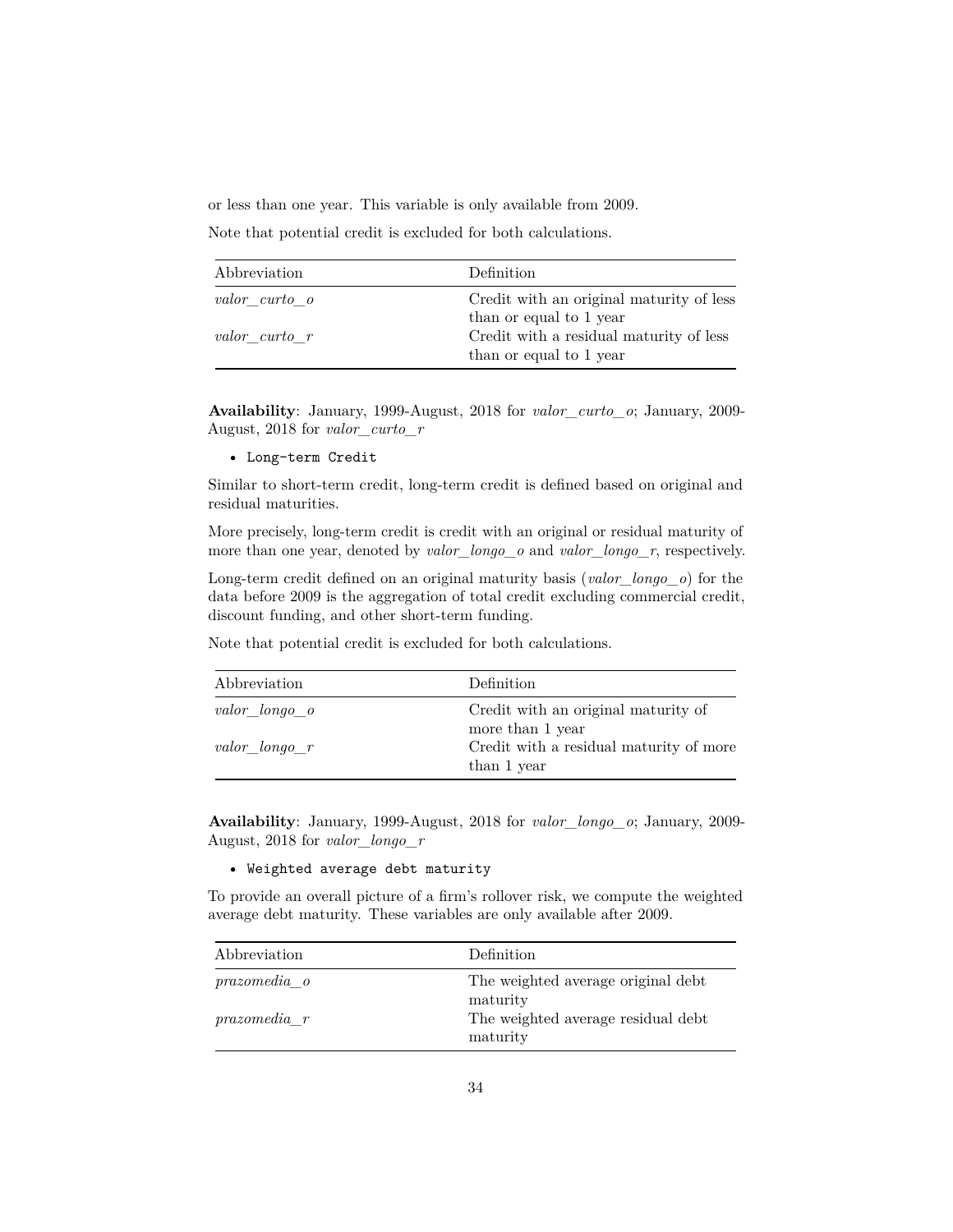or less than one year. This variable is only available from 2009.

Note that potential credit is excluded for both calculations.

| Abbreviation | Definition |
|---|---|
| *valor_curto_o* | Credit with an original maturity of less than or equal to 1 year |
| *valor_curto_r* | Credit with a residual maturity of less than or equal to 1 year |

**Availability**: January, 1999-August, 2018 for *valor_curto_o*; January, 2009-August, 2018 for *valor_curto_r*

- `Long-term Credit`

Similar to short-term credit, long-term credit is defined based on original and residual maturities.

More precisely, long-term credit is credit with an original or residual maturity of more than one year, denoted by *valor_longo_o* and *valor_longo_r*, respectively.

Long-term credit defined on an original maturity basis (*valor_longo_o*) for the data before 2009 is the aggregation of total credit excluding commercial credit, discount funding, and other short-term funding.

Note that potential credit is excluded for both calculations.

| Abbreviation | Definition |
|---|---|
| *valor_longo_o* | Credit with an original maturity of more than 1 year |
| *valor_longo_r* | Credit with a residual maturity of more than 1 year |

**Availability**: January, 1999-August, 2018 for *valor_longo_o*; January, 2009-August, 2018 for *valor_longo_r*

- `Weighted average debt maturity`

To provide an overall picture of a firm's rollover risk, we compute the weighted average debt maturity. These variables are only available after 2009.

| Abbreviation | Definition |
|---|---|
| *prazomedia_o* | The weighted average original debt maturity |
| *prazomedia_r* | The weighted average residual debt maturity |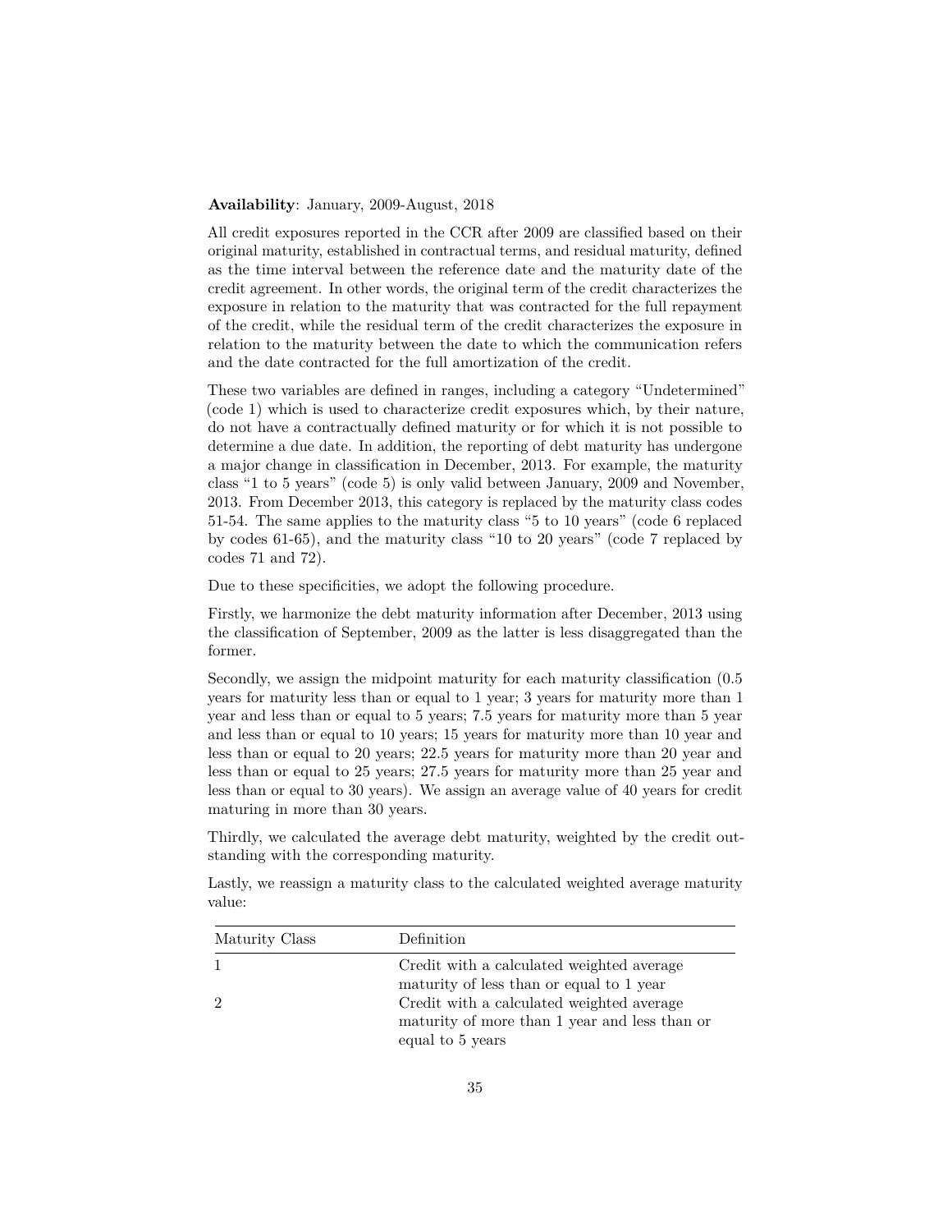**Availability**: January, 2009-August, 2018

All credit exposures reported in the CCR after 2009 are classified based on their original maturity, established in contractual terms, and residual maturity, defined as the time interval between the reference date and the maturity date of the credit agreement. In other words, the original term of the credit characterizes the exposure in relation to the maturity that was contracted for the full repayment of the credit, while the residual term of the credit characterizes the exposure in relation to the maturity between the date to which the communication refers and the date contracted for the full amortization of the credit.

These two variables are defined in ranges, including a category "Undetermined" (code 1) which is used to characterize credit exposures which, by their nature, do not have a contractually defined maturity or for which it is not possible to determine a due date. In addition, the reporting of debt maturity has undergone a major change in classification in December, 2013. For example, the maturity class "1 to 5 years" (code 5) is only valid between January, 2009 and November, 2013. From December 2013, this category is replaced by the maturity class codes 51-54. The same applies to the maturity class "5 to 10 years" (code 6 replaced by codes 61-65), and the maturity class "10 to 20 years" (code 7 replaced by codes 71 and 72).

Due to these specificities, we adopt the following procedure.

Firstly, we harmonize the debt maturity information after December, 2013 using the classification of September, 2009 as the latter is less disaggregated than the former.

Secondly, we assign the midpoint maturity for each maturity classification (0.5 years for maturity less than or equal to 1 year; 3 years for maturity more than 1 year and less than or equal to 5 years; 7.5 years for maturity more than 5 year and less than or equal to 10 years; 15 years for maturity more than 10 year and less than or equal to 20 years; 22.5 years for maturity more than 20 year and less than or equal to 25 years; 27.5 years for maturity more than 25 year and less than or equal to 30 years). We assign an average value of 40 years for credit maturing in more than 30 years.

Thirdly, we calculated the average debt maturity, weighted by the credit outstanding with the corresponding maturity.

Lastly, we reassign a maturity class to the calculated weighted average maturity value:

| Maturity Class | Definition |
|---|---|
| 1 | Credit with a calculated weighted average maturity of less than or equal to 1 year |
| 2 | Credit with a calculated weighted average maturity of more than 1 year and less than or equal to 5 years |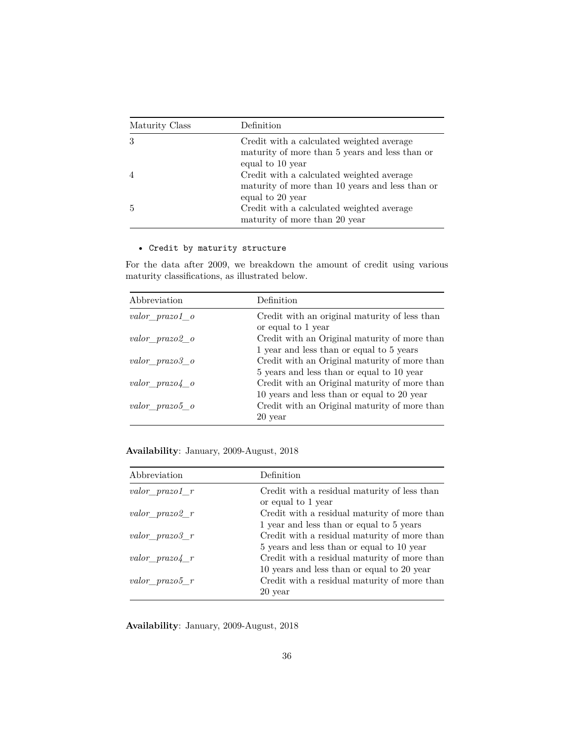| Maturity Class | Definition |
|---|---|
| 3 | Credit with a calculated weighted average maturity of more than 5 years and less than or equal to 10 year |
| 4 | Credit with a calculated weighted average maturity of more than 10 years and less than or equal to 20 year |
| 5 | Credit with a calculated weighted average maturity of more than 20 year |

- `Credit by maturity structure`

For the data after 2009, we breakdown the amount of credit using various maturity classifications, as illustrated below.

| Abbreviation | Definition |
|---|---|
| *valor_prazo1_o* | Credit with an original maturity of less than or equal to 1 year |
| *valor_prazo2_o* | Credit with an Original maturity of more than 1 year and less than or equal to 5 years |
| *valor_prazo3_o* | Credit with an Original maturity of more than 5 years and less than or equal to 10 year |
| *valor_prazo4_o* | Credit with an Original maturity of more than 10 years and less than or equal to 20 year |
| *valor_prazo5_o* | Credit with an Original maturity of more than 20 year |

**Availability**: January, 2009-August, 2018

| Abbreviation | Definition |
|---|---|
| *valor_prazo1_r* | Credit with a residual maturity of less than or equal to 1 year |
| *valor_prazo2_r* | Credit with a residual maturity of more than 1 year and less than or equal to 5 years |
| *valor_prazo3_r* | Credit with a residual maturity of more than 5 years and less than or equal to 10 year |
| *valor_prazo4_r* | Credit with a residual maturity of more than 10 years and less than or equal to 20 year |
| *valor_prazo5_r* | Credit with a residual maturity of more than 20 year |

**Availability**: January, 2009-August, 2018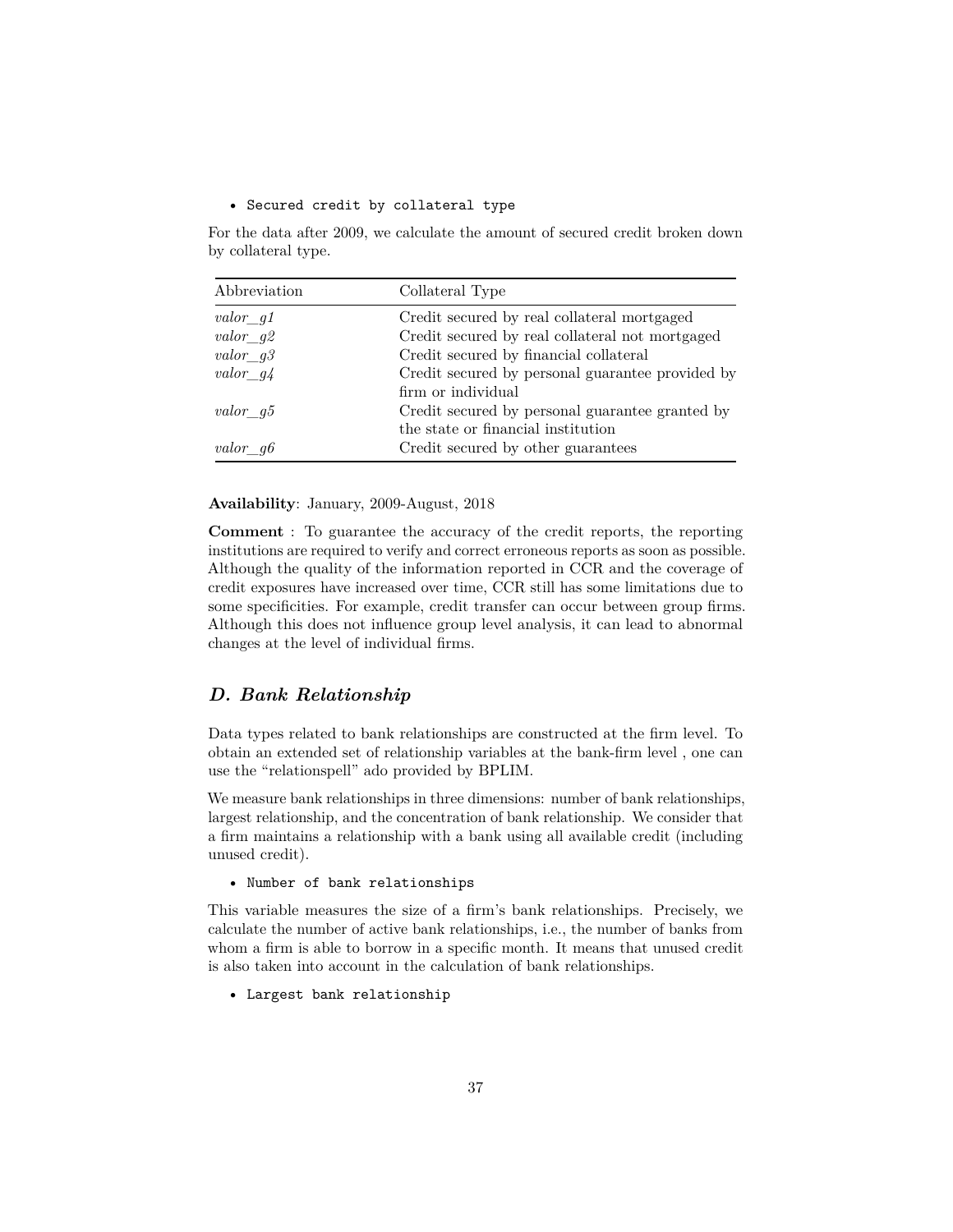- `Secured credit by collateral type`

For the data after 2009, we calculate the amount of secured credit broken down by collateral type.

| Abbreviation | Collateral Type |
|---|---|
| *valor_g1* | Credit secured by real collateral mortgaged |
| *valor_g2* | Credit secured by real collateral not mortgaged |
| *valor_g3* | Credit secured by financial collateral |
| *valor_g4* | Credit secured by personal guarantee provided by firm or individual |
| *valor_g5* | Credit secured by personal guarantee granted by the state or financial institution |
| *valor_g6* | Credit secured by other guarantees |

**Availability**: January, 2009-August, 2018

**Comment** : To guarantee the accuracy of the credit reports, the reporting institutions are required to verify and correct erroneous reports as soon as possible. Although the quality of the information reported in CCR and the coverage of credit exposures have increased over time, CCR still has some limitations due to some specificities. For example, credit transfer can occur between group firms. Although this does not influence group level analysis, it can lead to abnormal changes at the level of individual firms.

## *D. Bank Relationship*

Data types related to bank relationships are constructed at the firm level. To obtain an extended set of relationship variables at the bank-firm level , one can use the "relationspell" ado provided by BPLIM.

We measure bank relationships in three dimensions: number of bank relationships, largest relationship, and the concentration of bank relationship. We consider that a firm maintains a relationship with a bank using all available credit (including unused credit).

- `Number of bank relationships`

This variable measures the size of a firm's bank relationships. Precisely, we calculate the number of active bank relationships, i.e., the number of banks from whom a firm is able to borrow in a specific month. It means that unused credit is also taken into account in the calculation of bank relationships.

- `Largest bank relationship`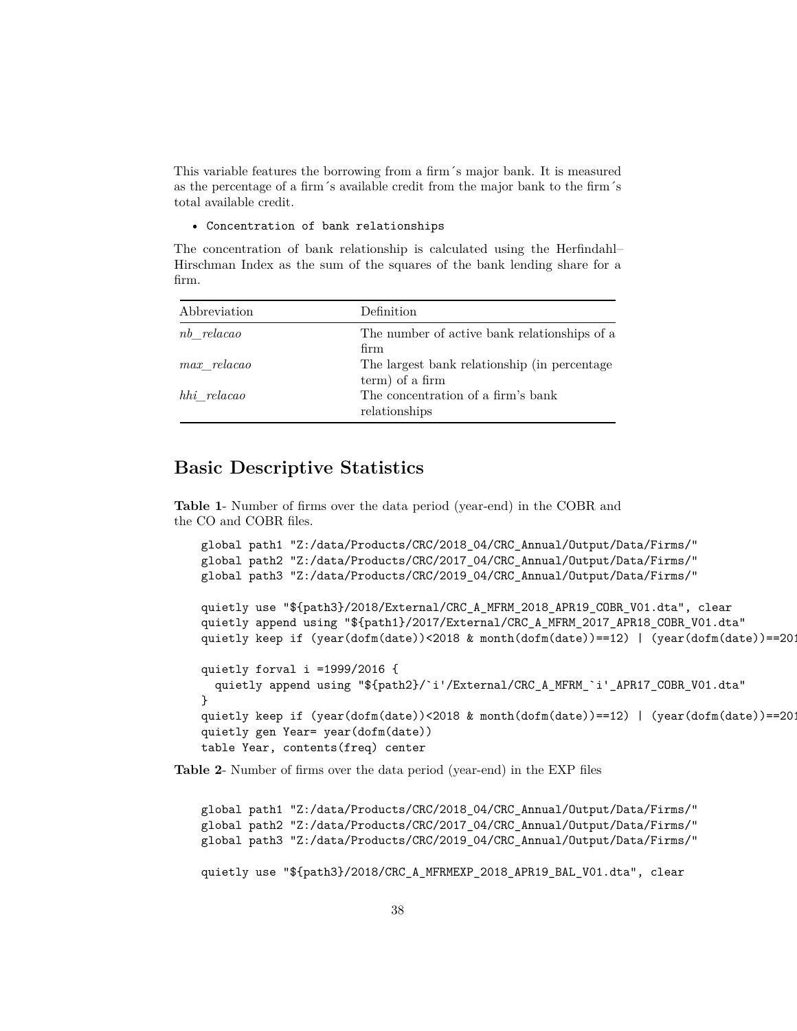This variable features the borrowing from a firm´s major bank. It is measured as the percentage of a firm´s available credit from the major bank to the firm´s total available credit.

- `Concentration of bank relationships`

The concentration of bank relationship is calculated using the Herfindahl–Hirschman Index as the sum of the squares of the bank lending share for a firm.

| Abbreviation | Definition |
|---|---|
| *nb_relacao* | The number of active bank relationships of a firm |
| *max_relacao* | The largest bank relationship (in percentage term) of a firm |
| *hhi_relacao* | The concentration of a firm's bank relationships |

## Basic Descriptive Statistics

**Table 1**- Number of firms over the data period (year-end) in the COBR and the CO and COBR files.

```
global path1 "Z:/data/Products/CRC/2018_04/CRC_Annual/Output/Data/Firms/"
global path2 "Z:/data/Products/CRC/2017_04/CRC_Annual/Output/Data/Firms/"
global path3 "Z:/data/Products/CRC/2019_04/CRC_Annual/Output/Data/Firms/"

quietly use "${path3}/2018/External/CRC_A_MFRM_2018_APR19_COBR_V01.dta", clear
quietly append using "${path1}/2017/External/CRC_A_MFRM_2017_APR18_COBR_V01.dta"
quietly keep if (year(dofm(date))<2018 & month(dofm(date))==12) | (year(dofm(date))==201

quietly forval i =1999/2016 {
  quietly append using "${path2}/`i'/External/CRC_A_MFRM_`i'_APR17_COBR_V01.dta"
}
quietly keep if (year(dofm(date))<2018 & month(dofm(date))==12) | (year(dofm(date))==201
quietly gen Year= year(dofm(date))
table Year, contents(freq) center
```

**Table 2**- Number of firms over the data period (year-end) in the EXP files

```
global path1 "Z:/data/Products/CRC/2018_04/CRC_Annual/Output/Data/Firms/"
global path2 "Z:/data/Products/CRC/2017_04/CRC_Annual/Output/Data/Firms/"
global path3 "Z:/data/Products/CRC/2019_04/CRC_Annual/Output/Data/Firms/"

quietly use "${path3}/2018/CRC_A_MFRMEXP_2018_APR19_BAL_V01.dta", clear
```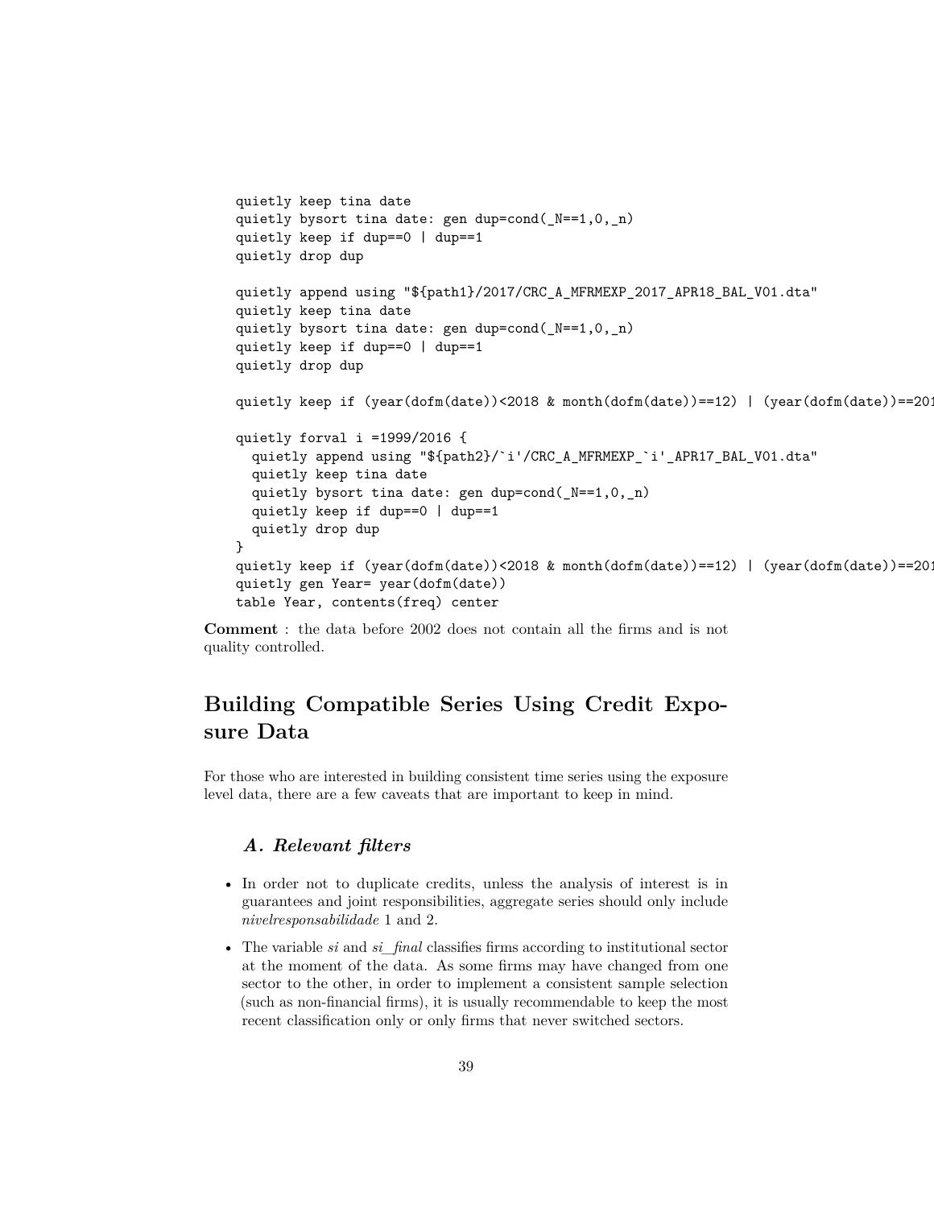```
quietly keep tina date
quietly bysort tina date: gen dup=cond(_N==1,0,_n)
quietly keep if dup==0 | dup==1
quietly drop dup

quietly append using "${path1}/2017/CRC_A_MFRMEXP_2017_APR18_BAL_V01.dta"
quietly keep tina date
quietly bysort tina date: gen dup=cond(_N==1,0,_n)
quietly keep if dup==0 | dup==1
quietly drop dup

quietly keep if (year(dofm(date))<2018 & month(dofm(date))==12) | (year(dofm(date))==201

quietly forval i =1999/2016 {
  quietly append using "${path2}/`i'/CRC_A_MFRMEXP_`i'_APR17_BAL_V01.dta"
  quietly keep tina date
  quietly bysort tina date: gen dup=cond(_N==1,0,_n)
  quietly keep if dup==0 | dup==1
  quietly drop dup
}
quietly keep if (year(dofm(date))<2018 & month(dofm(date))==12) | (year(dofm(date))==201
quietly gen Year= year(dofm(date))
table Year, contents(freq) center
```

**Comment** : the data before 2002 does not contain all the firms and is not quality controlled.

## Building Compatible Series Using Credit Exposure Data

For those who are interested in building consistent time series using the exposure level data, there are a few caveats that are important to keep in mind.

### *A. Relevant filters*

- In order not to duplicate credits, unless the analysis of interest is in guarantees and joint responsibilities, aggregate series should only include *nivelresponsabilidade* 1 and 2.
- The variable *si* and *si_final* classifies firms according to institutional sector at the moment of the data. As some firms may have changed from one sector to the other, in order to implement a consistent sample selection (such as non-financial firms), it is usually recommendable to keep the most recent classification only or only firms that never switched sectors.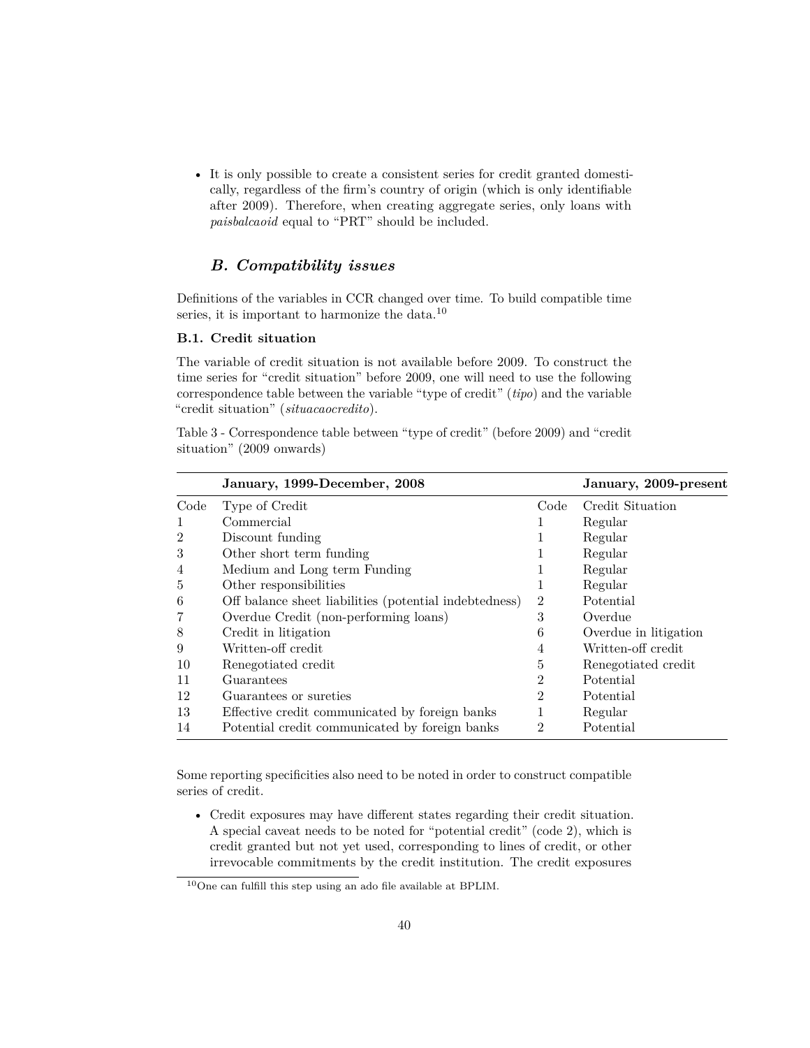- It is only possible to create a consistent series for credit granted domestically, regardless of the firm's country of origin (which is only identifiable after 2009). Therefore, when creating aggregate series, only loans with *paisbalcaoid* equal to "PRT" should be included.

## *B. Compatibility issues*

Definitions of the variables in CCR changed over time. To build compatible time series, it is important to harmonize the data.[10]

### B.1. Credit situation

The variable of credit situation is not available before 2009. To construct the time series for "credit situation" before 2009, one will need to use the following correspondence table between the variable "type of credit" (*tipo*) and the variable "credit situation" (*situacaocredito*).

Table 3 - Correspondence table between "type of credit" (before 2009) and "credit situation" (2009 onwards)

| | **January, 1999-December, 2008** | | **January, 2009-present** |
|---|---|---|---|
| Code | Type of Credit | Code | Credit Situation |
| 1 | Commercial | 1 | Regular |
| 2 | Discount funding | 1 | Regular |
| 3 | Other short term funding | 1 | Regular |
| 4 | Medium and Long term Funding | 1 | Regular |
| 5 | Other responsibilities | 1 | Regular |
| 6 | Off balance sheet liabilities (potential indebtedness) | 2 | Potential |
| 7 | Overdue Credit (non-performing loans) | 3 | Overdue |
| 8 | Credit in litigation | 6 | Overdue in litigation |
| 9 | Written-off credit | 4 | Written-off credit |
| 10 | Renegotiated credit | 5 | Renegotiated credit |
| 11 | Guarantees | 2 | Potential |
| 12 | Guarantees or sureties | 2 | Potential |
| 13 | Effective credit communicated by foreign banks | 1 | Regular |
| 14 | Potential credit communicated by foreign banks | 2 | Potential |

Some reporting specificities also need to be noted in order to construct compatible series of credit.

- Credit exposures may have different states regarding their credit situation. A special caveat needs to be noted for "potential credit" (code 2), which is credit granted but not yet used, corresponding to lines of credit, or other irrevocable commitments by the credit institution. The credit exposures

[10] One can fulfill this step using an ado file available at BPLIM.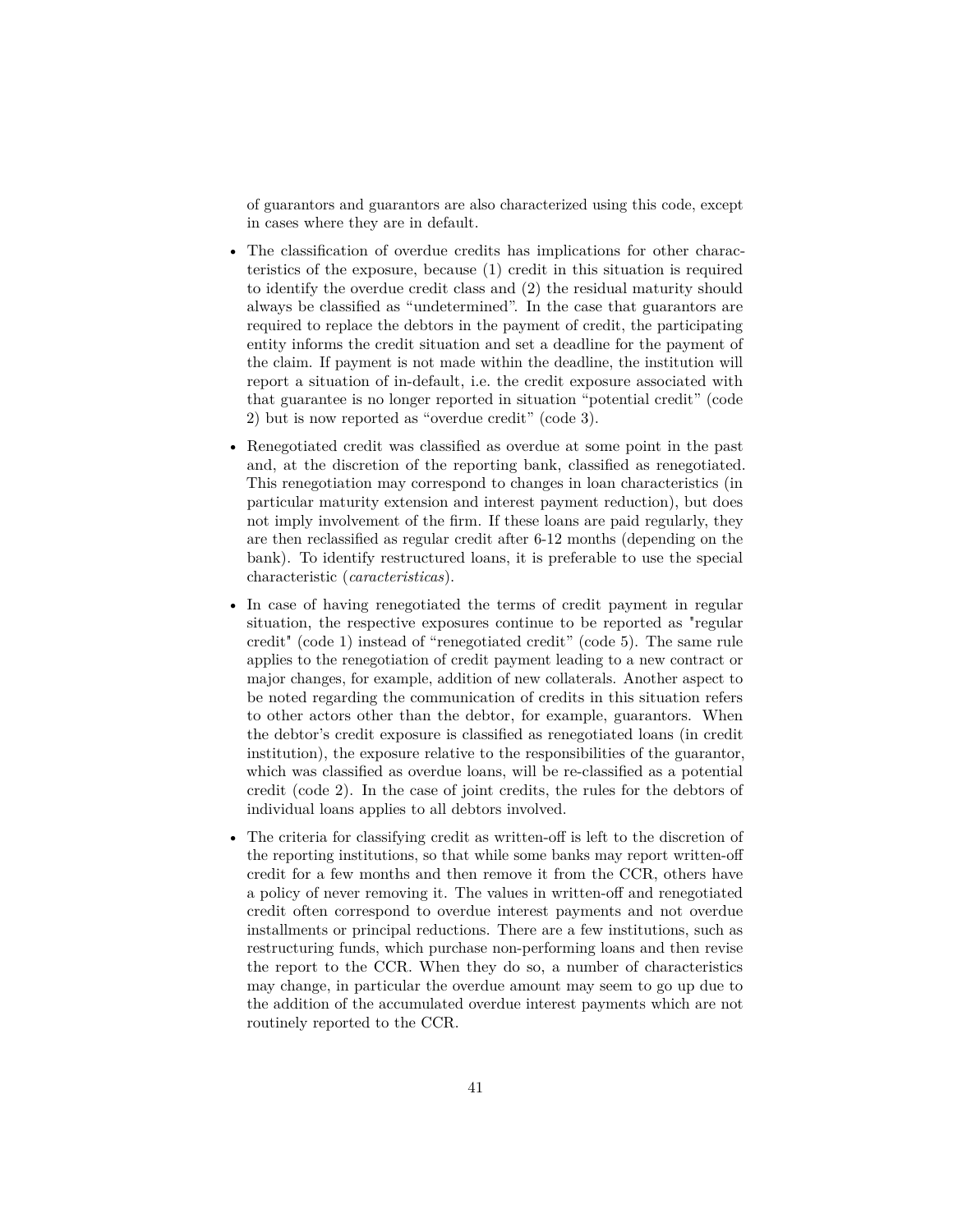of guarantors and guarantors are also characterized using this code, except in cases where they are in default.

- The classification of overdue credits has implications for other characteristics of the exposure, because (1) credit in this situation is required to identify the overdue credit class and (2) the residual maturity should always be classified as "undetermined". In the case that guarantors are required to replace the debtors in the payment of credit, the participating entity informs the credit situation and set a deadline for the payment of the claim. If payment is not made within the deadline, the institution will report a situation of in-default, i.e. the credit exposure associated with that guarantee is no longer reported in situation "potential credit" (code 2) but is now reported as "overdue credit" (code 3).

- Renegotiated credit was classified as overdue at some point in the past and, at the discretion of the reporting bank, classified as renegotiated. This renegotiation may correspond to changes in loan characteristics (in particular maturity extension and interest payment reduction), but does not imply involvement of the firm. If these loans are paid regularly, they are then reclassified as regular credit after 6-12 months (depending on the bank). To identify restructured loans, it is preferable to use the special characteristic (*caracteristicas*).

- In case of having renegotiated the terms of credit payment in regular situation, the respective exposures continue to be reported as "regular credit" (code 1) instead of "renegotiated credit" (code 5). The same rule applies to the renegotiation of credit payment leading to a new contract or major changes, for example, addition of new collaterals. Another aspect to be noted regarding the communication of credits in this situation refers to other actors other than the debtor, for example, guarantors. When the debtor's credit exposure is classified as renegotiated loans (in credit institution), the exposure relative to the responsibilities of the guarantor, which was classified as overdue loans, will be re-classified as a potential credit (code 2). In the case of joint credits, the rules for the debtors of individual loans applies to all debtors involved.

- The criteria for classifying credit as written-off is left to the discretion of the reporting institutions, so that while some banks may report written-off credit for a few months and then remove it from the CCR, others have a policy of never removing it. The values in written-off and renegotiated credit often correspond to overdue interest payments and not overdue installments or principal reductions. There are a few institutions, such as restructuring funds, which purchase non-performing loans and then revise the report to the CCR. When they do so, a number of characteristics may change, in particular the overdue amount may seem to go up due to the addition of the accumulated overdue interest payments which are not routinely reported to the CCR.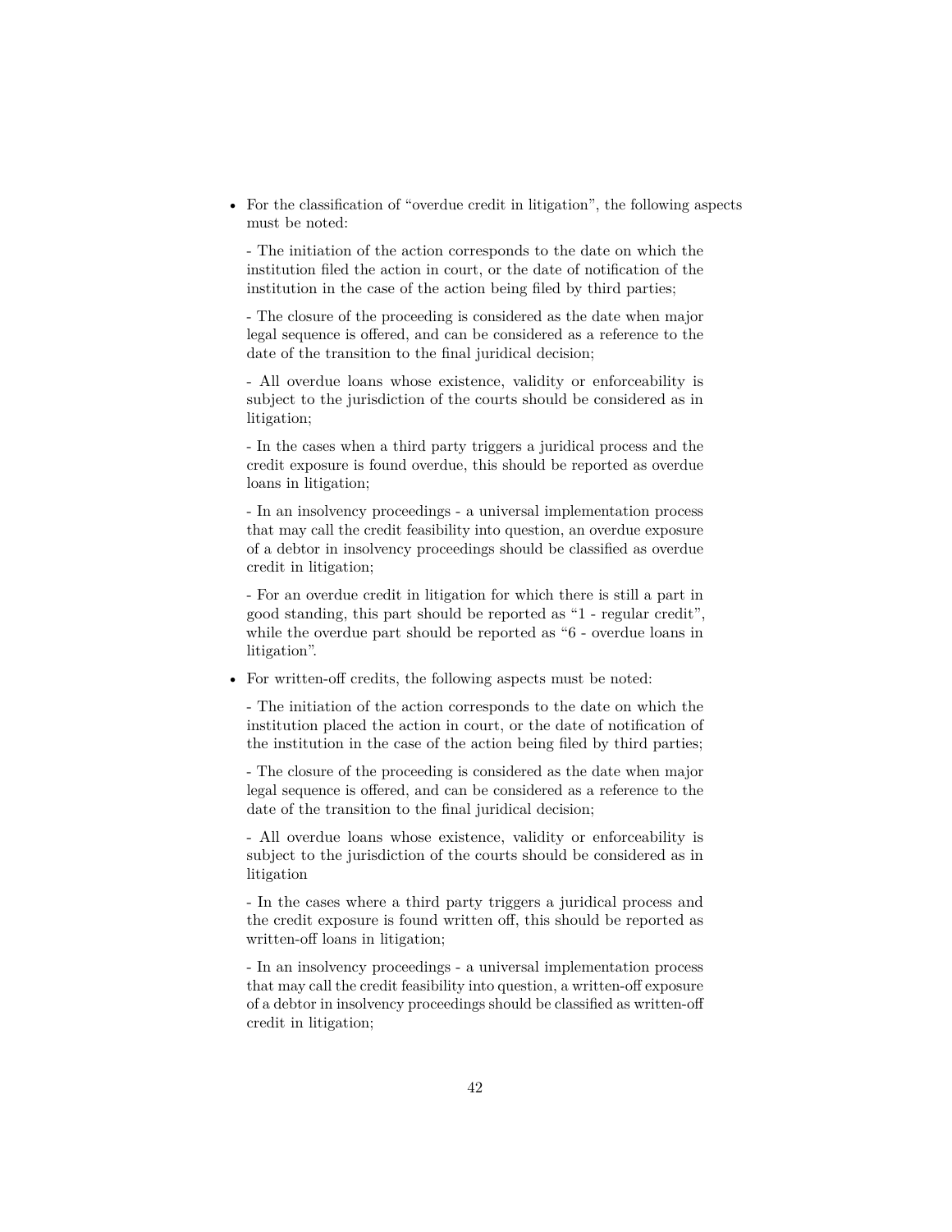- For the classification of "overdue credit in litigation", the following aspects must be noted:

  - The initiation of the action corresponds to the date on which the institution filed the action in court, or the date of notification of the institution in the case of the action being filed by third parties;

  - The closure of the proceeding is considered as the date when major legal sequence is offered, and can be considered as a reference to the date of the transition to the final juridical decision;

  - All overdue loans whose existence, validity or enforceability is subject to the jurisdiction of the courts should be considered as in litigation;

  - In the cases when a third party triggers a juridical process and the credit exposure is found overdue, this should be reported as overdue loans in litigation;

  - In an insolvency proceedings - a universal implementation process that may call the credit feasibility into question, an overdue exposure of a debtor in insolvency proceedings should be classified as overdue credit in litigation;

  - For an overdue credit in litigation for which there is still a part in good standing, this part should be reported as "1 - regular credit", while the overdue part should be reported as "6 - overdue loans in litigation".

- For written-off credits, the following aspects must be noted:

  - The initiation of the action corresponds to the date on which the institution placed the action in court, or the date of notification of the institution in the case of the action being filed by third parties;

  - The closure of the proceeding is considered as the date when major legal sequence is offered, and can be considered as a reference to the date of the transition to the final juridical decision;

  - All overdue loans whose existence, validity or enforceability is subject to the jurisdiction of the courts should be considered as in litigation

  - In the cases where a third party triggers a juridical process and the credit exposure is found written off, this should be reported as written-off loans in litigation;

  - In an insolvency proceedings - a universal implementation process that may call the credit feasibility into question, a written-off exposure of a debtor in insolvency proceedings should be classified as written-off credit in litigation;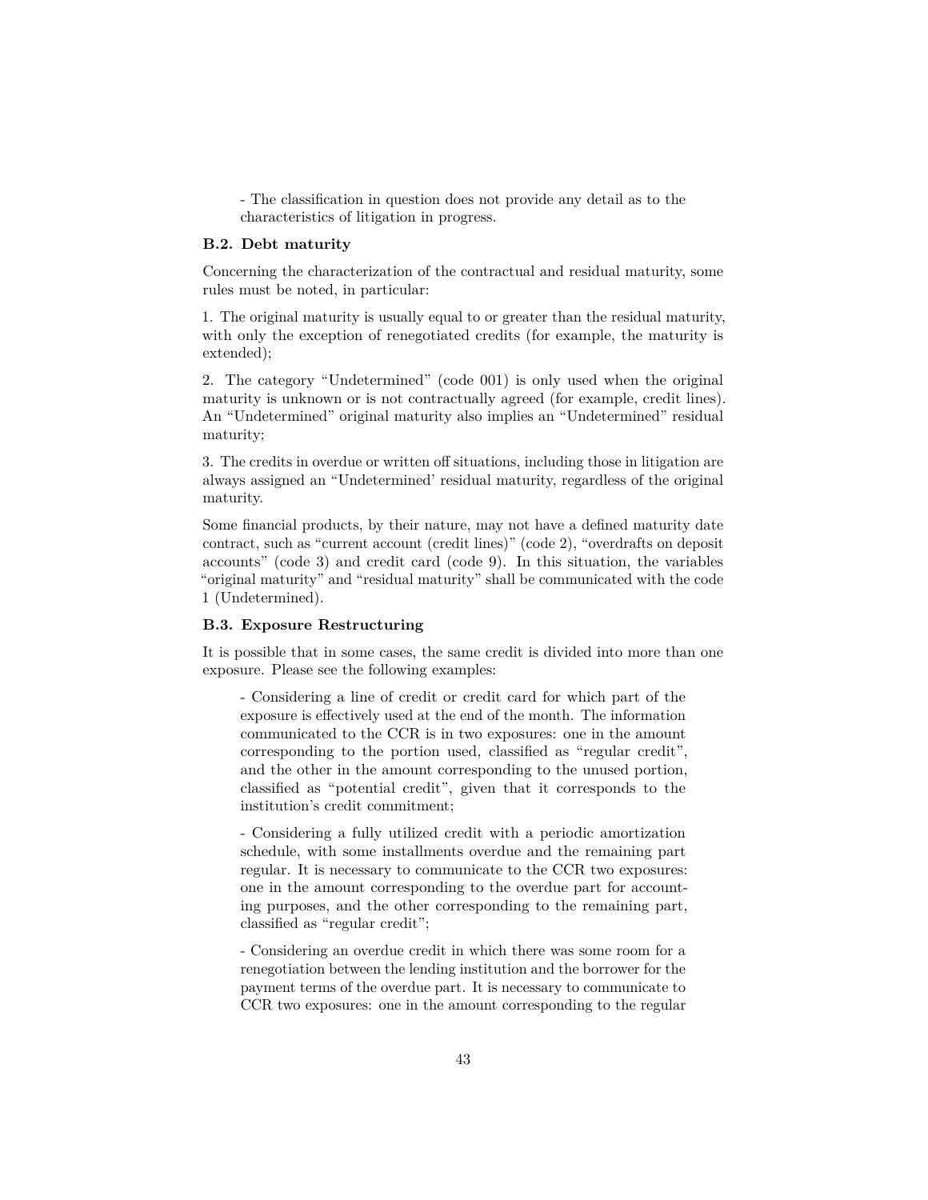- The classification in question does not provide any detail as to the characteristics of litigation in progress.

### B.2. Debt maturity

Concerning the characterization of the contractual and residual maturity, some rules must be noted, in particular:

1. The original maturity is usually equal to or greater than the residual maturity, with only the exception of renegotiated credits (for example, the maturity is extended);

2. The category "Undetermined" (code 001) is only used when the original maturity is unknown or is not contractually agreed (for example, credit lines). An "Undetermined" original maturity also implies an "Undetermined" residual maturity;

3. The credits in overdue or written off situations, including those in litigation are always assigned an "Undetermined' residual maturity, regardless of the original maturity.

Some financial products, by their nature, may not have a defined maturity date contract, such as "current account (credit lines)" (code 2), "overdrafts on deposit accounts" (code 3) and credit card (code 9). In this situation, the variables "original maturity" and "residual maturity" shall be communicated with the code 1 (Undetermined).

### B.3. Exposure Restructuring

It is possible that in some cases, the same credit is divided into more than one exposure. Please see the following examples:

- Considering a line of credit or credit card for which part of the exposure is effectively used at the end of the month. The information communicated to the CCR is in two exposures: one in the amount corresponding to the portion used, classified as "regular credit", and the other in the amount corresponding to the unused portion, classified as "potential credit", given that it corresponds to the institution's credit commitment;

- Considering a fully utilized credit with a periodic amortization schedule, with some installments overdue and the remaining part regular. It is necessary to communicate to the CCR two exposures: one in the amount corresponding to the overdue part for accounting purposes, and the other corresponding to the remaining part, classified as "regular credit";

- Considering an overdue credit in which there was some room for a renegotiation between the lending institution and the borrower for the payment terms of the overdue part. It is necessary to communicate to CCR two exposures: one in the amount corresponding to the regular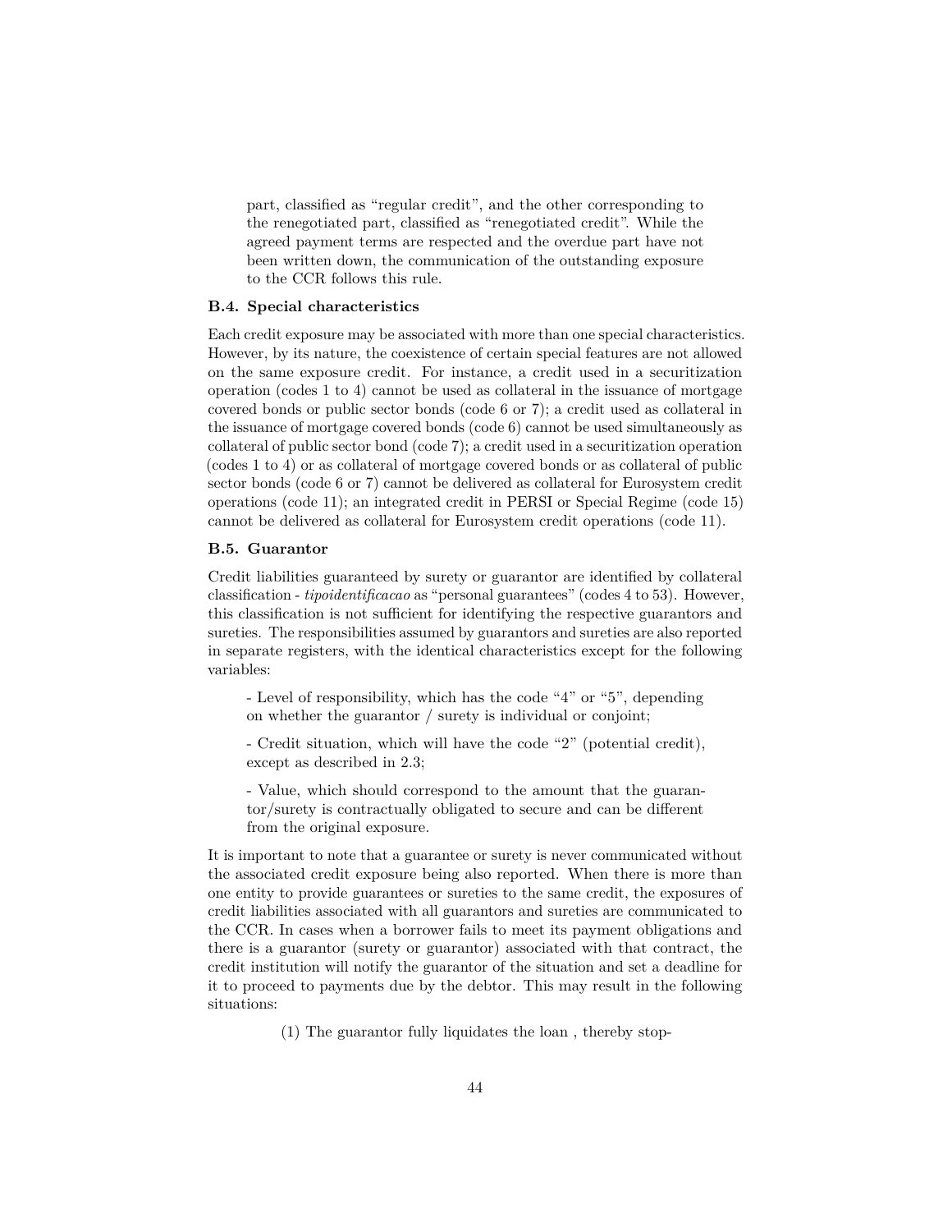part, classified as "regular credit", and the other corresponding to the renegotiated part, classified as "renegotiated credit". While the agreed payment terms are respected and the overdue part have not been written down, the communication of the outstanding exposure to the CCR follows this rule.

### B.4. Special characteristics

Each credit exposure may be associated with more than one special characteristics. However, by its nature, the coexistence of certain special features are not allowed on the same exposure credit. For instance, a credit used in a securitization operation (codes 1 to 4) cannot be used as collateral in the issuance of mortgage covered bonds or public sector bonds (code 6 or 7); a credit used as collateral in the issuance of mortgage covered bonds (code 6) cannot be used simultaneously as collateral of public sector bond (code 7); a credit used in a securitization operation (codes 1 to 4) or as collateral of mortgage covered bonds or as collateral of public sector bonds (code 6 or 7) cannot be delivered as collateral for Eurosystem credit operations (code 11); an integrated credit in PERSI or Special Regime (code 15) cannot be delivered as collateral for Eurosystem credit operations (code 11).

### B.5. Guarantor

Credit liabilities guaranteed by surety or guarantor are identified by collateral classification - *tipoidentificacao* as "personal guarantees" (codes 4 to 53). However, this classification is not sufficient for identifying the respective guarantors and sureties. The responsibilities assumed by guarantors and sureties are also reported in separate registers, with the identical characteristics except for the following variables:

- Level of responsibility, which has the code "4" or "5", depending on whether the guarantor / surety is individual or conjoint;

- Credit situation, which will have the code "2" (potential credit), except as described in 2.3;

- Value, which should correspond to the amount that the guarantor/surety is contractually obligated to secure and can be different from the original exposure.

It is important to note that a guarantee or surety is never communicated without the associated credit exposure being also reported. When there is more than one entity to provide guarantees or sureties to the same credit, the exposures of credit liabilities associated with all guarantors and sureties are communicated to the CCR. In cases when a borrower fails to meet its payment obligations and there is a guarantor (surety or guarantor) associated with that contract, the credit institution will notify the guarantor of the situation and set a deadline for it to proceed to payments due by the debtor. This may result in the following situations:

(1) The guarantor fully liquidates the loan , thereby stop-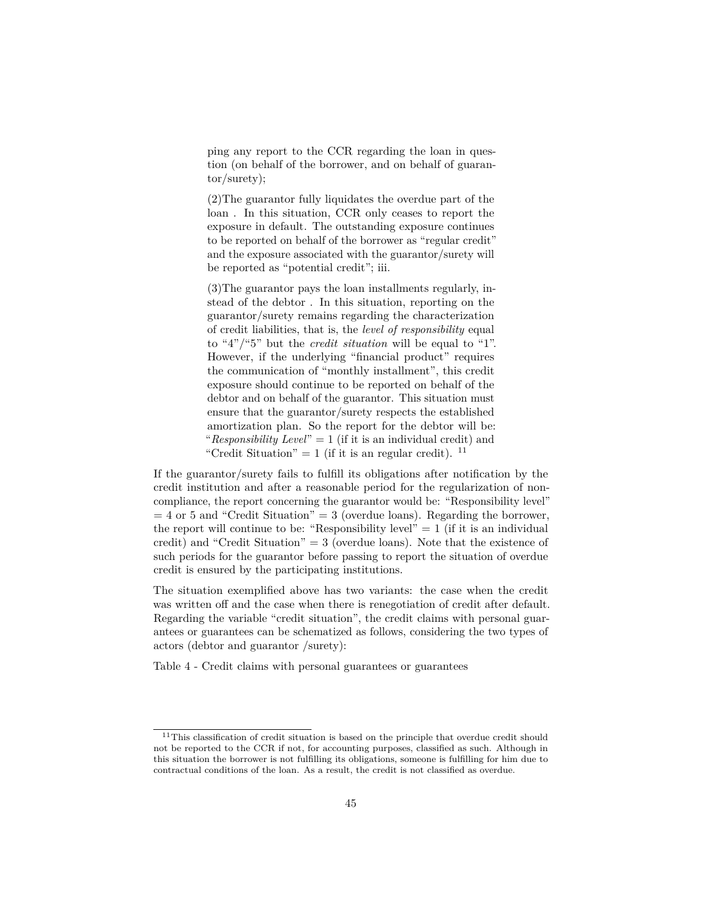ping any report to the CCR regarding the loan in question (on behalf of the borrower, and on behalf of guarantor/surety);

(2)The guarantor fully liquidates the overdue part of the loan . In this situation, CCR only ceases to report the exposure in default. The outstanding exposure continues to be reported on behalf of the borrower as "regular credit" and the exposure associated with the guarantor/surety will be reported as "potential credit"; iii.

(3)The guarantor pays the loan installments regularly, instead of the debtor . In this situation, reporting on the guarantor/surety remains regarding the characterization of credit liabilities, that is, the *level of responsibility* equal to "4"/"5" but the *credit situation* will be equal to "1". However, if the underlying "financial product" requires the communication of "monthly installment", this credit exposure should continue to be reported on behalf of the debtor and on behalf of the guarantor. This situation must ensure that the guarantor/surety respects the established amortization plan. So the report for the debtor will be: "*Responsibility Level*" = 1 (if it is an individual credit) and "Credit Situation" = 1 (if it is an regular credit). [11]

If the guarantor/surety fails to fulfill its obligations after notification by the credit institution and after a reasonable period for the regularization of non-compliance, the report concerning the guarantor would be: "Responsibility level" = 4 or 5 and "Credit Situation" = 3 (overdue loans). Regarding the borrower, the report will continue to be: "Responsibility level" = 1 (if it is an individual credit) and "Credit Situation" = 3 (overdue loans). Note that the existence of such periods for the guarantor before passing to report the situation of overdue credit is ensured by the participating institutions.

The situation exemplified above has two variants: the case when the credit was written off and the case when there is renegotiation of credit after default. Regarding the variable "credit situation", the credit claims with personal guarantees or guarantees can be schematized as follows, considering the two types of actors (debtor and guarantor /surety):

Table 4 - Credit claims with personal guarantees or guarantees

[11] This classification of credit situation is based on the principle that overdue credit should not be reported to the CCR if not, for accounting purposes, classified as such. Although in this situation the borrower is not fulfilling its obligations, someone is fulfilling for him due to contractual conditions of the loan. As a result, the credit is not classified as overdue.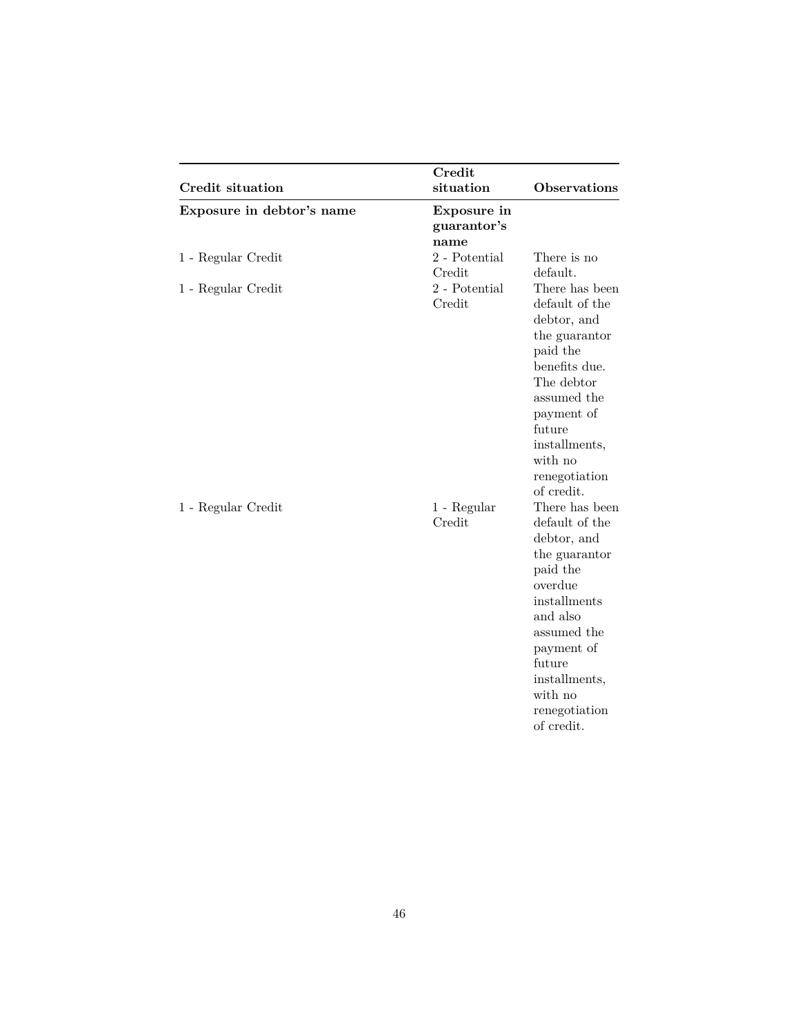| Credit situation | Credit situation | Observations |
|---|---|---|
| **Exposure in debtor's name** | **Exposure in guarantor's name** | |
| 1 - Regular Credit | 2 - Potential Credit | There is no default. |
| 1 - Regular Credit | 2 - Potential Credit | There has been default of the debtor, and the guarantor paid the benefits due. The debtor assumed the payment of future installments, with no renegotiation of credit. |
| 1 - Regular Credit | 1 - Regular Credit | There has been default of the debtor, and the guarantor paid the overdue installments and also assumed the payment of future installments, with no renegotiation of credit. |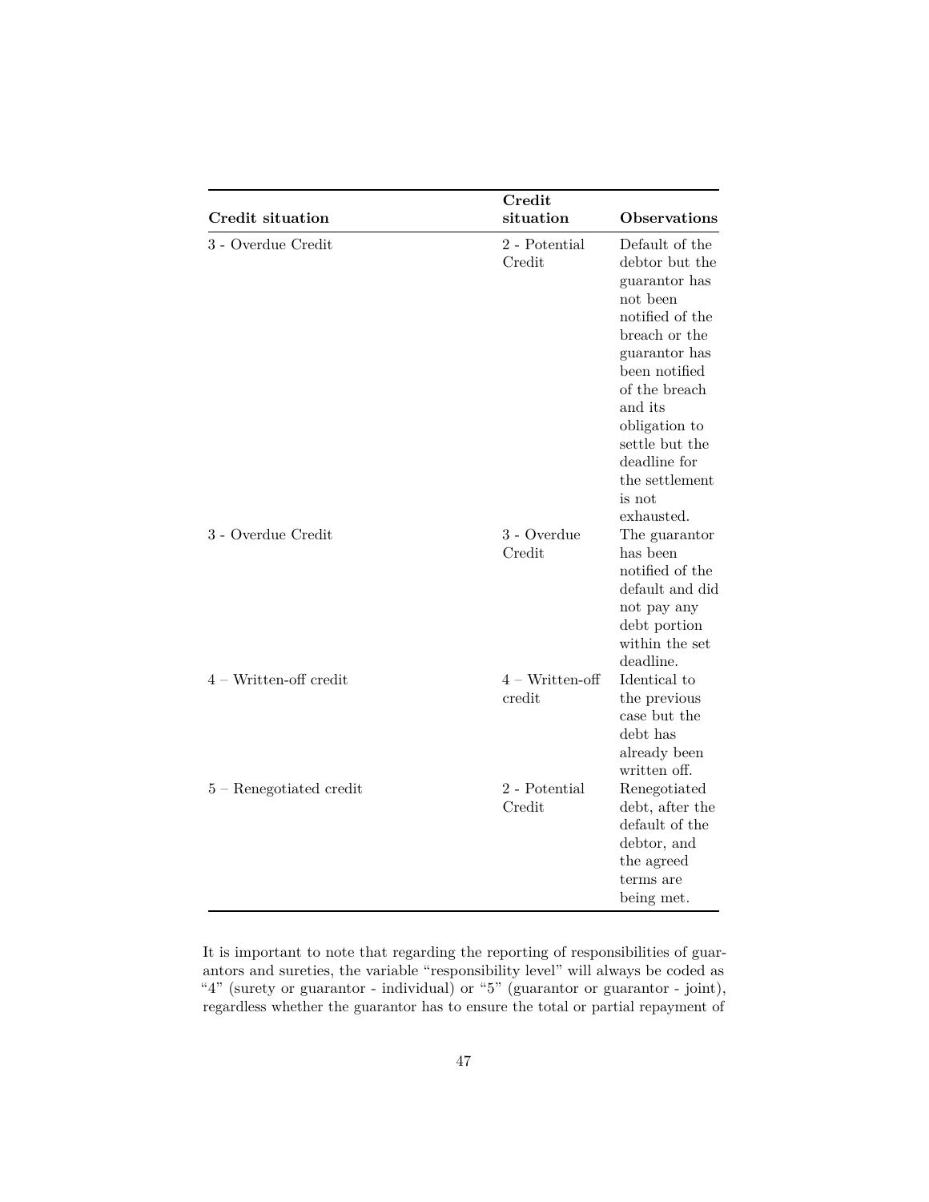| Credit situation | Credit situation | Observations |
| --- | --- | --- |
| 3 - Overdue Credit | 2 - Potential Credit | Default of the debtor but the guarantor has not been notified of the breach or the guarantor has been notified of the breach and its obligation to settle but the deadline for the settlement is not exhausted. |
| 3 - Overdue Credit | 3 - Overdue Credit | The guarantor has been notified of the default and did not pay any debt portion within the set deadline. |
| 4 – Written-off credit | 4 – Written-off credit | Identical to the previous case but the debt has already been written off. |
| 5 – Renegotiated credit | 2 - Potential Credit | Renegotiated debt, after the default of the debtor, and the agreed terms are being met. |

It is important to note that regarding the reporting of responsibilities of guarantors and sureties, the variable "responsibility level" will always be coded as "4" (surety or guarantor - individual) or "5" (guarantor or guarantor - joint), regardless whether the guarantor has to ensure the total or partial repayment of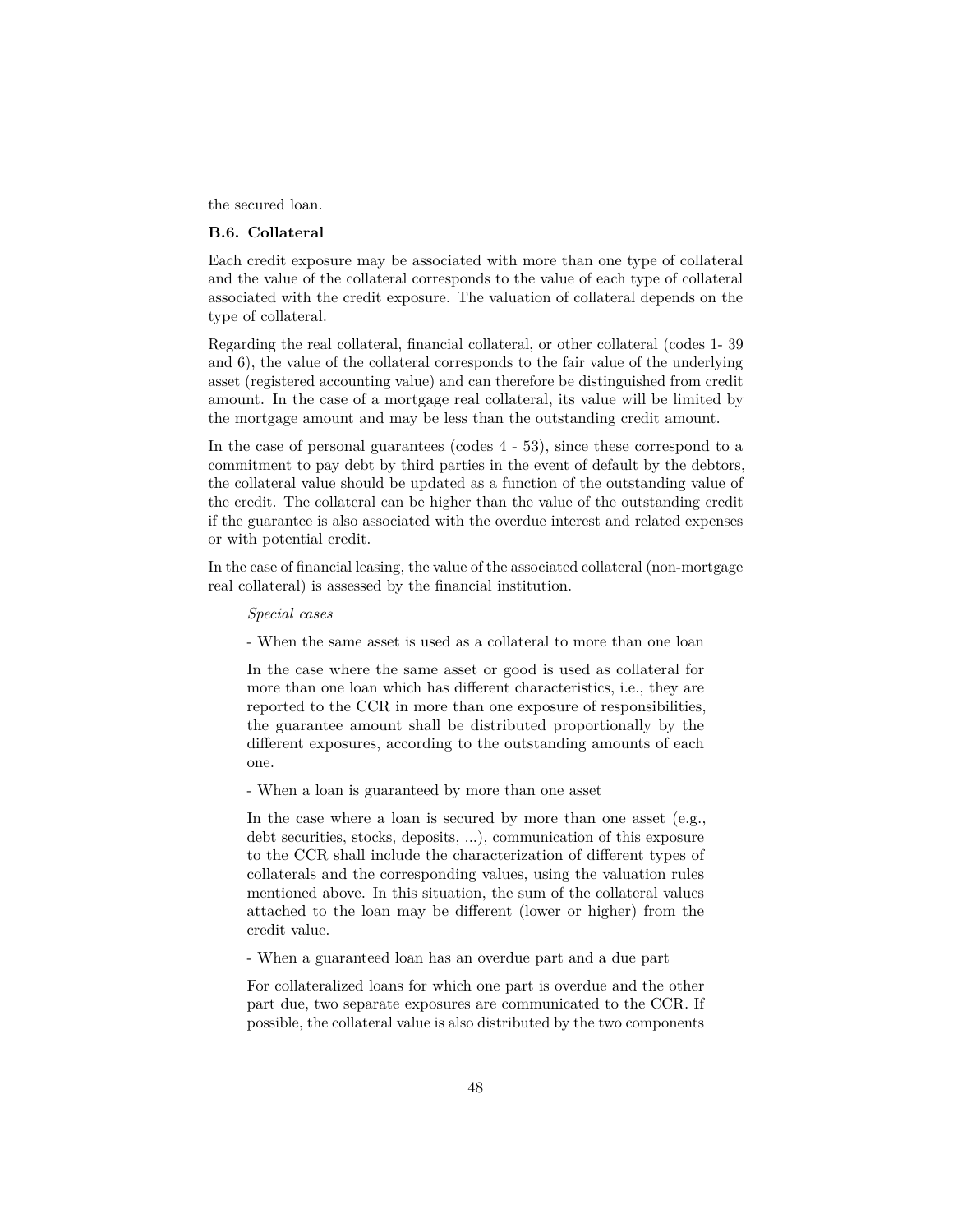the secured loan.

### B.6. Collateral

Each credit exposure may be associated with more than one type of collateral and the value of the collateral corresponds to the value of each type of collateral associated with the credit exposure. The valuation of collateral depends on the type of collateral.

Regarding the real collateral, financial collateral, or other collateral (codes 1- 39 and 6), the value of the collateral corresponds to the fair value of the underlying asset (registered accounting value) and can therefore be distinguished from credit amount. In the case of a mortgage real collateral, its value will be limited by the mortgage amount and may be less than the outstanding credit amount.

In the case of personal guarantees (codes 4 - 53), since these correspond to a commitment to pay debt by third parties in the event of default by the debtors, the collateral value should be updated as a function of the outstanding value of the credit. The collateral can be higher than the value of the outstanding credit if the guarantee is also associated with the overdue interest and related expenses or with potential credit.

In the case of financial leasing, the value of the associated collateral (non-mortgage real collateral) is assessed by the financial institution.

> *Special cases*
>
> - When the same asset is used as a collateral to more than one loan
>
> In the case where the same asset or good is used as collateral for more than one loan which has different characteristics, i.e., they are reported to the CCR in more than one exposure of responsibilities, the guarantee amount shall be distributed proportionally by the different exposures, according to the outstanding amounts of each one.
>
> - When a loan is guaranteed by more than one asset
>
> In the case where a loan is secured by more than one asset (e.g., debt securities, stocks, deposits, ...), communication of this exposure to the CCR shall include the characterization of different types of collaterals and the corresponding values, using the valuation rules mentioned above. In this situation, the sum of the collateral values attached to the loan may be different (lower or higher) from the credit value.
>
> - When a guaranteed loan has an overdue part and a due part
>
> For collateralized loans for which one part is overdue and the other part due, two separate exposures are communicated to the CCR. If possible, the collateral value is also distributed by the two components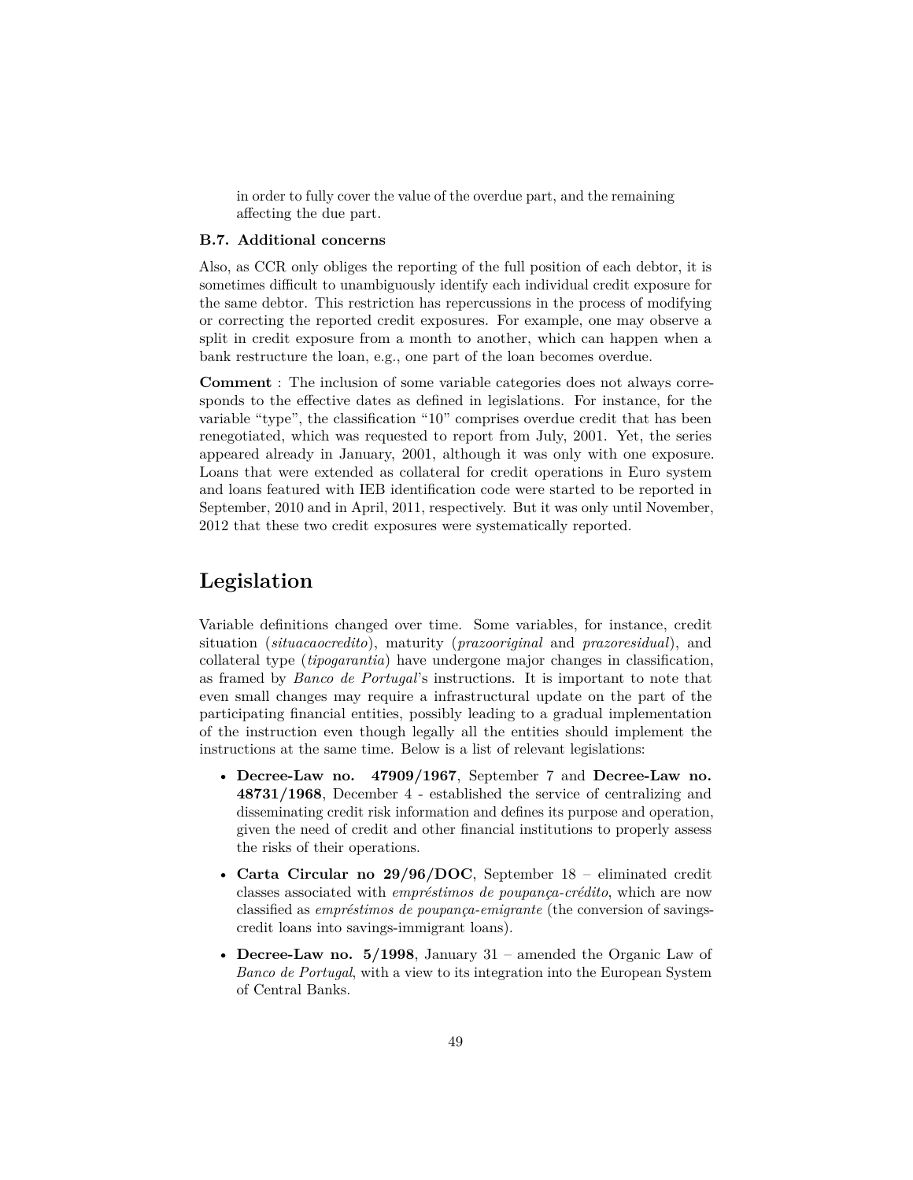in order to fully cover the value of the overdue part, and the remaining affecting the due part.

### B.7. Additional concerns

Also, as CCR only obliges the reporting of the full position of each debtor, it is sometimes difficult to unambiguously identify each individual credit exposure for the same debtor. This restriction has repercussions in the process of modifying or correcting the reported credit exposures. For example, one may observe a split in credit exposure from a month to another, which can happen when a bank restructure the loan, e.g., one part of the loan becomes overdue.

**Comment** : The inclusion of some variable categories does not always corresponds to the effective dates as defined in legislations. For instance, for the variable "type", the classification "10" comprises overdue credit that has been renegotiated, which was requested to report from July, 2001. Yet, the series appeared already in January, 2001, although it was only with one exposure. Loans that were extended as collateral for credit operations in Euro system and loans featured with IEB identification code were started to be reported in September, 2010 and in April, 2011, respectively. But it was only until November, 2012 that these two credit exposures were systematically reported.

## Legislation

Variable definitions changed over time. Some variables, for instance, credit situation (*situacaocredito*), maturity (*prazooriginal* and *prazoresidual*), and collateral type (*tipogarantia*) have undergone major changes in classification, as framed by *Banco de Portugal*'s instructions. It is important to note that even small changes may require a infrastructural update on the part of the participating financial entities, possibly leading to a gradual implementation of the instruction even though legally all the entities should implement the instructions at the same time. Below is a list of relevant legislations:

- **Decree-Law no. 47909/1967**, September 7 and **Decree-Law no. 48731/1968**, December 4 - established the service of centralizing and disseminating credit risk information and defines its purpose and operation, given the need of credit and other financial institutions to properly assess the risks of their operations.
- **Carta Circular no 29/96/DOC**, September 18 – eliminated credit classes associated with *empréstimos de poupança-crédito*, which are now classified as *empréstimos de poupança-emigrante* (the conversion of savings-credit loans into savings-immigrant loans).
- **Decree-Law no. 5/1998**, January 31 – amended the Organic Law of *Banco de Portugal*, with a view to its integration into the European System of Central Banks.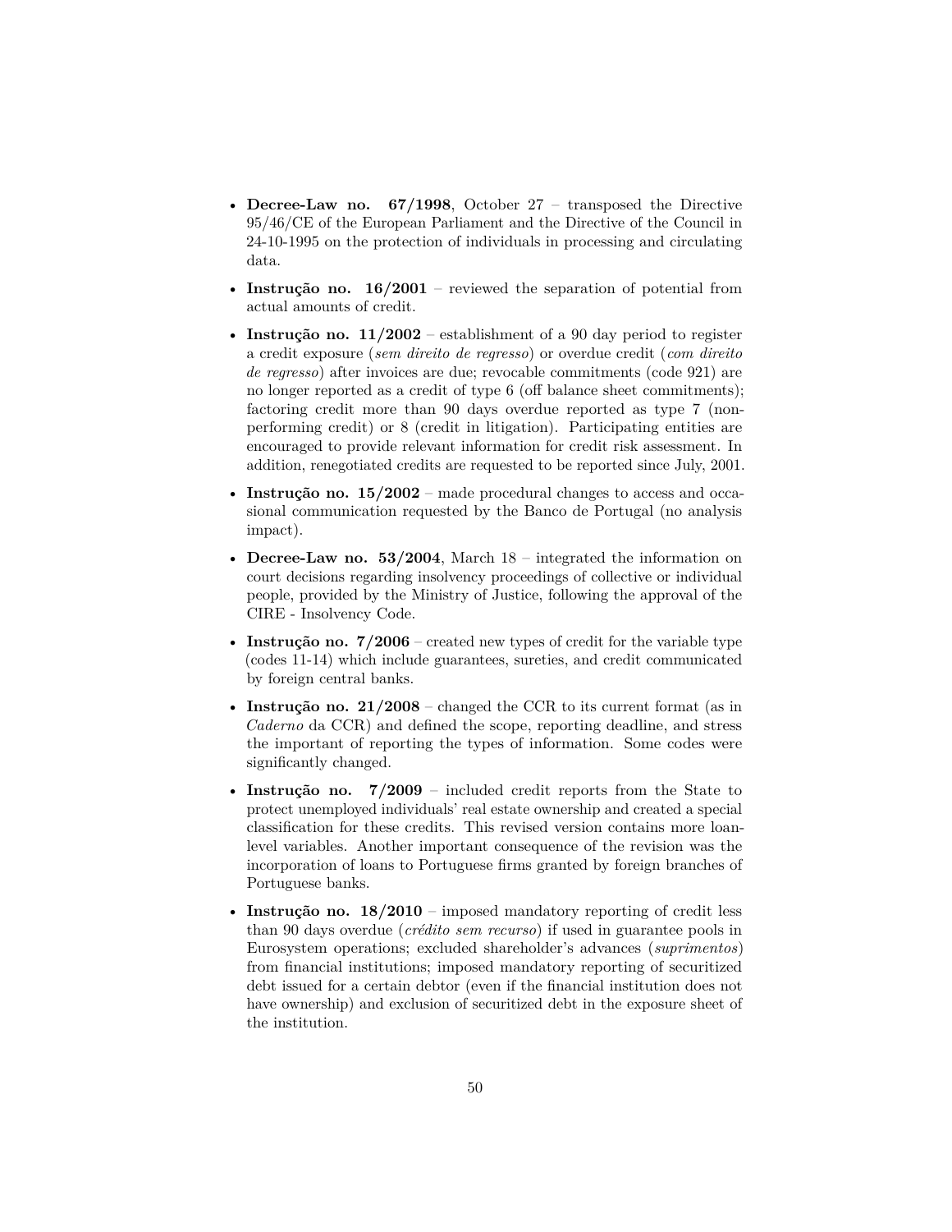- **Decree-Law no. 67/1998**, October 27 – transposed the Directive 95/46/CE of the European Parliament and the Directive of the Council in 24-10-1995 on the protection of individuals in processing and circulating data.
- **Instrução no. 16/2001** – reviewed the separation of potential from actual amounts of credit.
- **Instrução no. 11/2002** – establishment of a 90 day period to register a credit exposure (*sem direito de regresso*) or overdue credit (*com direito de regresso*) after invoices are due; revocable commitments (code 921) are no longer reported as a credit of type 6 (off balance sheet commitments); factoring credit more than 90 days overdue reported as type 7 (non-performing credit) or 8 (credit in litigation). Participating entities are encouraged to provide relevant information for credit risk assessment. In addition, renegotiated credits are requested to be reported since July, 2001.
- **Instrução no. 15/2002** – made procedural changes to access and occasional communication requested by the Banco de Portugal (no analysis impact).
- **Decree-Law no. 53/2004**, March 18 – integrated the information on court decisions regarding insolvency proceedings of collective or individual people, provided by the Ministry of Justice, following the approval of the CIRE - Insolvency Code.
- **Instrução no. 7/2006** – created new types of credit for the variable type (codes 11-14) which include guarantees, sureties, and credit communicated by foreign central banks.
- **Instrução no. 21/2008** – changed the CCR to its current format (as in *Caderno* da CCR) and defined the scope, reporting deadline, and stress the important of reporting the types of information. Some codes were significantly changed.
- **Instrução no. 7/2009** – included credit reports from the State to protect unemployed individuals' real estate ownership and created a special classification for these credits. This revised version contains more loan-level variables. Another important consequence of the revision was the incorporation of loans to Portuguese firms granted by foreign branches of Portuguese banks.
- **Instrução no. 18/2010** – imposed mandatory reporting of credit less than 90 days overdue (*crédito sem recurso*) if used in guarantee pools in Eurosystem operations; excluded shareholder's advances (*suprimentos*) from financial institutions; imposed mandatory reporting of securitized debt issued for a certain debtor (even if the financial institution does not have ownership) and exclusion of securitized debt in the exposure sheet of the institution.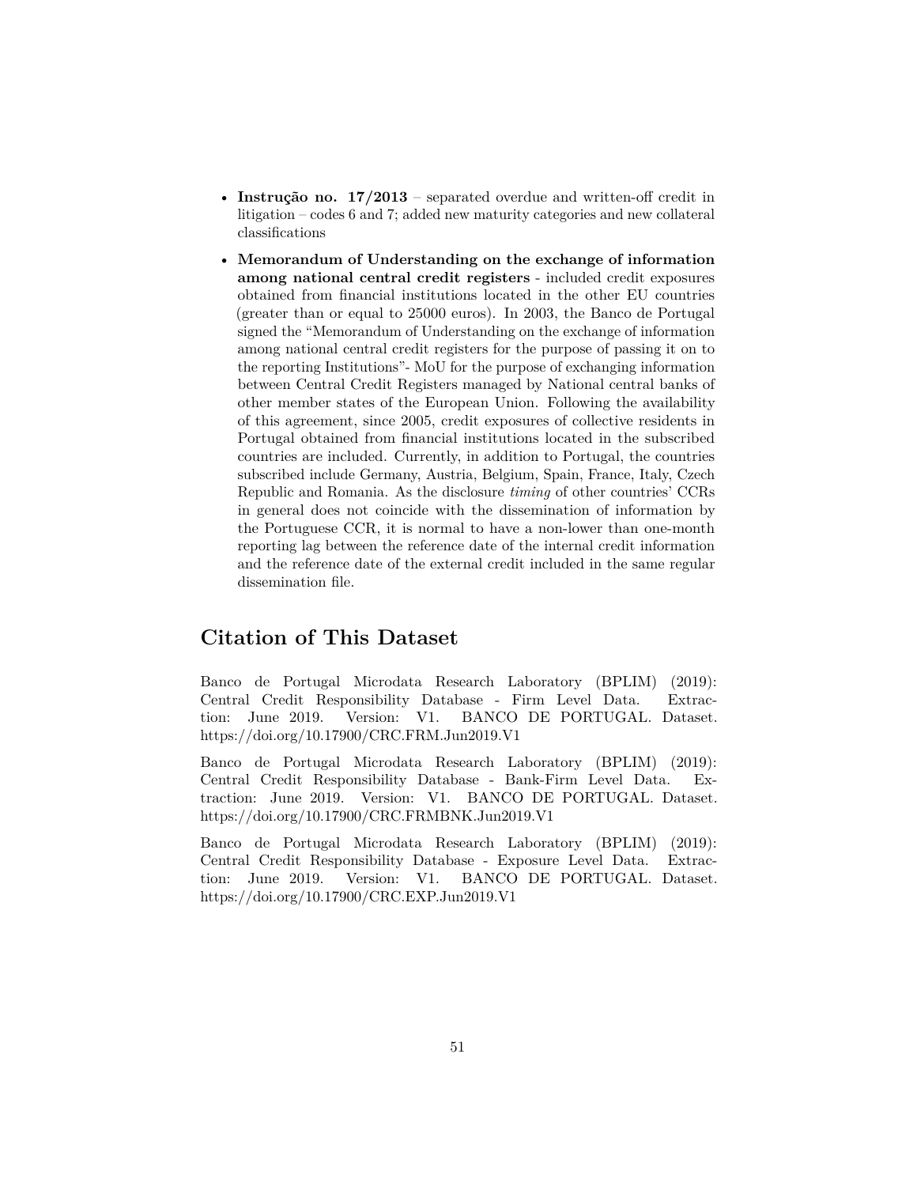- **Instrução no. 17/2013** – separated overdue and written-off credit in litigation – codes 6 and 7; added new maturity categories and new collateral classifications
- **Memorandum of Understanding on the exchange of information among national central credit registers** - included credit exposures obtained from financial institutions located in the other EU countries (greater than or equal to 25000 euros). In 2003, the Banco de Portugal signed the "Memorandum of Understanding on the exchange of information among national central credit registers for the purpose of passing it on to the reporting Institutions"- MoU for the purpose of exchanging information between Central Credit Registers managed by National central banks of other member states of the European Union. Following the availability of this agreement, since 2005, credit exposures of collective residents in Portugal obtained from financial institutions located in the subscribed countries are included. Currently, in addition to Portugal, the countries subscribed include Germany, Austria, Belgium, Spain, France, Italy, Czech Republic and Romania. As the disclosure *timing* of other countries' CCRs in general does not coincide with the dissemination of information by the Portuguese CCR, it is normal to have a non-lower than one-month reporting lag between the reference date of the internal credit information and the reference date of the external credit included in the same regular dissemination file.

## Citation of This Dataset

Banco de Portugal Microdata Research Laboratory (BPLIM) (2019): Central Credit Responsibility Database - Firm Level Data. Extraction: June 2019. Version: V1. BANCO DE PORTUGAL. Dataset. https://doi.org/10.17900/CRC.FRM.Jun2019.V1

Banco de Portugal Microdata Research Laboratory (BPLIM) (2019): Central Credit Responsibility Database - Bank-Firm Level Data. Extraction: June 2019. Version: V1. BANCO DE PORTUGAL. Dataset. https://doi.org/10.17900/CRC.FRMBNK.Jun2019.V1

Banco de Portugal Microdata Research Laboratory (BPLIM) (2019): Central Credit Responsibility Database - Exposure Level Data. Extraction: June 2019. Version: V1. BANCO DE PORTUGAL. Dataset. https://doi.org/10.17900/CRC.EXP.Jun2019.V1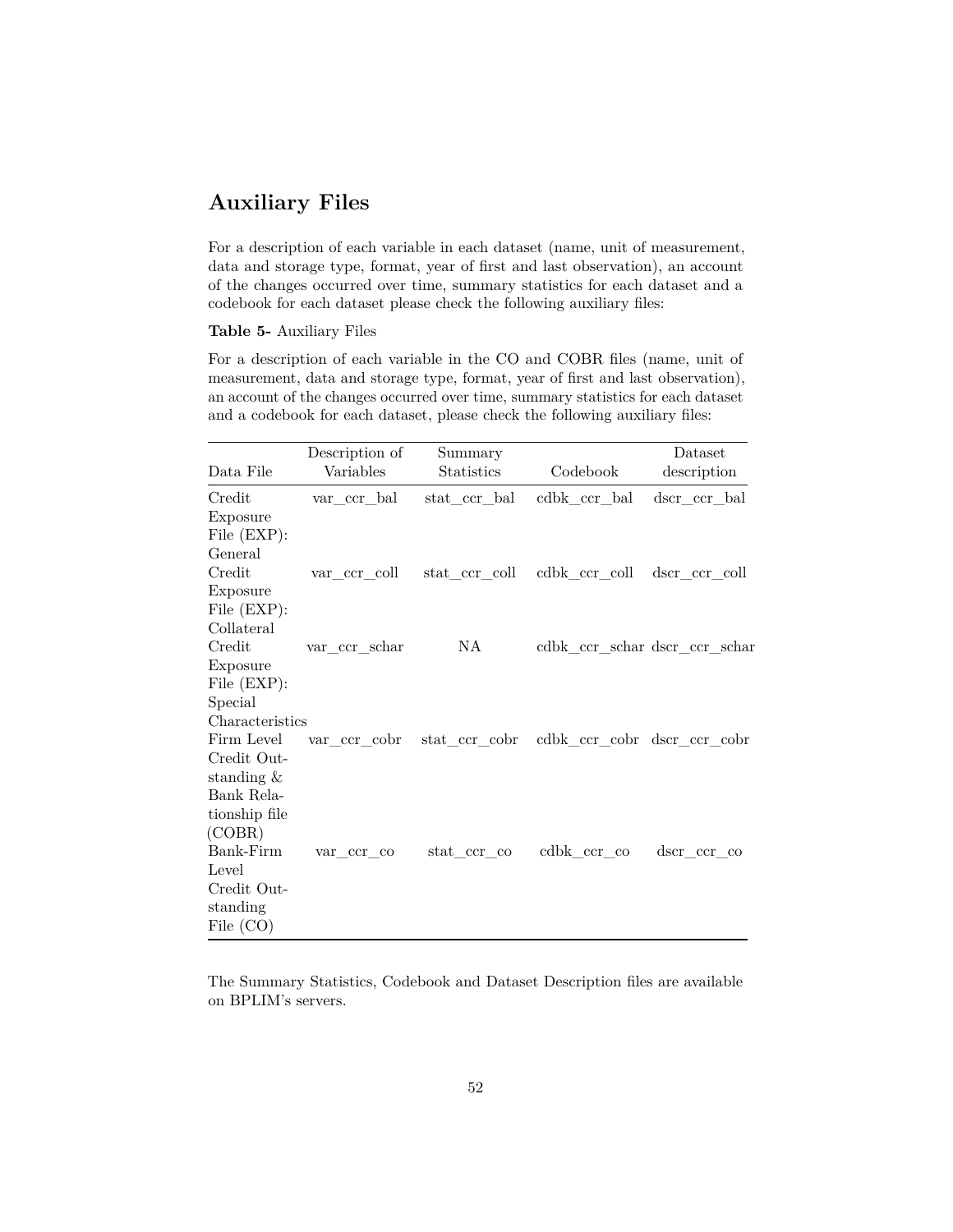# Auxiliary Files

For a description of each variable in each dataset (name, unit of measurement, data and storage type, format, year of first and last observation), an account of the changes occurred over time, summary statistics for each dataset and a codebook for each dataset please check the following auxiliary files:

**Table 5-** Auxiliary Files

For a description of each variable in the CO and COBR files (name, unit of measurement, data and storage type, format, year of first and last observation), an account of the changes occurred over time, summary statistics for each dataset and a codebook for each dataset, please check the following auxiliary files:

| Data File | Description of Variables | Summary Statistics | Codebook | Dataset description |
|---|---|---|---|---|
| Credit Exposure File (EXP): General | var_ccr_bal | stat_ccr_bal | cdbk_ccr_bal | dscr_ccr_bal |
| Credit Exposure File (EXP): Collateral | var_ccr_coll | stat_ccr_coll | cdbk_ccr_coll | dscr_ccr_coll |
| Credit Exposure File (EXP): Special Characteristics | var_ccr_schar | NA | cdbk_ccr_schar | dscr_ccr_schar |
| Firm Level Credit Outstanding & Bank Relationship file (COBR) | var_ccr_cobr | stat_ccr_cobr | cdbk_ccr_cobr | dscr_ccr_cobr |
| Bank-Firm Level Credit Outstanding File (CO) | var_ccr_co | stat_ccr_co | cdbk_ccr_co | dscr_ccr_co |

The Summary Statistics, Codebook and Dataset Description files are available on BPLIM's servers.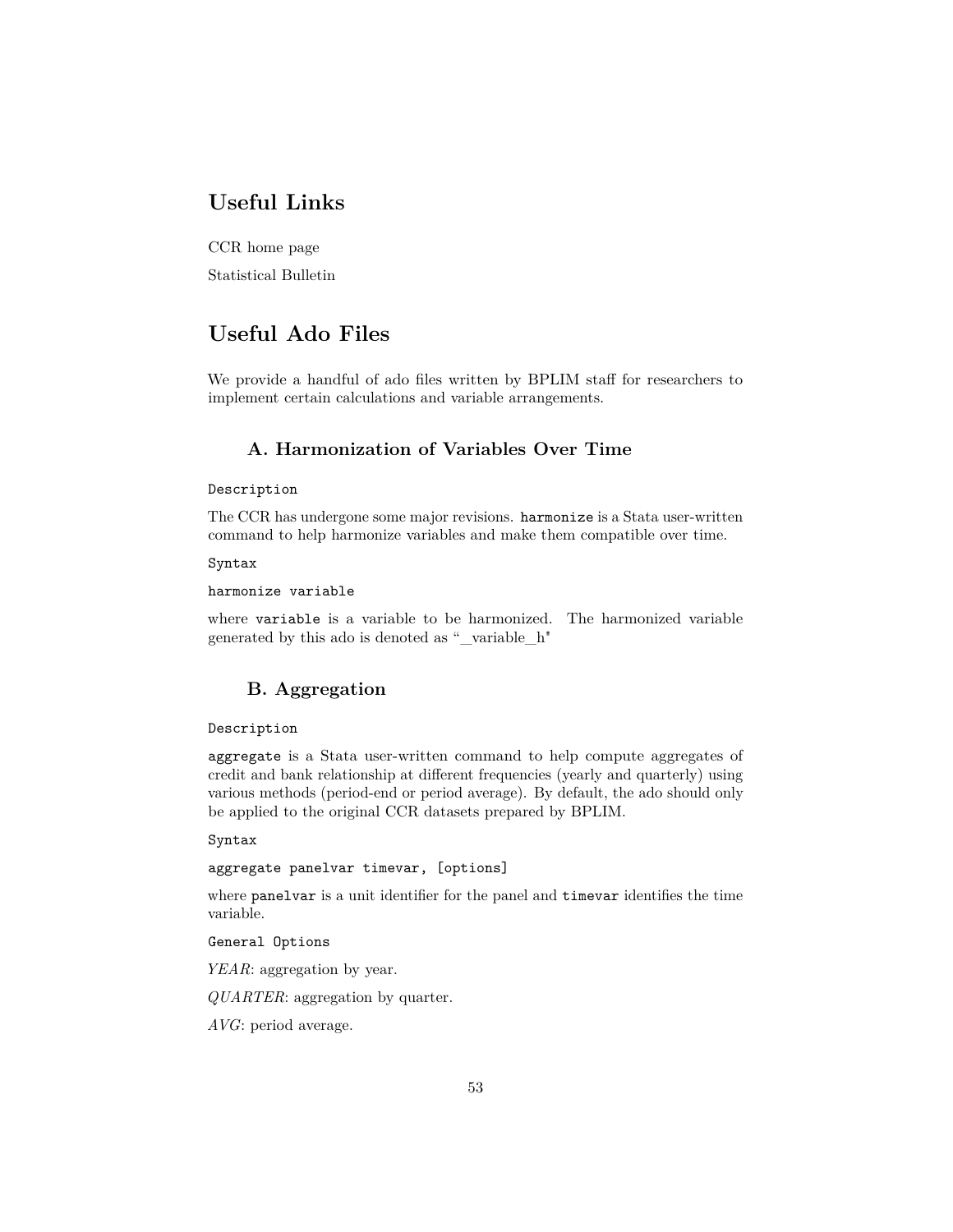## Useful Links

CCR home page

Statistical Bulletin

## Useful Ado Files

We provide a handful of ado files written by BPLIM staff for researchers to implement certain calculations and variable arrangements.

### A. Harmonization of Variables Over Time

`Description`

The CCR has undergone some major revisions. `harmonize` is a Stata user-written command to help harmonize variables and make them compatible over time.

`Syntax`

`harmonize variable`

where `variable` is a variable to be harmonized. The harmonized variable generated by this ado is denoted as "_variable_h"

### B. Aggregation

`Description`

`aggregate` is a Stata user-written command to help compute aggregates of credit and bank relationship at different frequencies (yearly and quarterly) using various methods (period-end or period average). By default, the ado should only be applied to the original CCR datasets prepared by BPLIM.

`Syntax`

`aggregate panelvar timevar, [options]`

where `panelvar` is a unit identifier for the panel and `timevar` identifies the time variable.

`General Options`

*YEAR*: aggregation by year.

*QUARTER*: aggregation by quarter.

*AVG*: period average.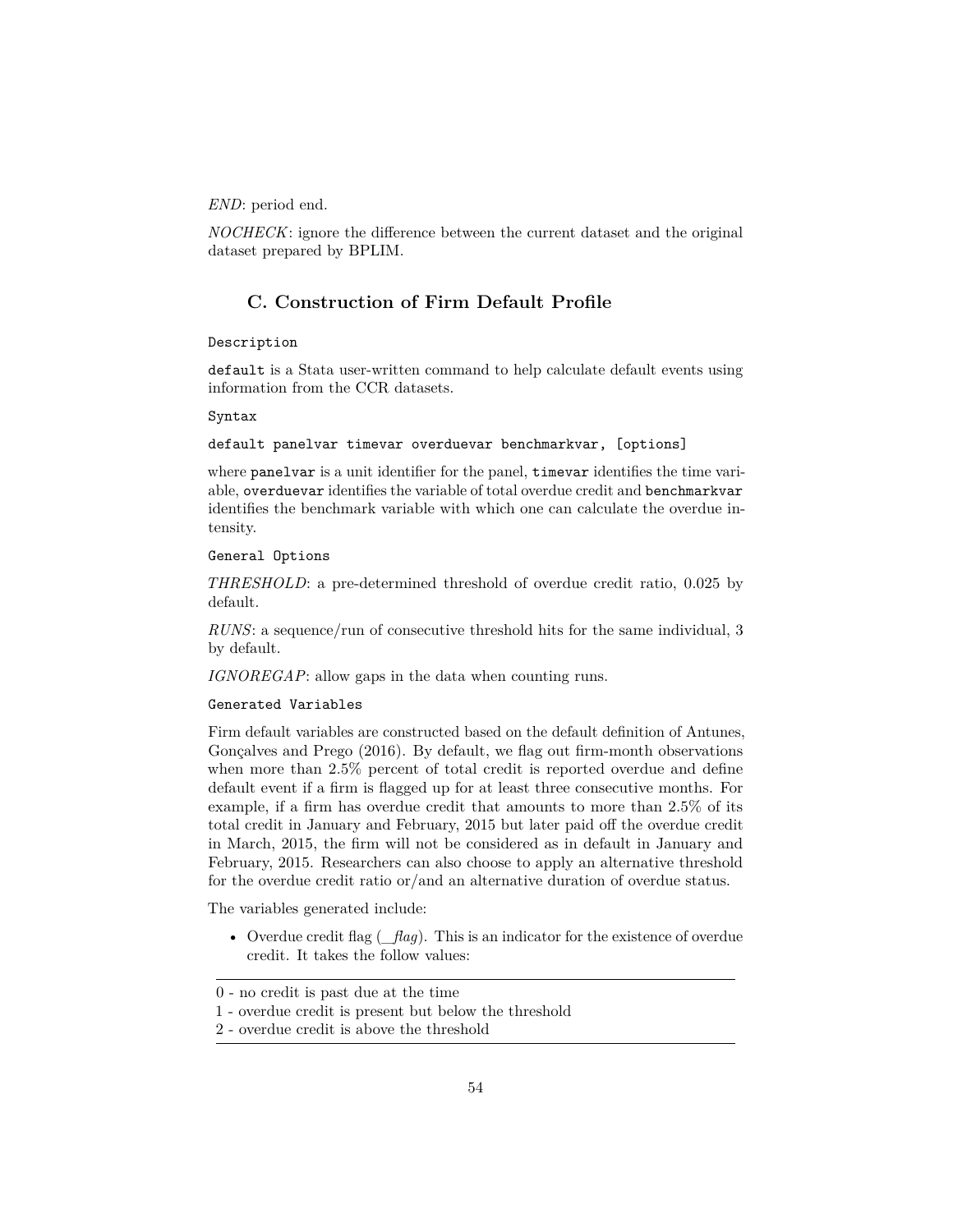*END*: period end.

*NOCHECK*: ignore the difference between the current dataset and the original dataset prepared by BPLIM.

## C. Construction of Firm Default Profile

`Description`

`default` is a Stata user-written command to help calculate default events using information from the CCR datasets.

`Syntax`

`default panelvar timevar overduevar benchmarkvar, [options]`

where `panelvar` is a unit identifier for the panel, `timevar` identifies the time variable, `overduevar` identifies the variable of total overdue credit and `benchmarkvar` identifies the benchmark variable with which one can calculate the overdue intensity.

`General Options`

*THRESHOLD*: a pre-determined threshold of overdue credit ratio, 0.025 by default.

*RUNS*: a sequence/run of consecutive threshold hits for the same individual, 3 by default.

*IGNOREGAP*: allow gaps in the data when counting runs.

`Generated Variables`

Firm default variables are constructed based on the default definition of Antunes, Gonçalves and Prego (2016). By default, we flag out firm-month observations when more than 2.5% percent of total credit is reported overdue and define default event if a firm is flagged up for at least three consecutive months. For example, if a firm has overdue credit that amounts to more than 2.5% of its total credit in January and February, 2015 but later paid off the overdue credit in March, 2015, the firm will not be considered as in default in January and February, 2015. Researchers can also choose to apply an alternative threshold for the overdue credit ratio or/and an alternative duration of overdue status.

The variables generated include:

- Overdue credit flag (*_flag*). This is an indicator for the existence of overdue credit. It takes the follow values:

| |
|---|
| 0 - no credit is past due at the time |
| 1 - overdue credit is present but below the threshold |
| 2 - overdue credit is above the threshold |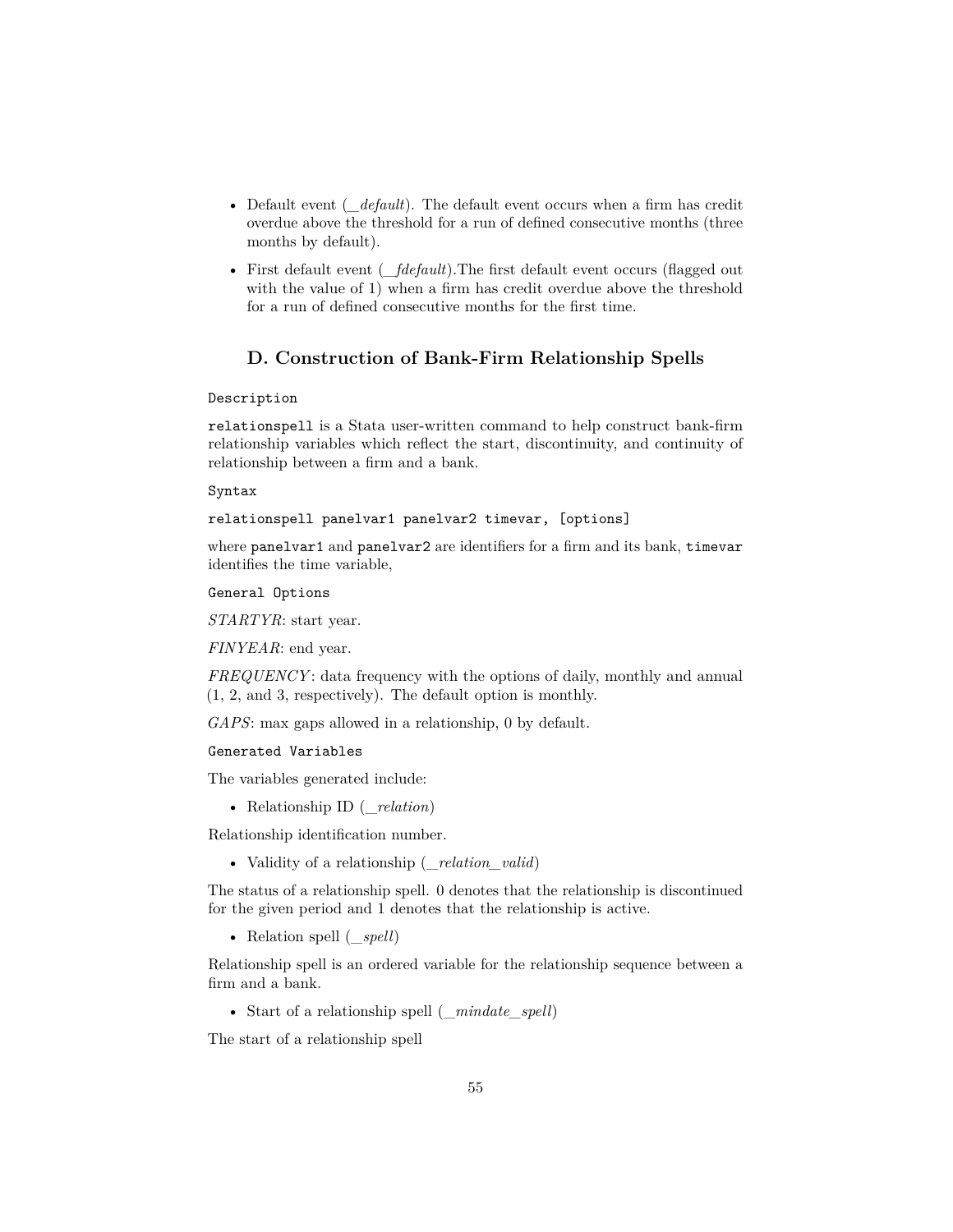- Default event (*_default*). The default event occurs when a firm has credit overdue above the threshold for a run of defined consecutive months (three months by default).
- First default event (*_fdefault*).The first default event occurs (flagged out with the value of 1) when a firm has credit overdue above the threshold for a run of defined consecutive months for the first time.

## D. Construction of Bank-Firm Relationship Spells

`Description`

`relationspell` is a Stata user-written command to help construct bank-firm relationship variables which reflect the start, discontinuity, and continuity of relationship between a firm and a bank.

`Syntax`

`relationspell panelvar1 panelvar2 timevar, [options]`

where `panelvar1` and `panelvar2` are identifiers for a firm and its bank, `timevar` identifies the time variable,

`General Options`

*STARTYR*: start year.

*FINYEAR*: end year.

*FREQUENCY*: data frequency with the options of daily, monthly and annual (1, 2, and 3, respectively). The default option is monthly.

*GAPS*: max gaps allowed in a relationship, 0 by default.

`Generated Variables`

The variables generated include:

- Relationship ID (*_relation*)

Relationship identification number.

- Validity of a relationship (*_relation_valid*)

The status of a relationship spell. 0 denotes that the relationship is discontinued for the given period and 1 denotes that the relationship is active.

- Relation spell (*_spell*)

Relationship spell is an ordered variable for the relationship sequence between a firm and a bank.

- Start of a relationship spell (*_mindate_spell*)

The start of a relationship spell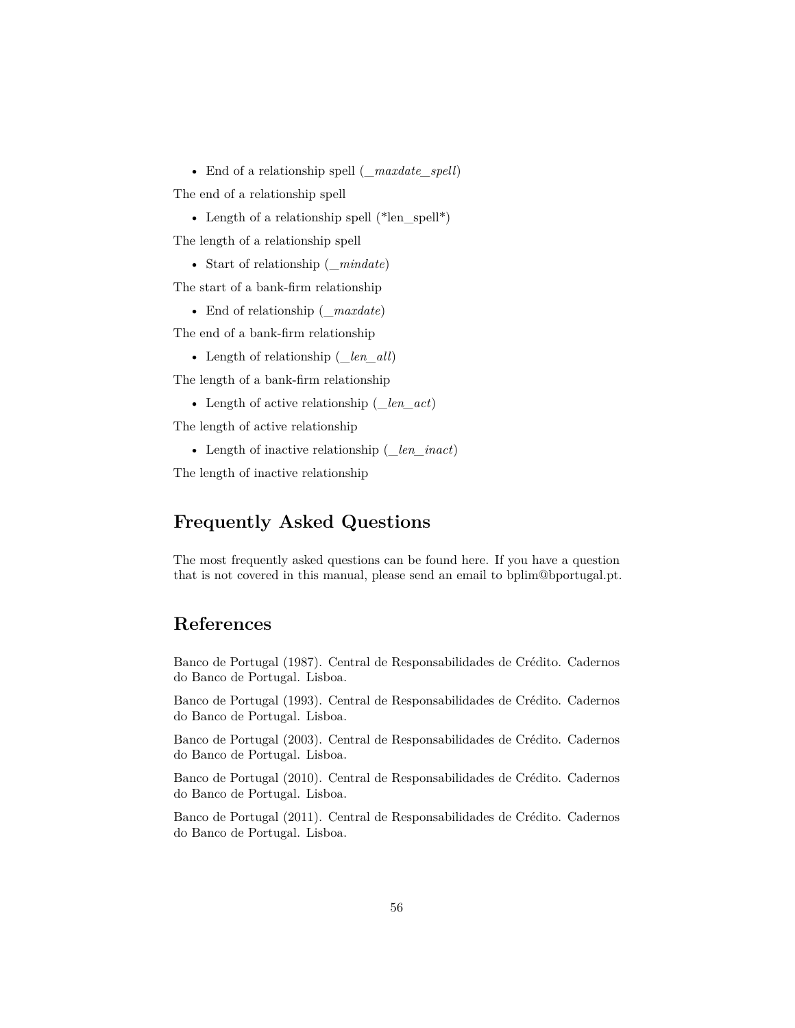- End of a relationship spell (_*maxdate_spell*)

The end of a relationship spell

- Length of a relationship spell (*len_spell*)

The length of a relationship spell

- Start of relationship (_*mindate*)

The start of a bank-firm relationship

- End of relationship (_*maxdate*)

The end of a bank-firm relationship

- Length of relationship (_*len_all*)

The length of a bank-firm relationship

- Length of active relationship (_*len_act*)

The length of active relationship

- Length of inactive relationship (_*len_inact*)

The length of inactive relationship

## Frequently Asked Questions

The most frequently asked questions can be found here. If you have a question that is not covered in this manual, please send an email to bplim@bportugal.pt.

## References

Banco de Portugal (1987). Central de Responsabilidades de Crédito. Cadernos do Banco de Portugal. Lisboa.

Banco de Portugal (1993). Central de Responsabilidades de Crédito. Cadernos do Banco de Portugal. Lisboa.

Banco de Portugal (2003). Central de Responsabilidades de Crédito. Cadernos do Banco de Portugal. Lisboa.

Banco de Portugal (2010). Central de Responsabilidades de Crédito. Cadernos do Banco de Portugal. Lisboa.

Banco de Portugal (2011). Central de Responsabilidades de Crédito. Cadernos do Banco de Portugal. Lisboa.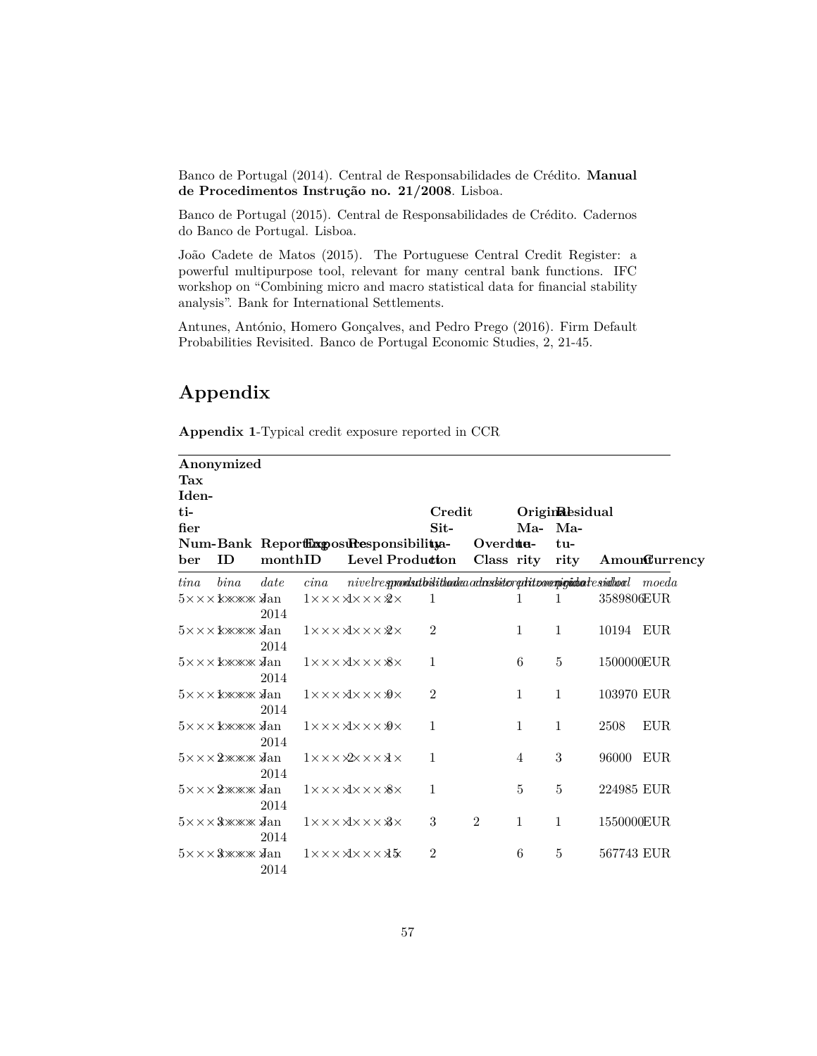Banco de Portugal (2014). Central de Responsabilidades de Crédito. **Manual de Procedimentos Instrução no. 21/2008**. Lisboa.

Banco de Portugal (2015). Central de Responsabilidades de Crédito. Cadernos do Banco de Portugal. Lisboa.

João Cadete de Matos (2015). The Portuguese Central Credit Register: a powerful multipurpose tool, relevant for many central bank functions. IFC workshop on "Combining micro and macro statistical data for financial stability analysis". Bank for International Settlements.

Antunes, António, Homero Gonçalves, and Pedro Prego (2016). Firm Default Probabilities Revisited. Banco de Portugal Economic Studies, 2, 21-45.

# Appendix

**Appendix 1**-Typical credit exposure reported in CCR

| Anonymized Tax Identifier Number | Bank ID | Reporting month | Exposure ID | Responsibility Level | Product | Credit Situation | Overdue Class | Original Maturity | Residual Maturity | Amount | Currency |
|---|---|---|---|---|---|---|---|---|---|---|---|
| *tina* | *bina* | *date* | *cina* | *nivelresponsabilidade* | *produto* | *situacaocredito* | *classeincumprimento* | *prazooriginal* | *prazoresidual* | *valor* | *moeda* |
| 5××× | 1×××× | Jan 2014 | 1×××× | 1 | ××××2× | 1 | | 1 | 1 | 3589806 | EUR |
| 5××× | 1×××× | Jan 2014 | 1×××× | 1 | ××××2× | 2 | | 1 | 1 | 10194 | EUR |
| 5××× | 1×××× | Jan 2014 | 1×××× | 1 | ××××8× | 1 | | 6 | 5 | 1500000 | EUR |
| 5××× | 1×××× | Jan 2014 | 1×××× | 1 | ××××9× | 2 | | 1 | 1 | 103970 | EUR |
| 5××× | 1×××× | Jan 2014 | 1×××× | 1 | ××××9× | 1 | | 1 | 1 | 2508 | EUR |
| 5××× | 2×××× | Jan 2014 | 1×××× | 2 | ××××1× | 1 | | 4 | 3 | 96000 | EUR |
| 5××× | 2×××× | Jan 2014 | 1×××× | 1 | ××××8× | 1 | | 5 | 5 | 224985 | EUR |
| 5××× | 3×××× | Jan 2014 | 1×××× | 1 | ××××3× | 3 | 2 | 1 | 1 | 1550000 | EUR |
| 5××× | 3×××× | Jan 2014 | 1×××× | 1 | ××××15× | 2 | | 6 | 5 | 567743 | EUR |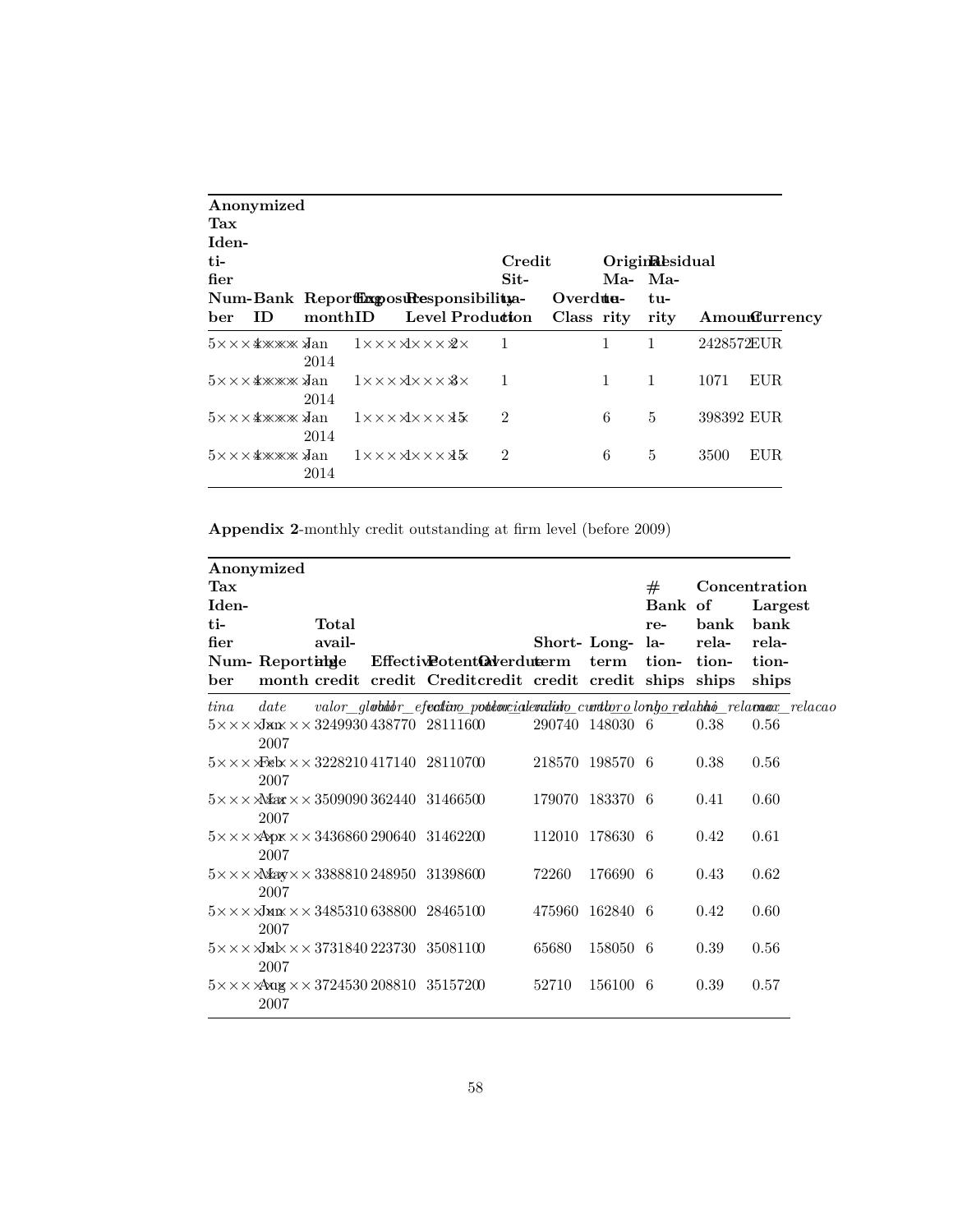| Anonymized Tax Identifier Number | Bank ID | Reporting month | Exposure ID | Responsibility Level | Product | Credit Situation | Overdue Class | Original Maturity | Residual Maturity | Amount | Currency |
|---|---|---|---|---|---|---|---|---|---|---|---|
| 5××× | 4×××× | Jan 2014 | 1××× | 1××× | 2× | 1 | | 1 | 1 | 2428572 | EUR |
| 5××× | 4×××× | Jan 2014 | 1××× | 1××× | 3× | 1 | | 1 | 1 | 1071 | EUR |
| 5××× | 4×××× | Jan 2014 | 1××× | 1××× | 15× | 2 | | 6 | 5 | 398392 | EUR |
| 5××× | 4×××× | Jan 2014 | 1××× | 1××× | 15× | 2 | | 6 | 5 | 3500 | EUR |

**Appendix 2**-monthly credit outstanding at firm level (before 2009)

| Anonymized Tax Identifier Number | Reporting month | Total available credit | Effective credit | Potential Credit | Overdue credit | Short-term credit | Long-term credit | # Bank relationships | Concentration of bank relationships | Largest bank relationships |
|---|---|---|---|---|---|---|---|---|---|---|
| *tina* | *date* | *valor_global* | *valor_efectivo* | *valor_potencial* | *valor_vencido* | *valor_curto* | *valor_longo* | *n_relacao* | *hhi_relacao* | *max_relacao* |
| 5××× | Jan 2007 | ×××3249930 | 438770 | 2811160 | 0 | 290740 | 148030 | 6 | 0.38 | 0.56 |
| 5××× | Feb 2007 | ×××3228210 | 417140 | 2811070 | 0 | 218570 | 198570 | 6 | 0.38 | 0.56 |
| 5××× | Mar 2007 | ×××3509090 | 362440 | 3146650 | 0 | 179070 | 183370 | 6 | 0.41 | 0.60 |
| 5××× | Apr 2007 | ×××3436860 | 290640 | 3146220 | 0 | 112010 | 178630 | 6 | 0.42 | 0.61 |
| 5××× | May 2007 | ×××3388810 | 248950 | 3139860 | 0 | 72260 | 176690 | 6 | 0.43 | 0.62 |
| 5××× | Jun 2007 | ×××3485310 | 638800 | 2846510 | 0 | 475960 | 162840 | 6 | 0.42 | 0.60 |
| 5××× | Jul 2007 | ×××3731840 | 223730 | 3508110 | 0 | 65680 | 158050 | 6 | 0.39 | 0.56 |
| 5××× | Aug 2007 | ×××3724530 | 208810 | 3515720 | 0 | 52710 | 156100 | 6 | 0.39 | 0.57 |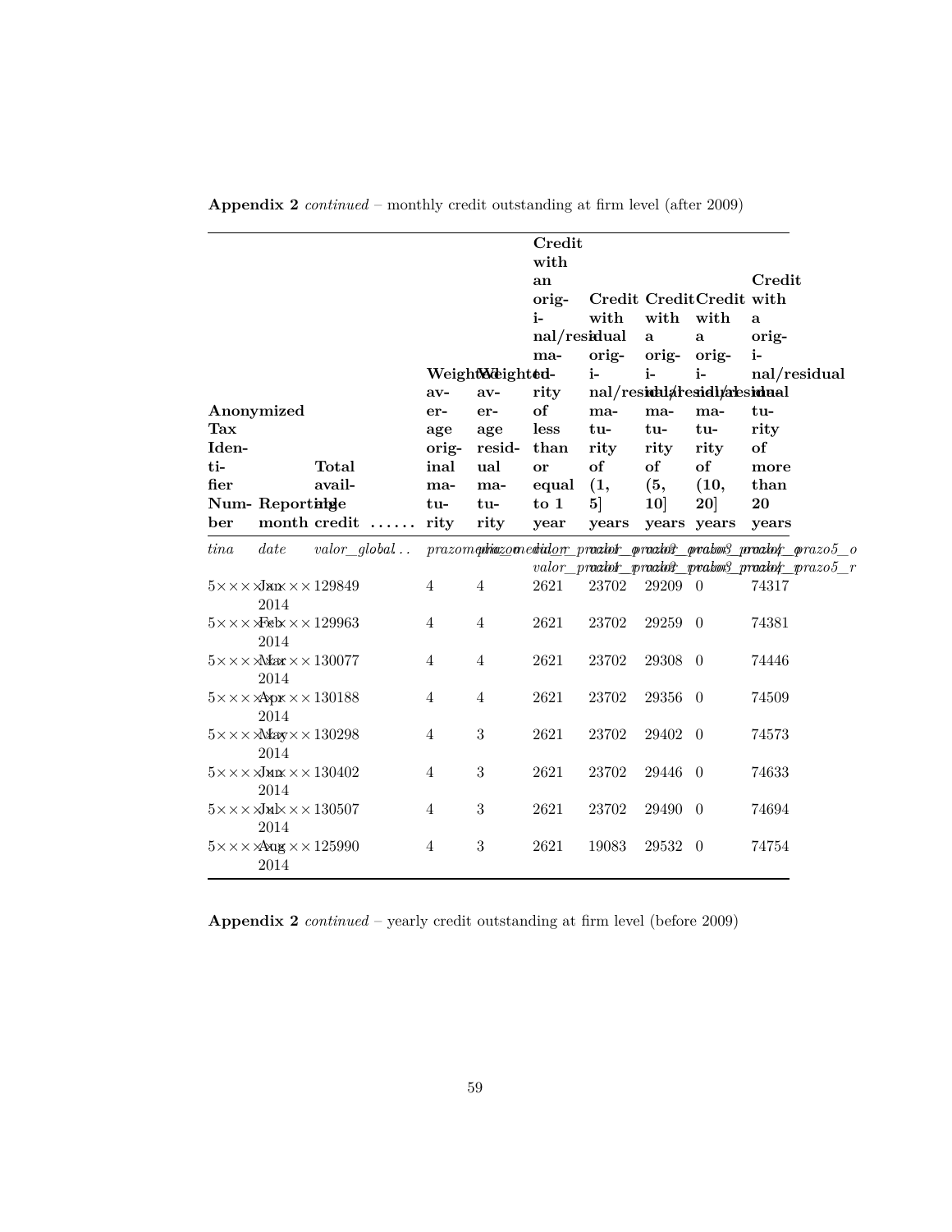**Appendix 2** *continued* – monthly credit outstanding at firm level (after 2009)

| Anonymized Tax Identifier Number | Reporting month | Total available credit | ...... | Weighted average original maturity | Weighted average residual maturity | Credit with an original/residual maturity of less than or equal to 1 year | Credit with a original/residual maturity of (1, 5] years | Credit with a original/residual maturity of (5, 10] years | Credit with a original/residual maturity of (10, 20] years | Credit with a original/residual maturity of more than 20 years |
|---|---|---|---|---|---|---|---|---|---|---|
| *tina* | *date* | *valor_global* | .. | *prazomedio* | *prazomedior* | *valor_prazo1_o* *valor_prazo1_r* | *valor_prazo2_o* *valor_prazo2_r* | *valor_prazo3_o* *valor_prazo3_r* | *valor_prazo4_o* *valor_prazo4_r* | *valor_prazo5_o* *valor_prazo5_r* |
| 5××××× | Jan 2014 | 129849 | | 4 | 4 | 2621 | 23702 | 29209 | 0 | 74317 |
| 5××××× | Feb 2014 | 129963 | | 4 | 4 | 2621 | 23702 | 29259 | 0 | 74381 |
| 5××××× | Mar 2014 | 130077 | | 4 | 4 | 2621 | 23702 | 29308 | 0 | 74446 |
| 5××××× | Apr 2014 | 130188 | | 4 | 4 | 2621 | 23702 | 29356 | 0 | 74509 |
| 5××××× | May 2014 | 130298 | | 4 | 3 | 2621 | 23702 | 29402 | 0 | 74573 |
| 5××××× | Jun 2014 | 130402 | | 4 | 3 | 2621 | 23702 | 29446 | 0 | 74633 |
| 5××××× | Jul 2014 | 130507 | | 4 | 3 | 2621 | 23702 | 29490 | 0 | 74694 |
| 5××××× | Aug 2014 | 125990 | | 4 | 3 | 2621 | 19083 | 29532 | 0 | 74754 |

**Appendix 2** *continued* – yearly credit outstanding at firm level (before 2009)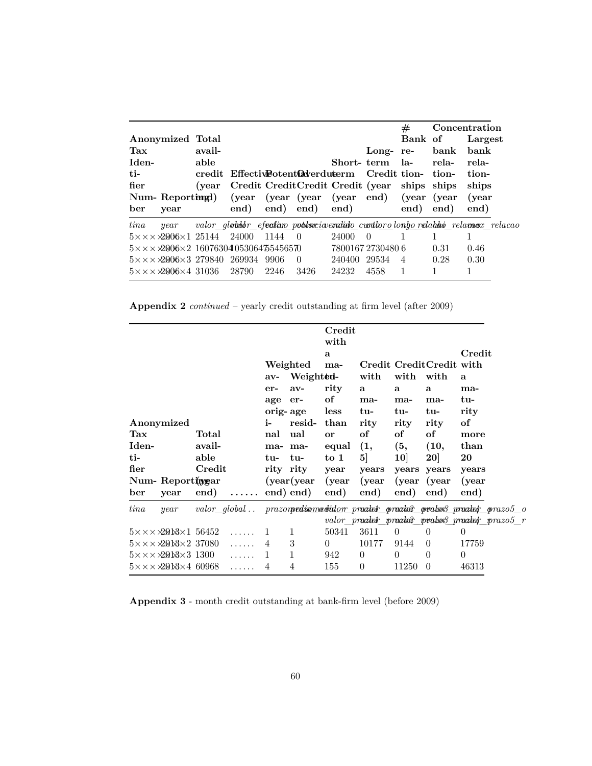| Anonymized Tax Identifier Number | Reporting year | Total available credit (year end) | Effective Credit (year end) | Potential Credit (year end) | Overdue Credit (year end) | Short-term Credit (year end) | Long-term Credit (year end) | # Bank relationships (year end) | Concentration of bank relationships (year end) | Largest bank relationships (year end) |
|---|---|---|---|---|---|---|---|---|---|---|
| *tina* | *year* | *valor_global* | *valor_efetivo* | *valor_potencial* | *valor_vencido* | *curto* | *longo* | *n_relacao* | *hhi_relacao* | *max_relacao* |
| 5××××1 | 2006 | 25144 | 24000 | 1144 | 0 | 24000 | 0 | 1 | 1 | 1 |
| 5××××2 | 2006 | 16076304 | 10530647 | 5545657 | 0 | 7800167 | 2730480 | 6 | 0.31 | 0.46 |
| 5××××3 | 2006 | 279840 | 269934 | 9906 | 0 | 240400 | 29534 | 4 | 0.28 | 0.30 |
| 5××××4 | 2006 | 31036 | 28790 | 2246 | 3426 | 24232 | 4558 | 1 | 1 | 1 |

**Appendix 2** *continued* – yearly credit outstanding at firm level (after 2009)

| Anonymized Tax Identifier Number | Reporting year | Total available Credit (year end) | ...... | Weighted average original maturity (year end) | Weighted average residual maturity (year end) | Credit with a maturity of less than or equal to 1 year (year end) | Credit with a maturity of (1, 5] years (year end) | Credit with a maturity of (5, 10] years (year end) | Credit with a maturity of (10, 20] years (year end) | Credit with a maturity of more than 20 years (year end) |
|---|---|---|---|---|---|---|---|---|---|---|
| *tina* | *year* | *valor_global..* | | *prazo_medio_o* | *prazo_medio_r* | *valor_prazo1_o* / *valor_prazo1_r* | *valor_prazo2_o* / *valor_prazo2_r* | *valor_prazo3_o* / *valor_prazo3_r* | *valor_prazo4_o* / *valor_prazo4_r* | *valor_prazo5_o* / *valor_prazo5_r* |
| 5××××1 | 2013 | 56452 | ...... | 1 | 1 | 50341 | 3611 | 0 | 0 | 0 |
| 5××××2 | 2013 | 37080 | ...... | 4 | 3 | 0 | 10177 | 9144 | 0 | 17759 |
| 5××××3 | 2013 | 1300 | ...... | 1 | 1 | 942 | 0 | 0 | 0 | 0 |
| 5××××4 | 2013 | 60968 | ...... | 4 | 4 | 155 | 0 | 11250 | 0 | 46313 |

**Appendix 3** - month credit outstanding at bank-firm level (before 2009)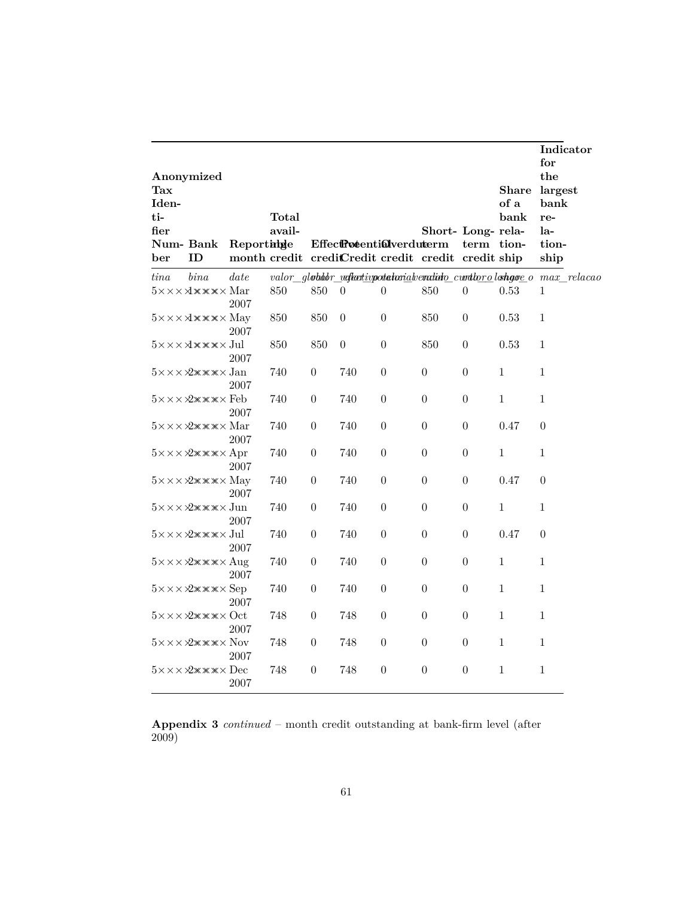| Anonymized Tax Identifier Number | Bank ID | Reporting month | Total available credit | Effective credit | Potential Credit | Overdue credit | Short-term credit | Long-term credit | Share of a bank relationship | Indicator for the largest bank relationship |
|---|---|---|---|---|---|---|---|---|---|---|
| *tina* | *bina* | *date* | *valor_global* | *valor_efectivo* | *valor_potencial* | *vencido* | *valor_curto* | *valor_longo* | *share_o* | *max_relacao* |
| 5××××× | 1×××× | Mar 2007 | 850 | 850 | 0 | 0 | 850 | 0 | 0.53 | 1 |
| 5××××× | 1×××× | May 2007 | 850 | 850 | 0 | 0 | 850 | 0 | 0.53 | 1 |
| 5××××× | 1×××× | Jul 2007 | 850 | 850 | 0 | 0 | 850 | 0 | 0.53 | 1 |
| 5××××× | 2×××× | Jan 2007 | 740 | 0 | 740 | 0 | 0 | 0 | 1 | 1 |
| 5××××× | 2×××× | Feb 2007 | 740 | 0 | 740 | 0 | 0 | 0 | 1 | 1 |
| 5××××× | 2×××× | Mar 2007 | 740 | 0 | 740 | 0 | 0 | 0 | 0.47 | 0 |
| 5××××× | 2×××× | Apr 2007 | 740 | 0 | 740 | 0 | 0 | 0 | 1 | 1 |
| 5××××× | 2×××× | May 2007 | 740 | 0 | 740 | 0 | 0 | 0 | 0.47 | 0 |
| 5××××× | 2×××× | Jun 2007 | 740 | 0 | 740 | 0 | 0 | 0 | 1 | 1 |
| 5××××× | 2×××× | Jul 2007 | 740 | 0 | 740 | 0 | 0 | 0 | 0.47 | 0 |
| 5××××× | 2×××× | Aug 2007 | 740 | 0 | 740 | 0 | 0 | 0 | 1 | 1 |
| 5××××× | 2×××× | Sep 2007 | 740 | 0 | 740 | 0 | 0 | 0 | 1 | 1 |
| 5××××× | 2×××× | Oct 2007 | 748 | 0 | 748 | 0 | 0 | 0 | 1 | 1 |
| 5××××× | 2×××× | Nov 2007 | 748 | 0 | 748 | 0 | 0 | 0 | 1 | 1 |
| 5××××× | 2×××× | Dec 2007 | 748 | 0 | 748 | 0 | 0 | 0 | 1 | 1 |

**Appendix 3** *continued* – month credit outstanding at bank-firm level (after 2009)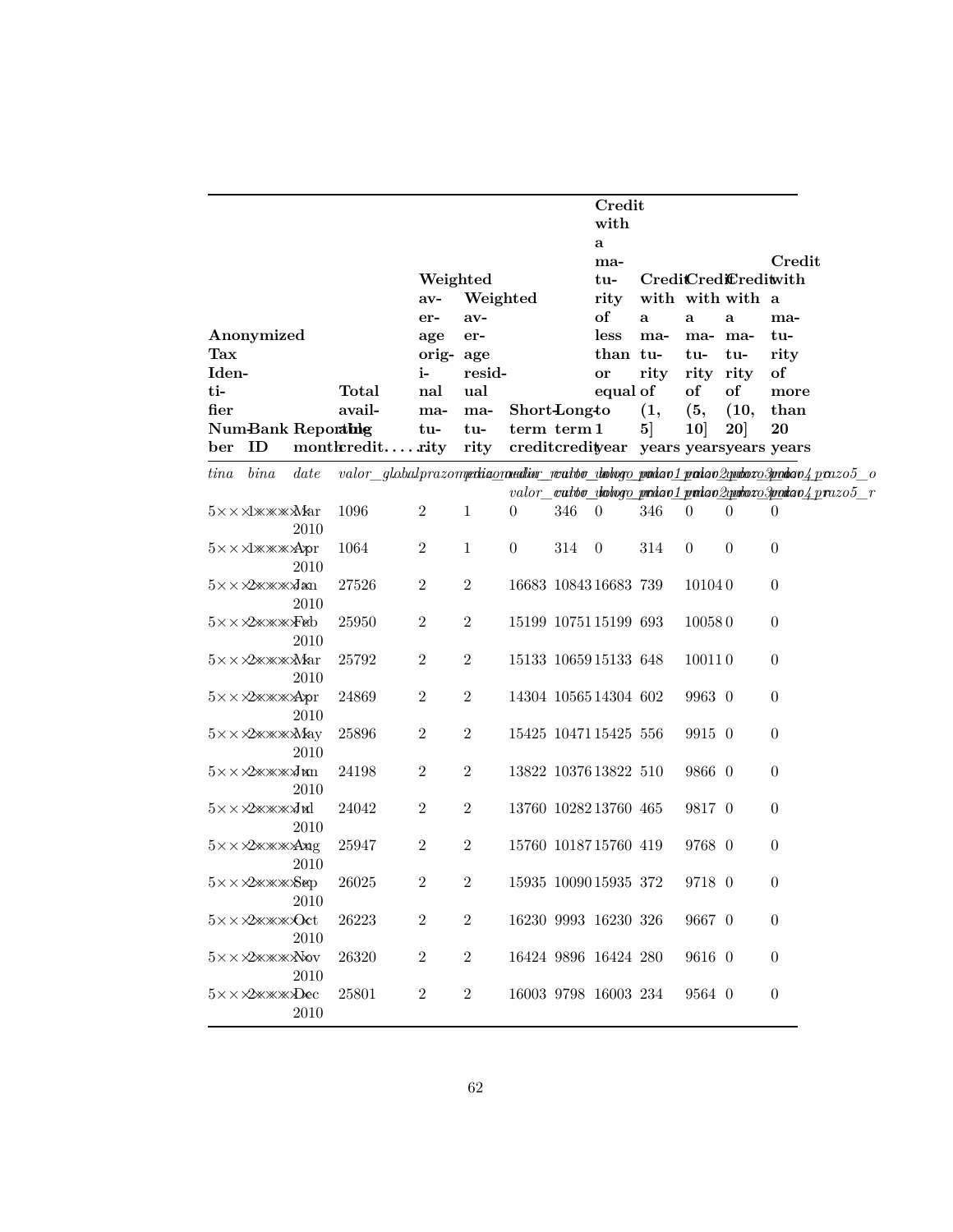| Anonymized Tax Identifier Number | Bank ID | Reporting month | Total available credit | Weighted average original maturity | Weighted average residual maturity | Short-term credit | Long-term credit | Credit with a maturity of less than or equal to 1 year | Credit with a maturity of (1, 5] years | Credit with a maturity of (5, 10] years | Credit with a maturity of (10, 20] years | Credit with a maturity of more than 20 years |
|---|---|---|---|---|---|---|---|---|---|---|---|---|
| *tina* | *bina* | *date* | *valor_global* | *prazomedio_o* | *prazomedio_r* | *valor_curto* | *valor_longo* | *valor_prazo1* | *valor_prazo2* | *valor_prazo3* | *valor_prazo4* | *valor_prazo5* |
| 5×× | ×1×××× | Mar 2010 | 1096 | 2 | 1 | 0 | 346 | 0 | 346 | 0 | 0 | 0 |
| 5×× | ×1×××× | Apr 2010 | 1064 | 2 | 1 | 0 | 314 | 0 | 314 | 0 | 0 | 0 |
| 5×× | ×2×××× | Jan 2010 | 27526 | 2 | 2 | 16683 | 10843 | 16683 | 739 | 10104 | 0 | 0 |
| 5×× | ×2×××× | Feb 2010 | 25950 | 2 | 2 | 15199 | 10751 | 15199 | 693 | 10058 | 0 | 0 |
| 5×× | ×2×××× | Mar 2010 | 25792 | 2 | 2 | 15133 | 10659 | 15133 | 648 | 10011 | 0 | 0 |
| 5×× | ×2×××× | Apr 2010 | 24869 | 2 | 2 | 14304 | 10565 | 14304 | 602 | 9963 | 0 | 0 |
| 5×× | ×2×××× | May 2010 | 25896 | 2 | 2 | 15425 | 10471 | 15425 | 556 | 9915 | 0 | 0 |
| 5×× | ×2×××× | Jun 2010 | 24198 | 2 | 2 | 13822 | 10376 | 13822 | 510 | 9866 | 0 | 0 |
| 5×× | ×2×××× | Jul 2010 | 24042 | 2 | 2 | 13760 | 10282 | 13760 | 465 | 9817 | 0 | 0 |
| 5×× | ×2×××× | Aug 2010 | 25947 | 2 | 2 | 15760 | 10187 | 15760 | 419 | 9768 | 0 | 0 |
| 5×× | ×2×××× | Sep 2010 | 26025 | 2 | 2 | 15935 | 10090 | 15935 | 372 | 9718 | 0 | 0 |
| 5×× | ×2×××× | Oct 2010 | 26223 | 2 | 2 | 16230 | 9993 | 16230 | 326 | 9667 | 0 | 0 |
| 5×× | ×2×××× | Nov 2010 | 26320 | 2 | 2 | 16424 | 9896 | 16424 | 280 | 9616 | 0 | 0 |
| 5×× | ×2×××× | Dec 2010 | 25801 | 2 | 2 | 16003 | 9798 | 16003 | 234 | 9564 | 0 | 0 |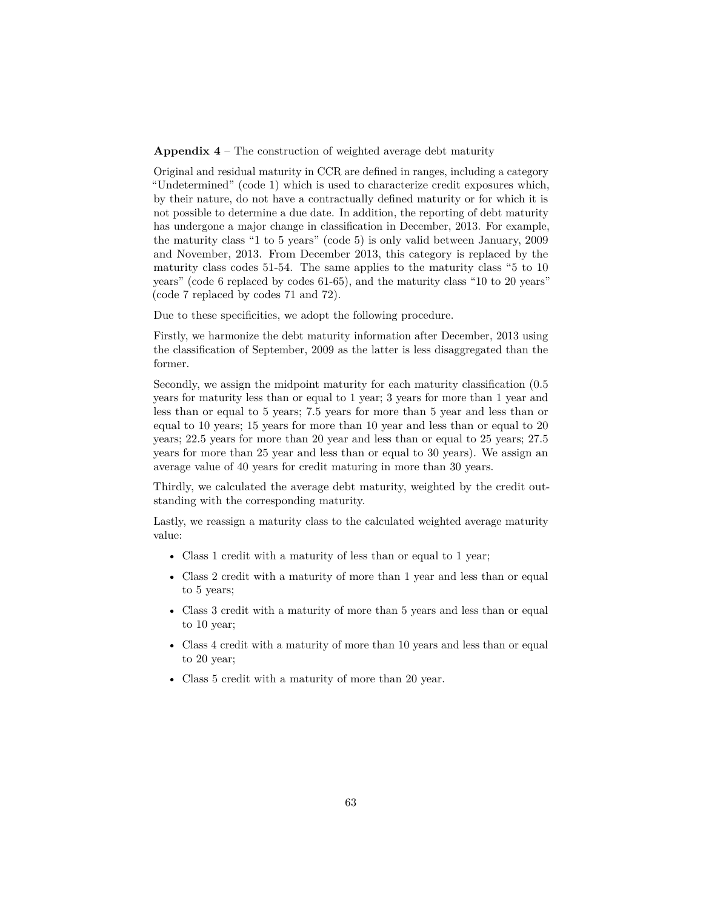**Appendix 4** – The construction of weighted average debt maturity

Original and residual maturity in CCR are defined in ranges, including a category "Undetermined" (code 1) which is used to characterize credit exposures which, by their nature, do not have a contractually defined maturity or for which it is not possible to determine a due date. In addition, the reporting of debt maturity has undergone a major change in classification in December, 2013. For example, the maturity class "1 to 5 years" (code 5) is only valid between January, 2009 and November, 2013. From December 2013, this category is replaced by the maturity class codes 51-54. The same applies to the maturity class "5 to 10 years" (code 6 replaced by codes 61-65), and the maturity class "10 to 20 years" (code 7 replaced by codes 71 and 72).

Due to these specificities, we adopt the following procedure.

Firstly, we harmonize the debt maturity information after December, 2013 using the classification of September, 2009 as the latter is less disaggregated than the former.

Secondly, we assign the midpoint maturity for each maturity classification (0.5 years for maturity less than or equal to 1 year; 3 years for more than 1 year and less than or equal to 5 years; 7.5 years for more than 5 year and less than or equal to 10 years; 15 years for more than 10 year and less than or equal to 20 years; 22.5 years for more than 20 year and less than or equal to 25 years; 27.5 years for more than 25 year and less than or equal to 30 years). We assign an average value of 40 years for credit maturing in more than 30 years.

Thirdly, we calculated the average debt maturity, weighted by the credit outstanding with the corresponding maturity.

Lastly, we reassign a maturity class to the calculated weighted average maturity value:

- Class 1 credit with a maturity of less than or equal to 1 year;
- Class 2 credit with a maturity of more than 1 year and less than or equal to 5 years;
- Class 3 credit with a maturity of more than 5 years and less than or equal to 10 year;
- Class 4 credit with a maturity of more than 10 years and less than or equal to 20 year;
- Class 5 credit with a maturity of more than 20 year.